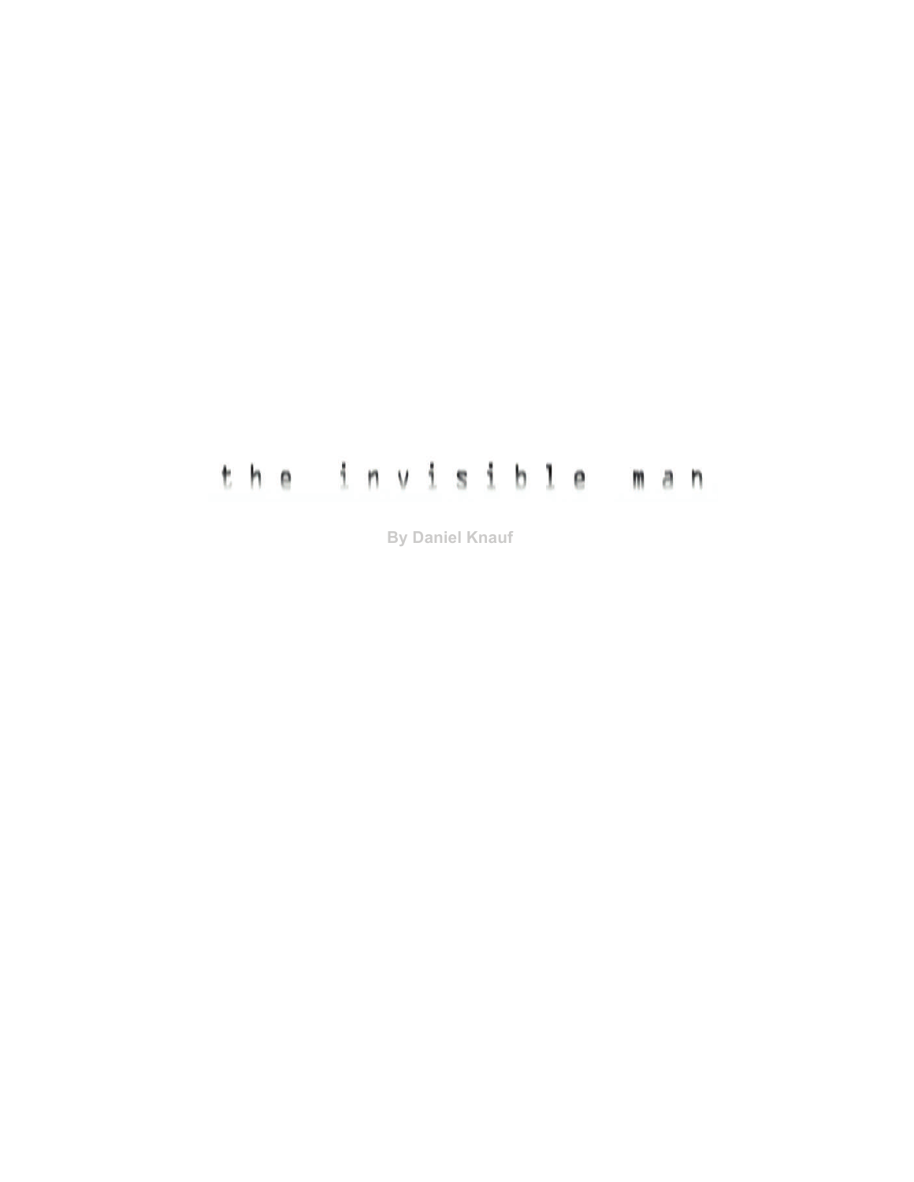# the invisible man

By Daniel Knauf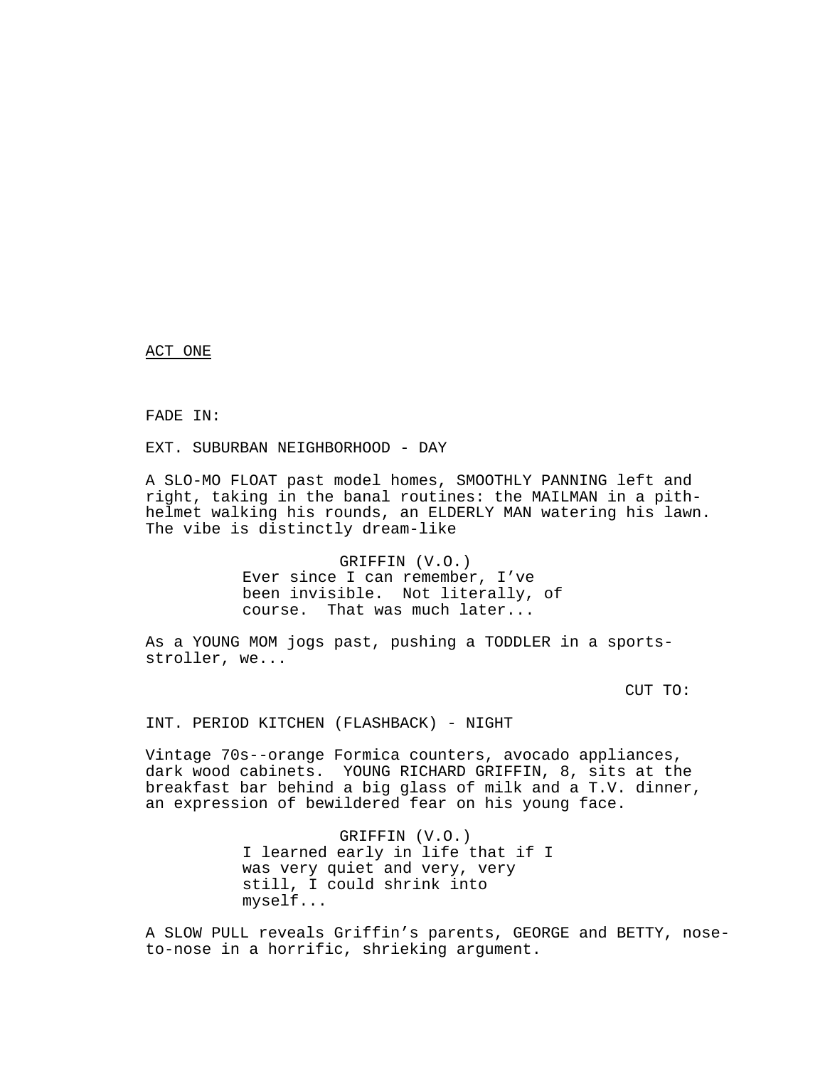<u>ACT ONE</u>

FADE IN:

EXT. SUBURBAN NEIGHBORHOOD - DAY

A SLO-MO FLOAT past model homes, SMOOTHLY PANNING left and right, taking in the banal routines: the MAILMAN in a pith-helmet walking his rounds, an ELDERLY MAN watering his lawn. The vibe is distinctly dream-like

GRIFFIN (V.O.)
Ever since I can remember, I've been invisible. Not literally, of course. That was much later...

As a YOUNG MOM jogs past, pushing a TODDLER in a sports-stroller, we...

CUT TO:

INT. PERIOD KITCHEN (FLASHBACK) - NIGHT

Vintage 70s--orange Formica counters, avocado appliances, dark wood cabinets. YOUNG RICHARD GRIFFIN, 8, sits at the breakfast bar behind a big glass of milk and a T.V. dinner, an expression of bewildered fear on his young face.

GRIFFIN (V.O.)
I learned early in life that if I was very quiet and very, very still, I could shrink into myself...

A SLOW PULL reveals Griffin's parents, GEORGE and BETTY, nose-to-nose in a horrific, shrieking argument.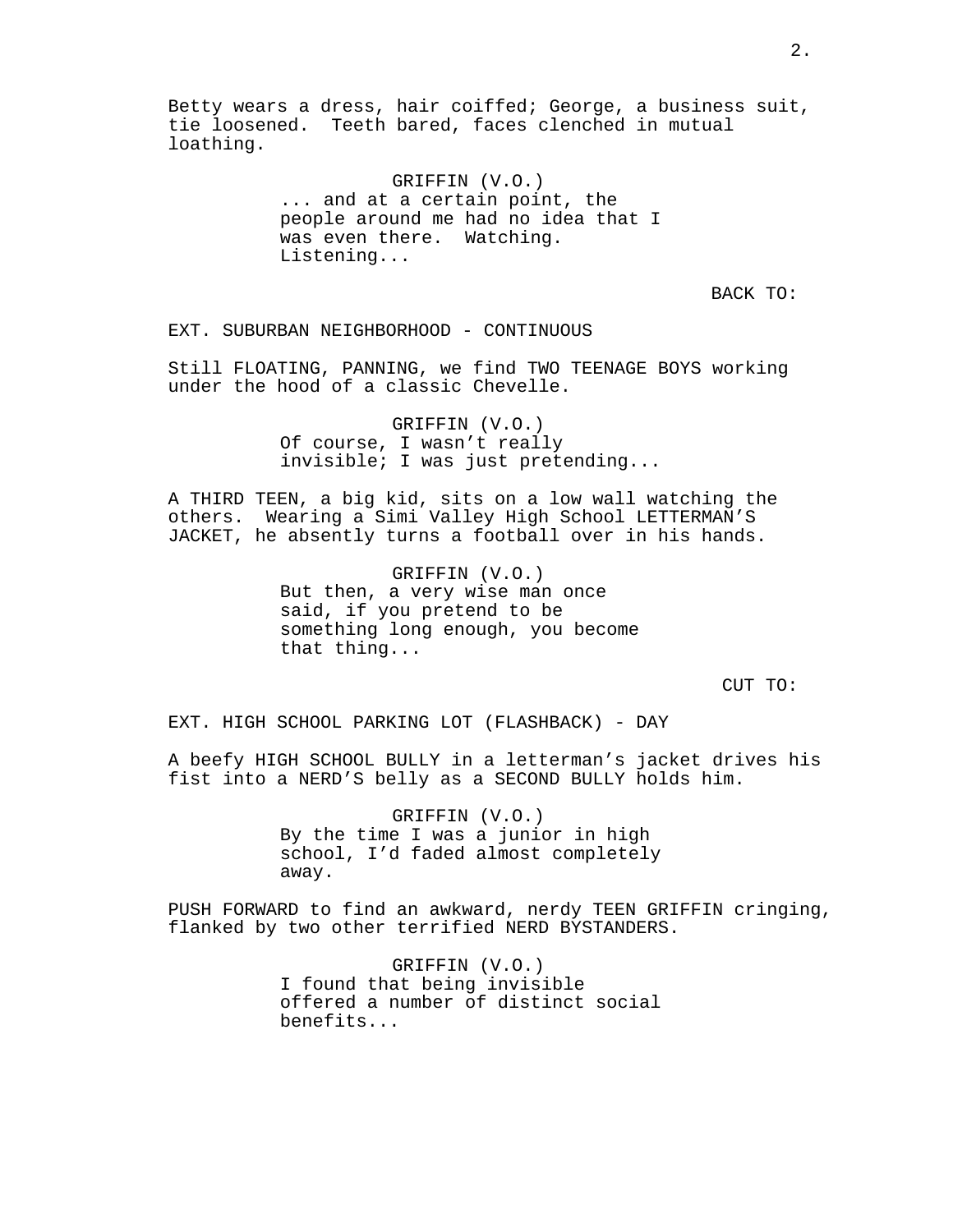Betty wears a dress, hair coiffed; George, a business suit, tie loosened. Teeth bared, faces clenched in mutual loathing.

GRIFFIN (V.O.)
... and at a certain point, the people around me had no idea that I was even there. Watching. Listening...

BACK TO:

EXT. SUBURBAN NEIGHBORHOOD - CONTINUOUS

Still FLOATING, PANNING, we find TWO TEENAGE BOYS working under the hood of a classic Chevelle.

GRIFFIN (V.O.)
Of course, I wasn't really invisible; I was just pretending...

A THIRD TEEN, a big kid, sits on a low wall watching the others. Wearing a Simi Valley High School LETTERMAN'S JACKET, he absently turns a football over in his hands.

GRIFFIN (V.O.)
But then, a very wise man once said, if you pretend to be something long enough, you become that thing...

CUT TO:

EXT. HIGH SCHOOL PARKING LOT (FLASHBACK) - DAY

A beefy HIGH SCHOOL BULLY in a letterman's jacket drives his fist into a NERD'S belly as a SECOND BULLY holds him.

GRIFFIN (V.O.)
By the time I was a junior in high school, I'd faded almost completely away.

PUSH FORWARD to find an awkward, nerdy TEEN GRIFFIN cringing, flanked by two other terrified NERD BYSTANDERS.

GRIFFIN (V.O.)
I found that being invisible offered a number of distinct social benefits...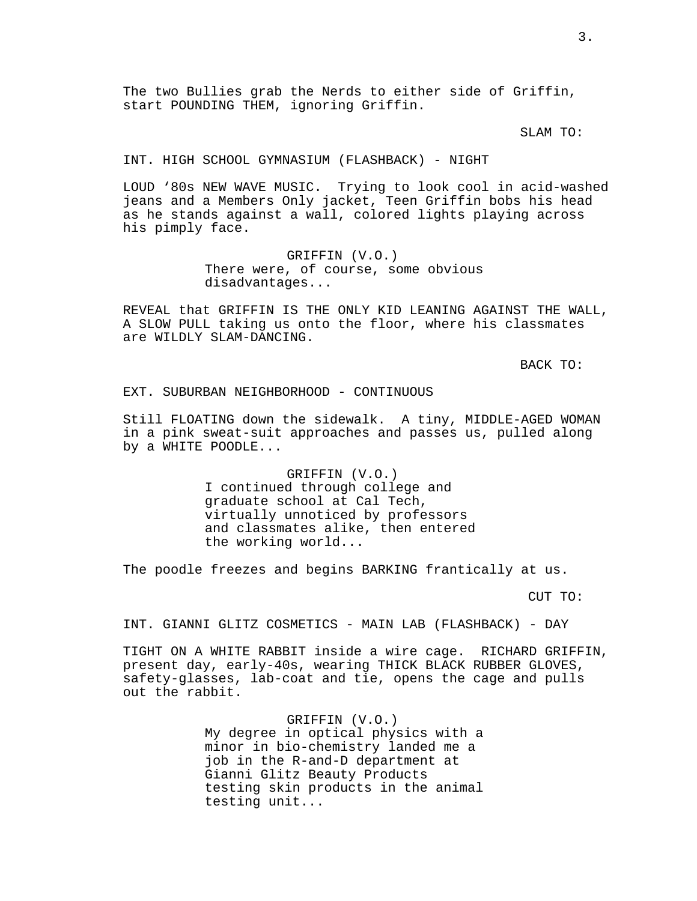The two Bullies grab the Nerds to either side of Griffin, start POUNDING THEM, ignoring Griffin.

SLAM TO:

INT. HIGH SCHOOL GYMNASIUM (FLASHBACK) - NIGHT

LOUD ‘80s NEW WAVE MUSIC. Trying to look cool in acid-washed jeans and a Members Only jacket, Teen Griffin bobs his head as he stands against a wall, colored lights playing across his pimply face.

GRIFFIN (V.O.)
There were, of course, some obvious disadvantages...

REVEAL that GRIFFIN IS THE ONLY KID LEANING AGAINST THE WALL, A SLOW PULL taking us onto the floor, where his classmates are WILDLY SLAM-DANCING.

BACK TO:

EXT. SUBURBAN NEIGHBORHOOD - CONTINUOUS

Still FLOATING down the sidewalk. A tiny, MIDDLE-AGED WOMAN in a pink sweat-suit approaches and passes us, pulled along by a WHITE POODLE...

GRIFFIN (V.O.)
I continued through college and graduate school at Cal Tech, virtually unnoticed by professors and classmates alike, then entered the working world...

The poodle freezes and begins BARKING frantically at us.

CUT TO:

INT. GIANNI GLITZ COSMETICS - MAIN LAB (FLASHBACK) - DAY

TIGHT ON A WHITE RABBIT inside a wire cage. RICHARD GRIFFIN, present day, early-40s, wearing THICK BLACK RUBBER GLOVES, safety-glasses, lab-coat and tie, opens the cage and pulls out the rabbit.

GRIFFIN (V.O.)
My degree in optical physics with a minor in bio-chemistry landed me a job in the R-and-D department at Gianni Glitz Beauty Products testing skin products in the animal testing unit...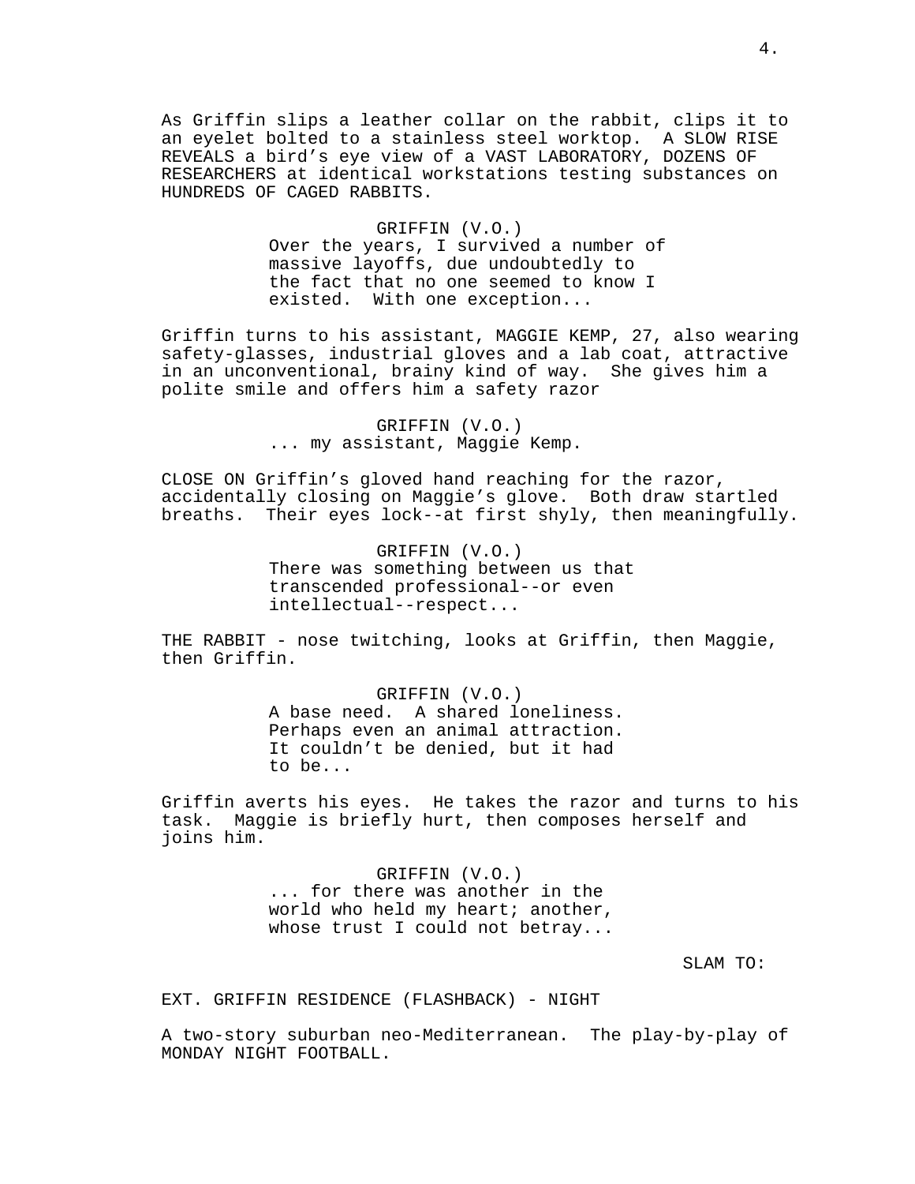As Griffin slips a leather collar on the rabbit, clips it to an eyelet bolted to a stainless steel worktop. A SLOW RISE REVEALS a bird's eye view of a VAST LABORATORY, DOZENS OF RESEARCHERS at identical workstations testing substances on HUNDREDS OF CAGED RABBITS.

GRIFFIN (V.O.)
Over the years, I survived a number of massive layoffs, due undoubtedly to the fact that no one seemed to know I existed. With one exception...

Griffin turns to his assistant, MAGGIE KEMP, 27, also wearing safety-glasses, industrial gloves and a lab coat, attractive in an unconventional, brainy kind of way. She gives him a polite smile and offers him a safety razor

GRIFFIN (V.O.)
... my assistant, Maggie Kemp.

CLOSE ON Griffin's gloved hand reaching for the razor, accidentally closing on Maggie's glove. Both draw startled breaths. Their eyes lock--at first shyly, then meaningfully.

GRIFFIN (V.O.)
There was something between us that transcended professional--or even intellectual--respect...

THE RABBIT - nose twitching, looks at Griffin, then Maggie, then Griffin.

GRIFFIN (V.O.)
A base need. A shared loneliness. Perhaps even an animal attraction. It couldn't be denied, but it had to be...

Griffin averts his eyes. He takes the razor and turns to his task. Maggie is briefly hurt, then composes herself and joins him.

GRIFFIN (V.O.)
... for there was another in the world who held my heart; another, whose trust I could not betray...

SLAM TO:

EXT. GRIFFIN RESIDENCE (FLASHBACK) - NIGHT

A two-story suburban neo-Mediterranean. The play-by-play of MONDAY NIGHT FOOTBALL.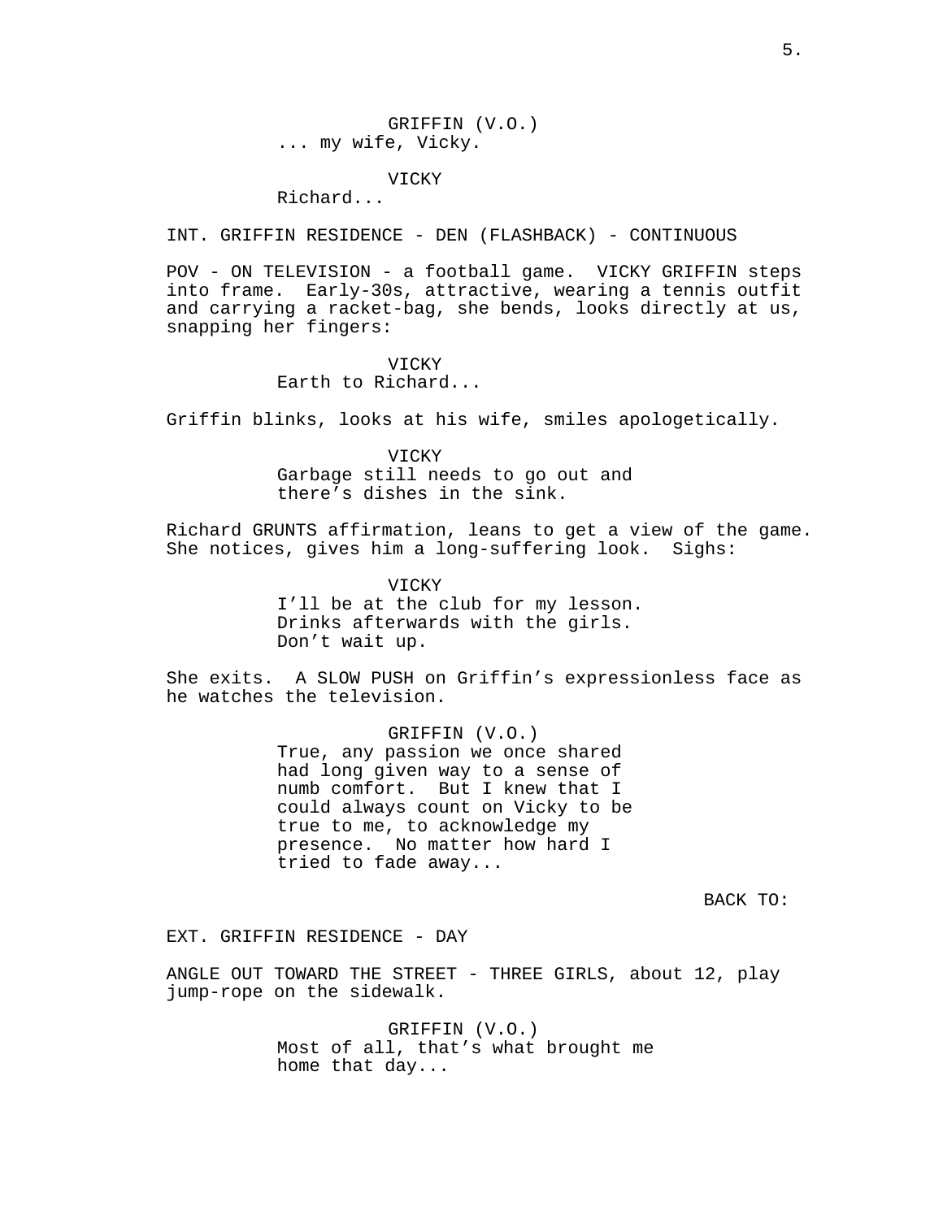GRIFFIN (V.O.)
... my wife, Vicky.

VICKY
Richard...

INT. GRIFFIN RESIDENCE - DEN (FLASHBACK) - CONTINUOUS

POV - ON TELEVISION - a football game. VICKY GRIFFIN steps into frame. Early-30s, attractive, wearing a tennis outfit and carrying a racket-bag, she bends, looks directly at us, snapping her fingers:

VICKY
Earth to Richard...

Griffin blinks, looks at his wife, smiles apologetically.

VICKY
Garbage still needs to go out and there's dishes in the sink.

Richard GRUNTS affirmation, leans to get a view of the game. She notices, gives him a long-suffering look. Sighs:

VICKY
I'll be at the club for my lesson. Drinks afterwards with the girls. Don't wait up.

She exits. A SLOW PUSH on Griffin's expressionless face as he watches the television.

GRIFFIN (V.O.)
True, any passion we once shared had long given way to a sense of numb comfort. But I knew that I could always count on Vicky to be true to me, to acknowledge my presence. No matter how hard I tried to fade away...

BACK TO:

EXT. GRIFFIN RESIDENCE - DAY

ANGLE OUT TOWARD THE STREET - THREE GIRLS, about 12, play jump-rope on the sidewalk.

GRIFFIN (V.O.)
Most of all, that's what brought me home that day...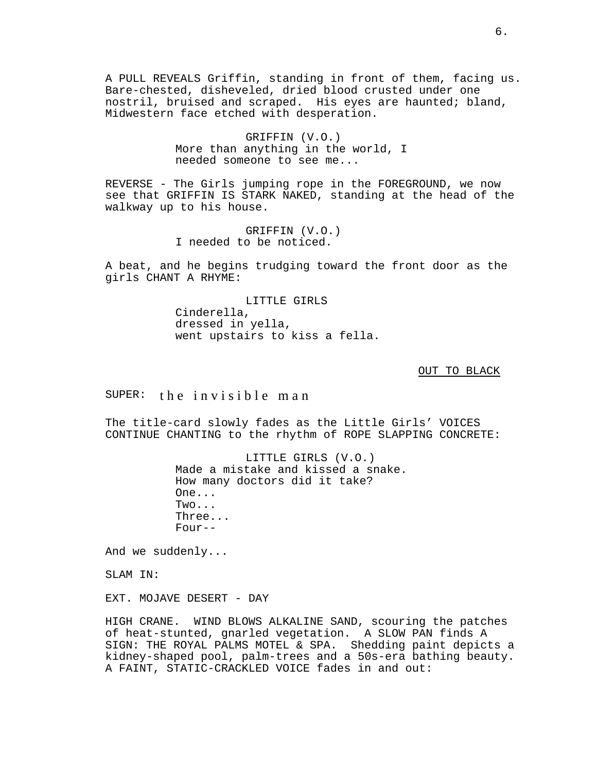A PULL REVEALS Griffin, standing in front of them, facing us. Bare-chested, disheveled, dried blood crusted under one nostril, bruised and scraped. His eyes are haunted; bland, Midwestern face etched with desperation.

GRIFFIN (V.O.)
More than anything in the world, I needed someone to see me...

REVERSE - The Girls jumping rope in the FOREGROUND, we now see that GRIFFIN IS STARK NAKED, standing at the head of the walkway up to his house.

GRIFFIN (V.O.)
I needed to be noticed.

A beat, and he begins trudging toward the front door as the girls CHANT A RHYME:

LITTLE GIRLS
Cinderella,
dressed in yella,
went upstairs to kiss a fella.

OUT TO BLACK

SUPER: the invisible man

The title-card slowly fades as the Little Girls' VOICES CONTINUE CHANTING to the rhythm of ROPE SLAPPING CONCRETE:

LITTLE GIRLS (V.O.)
Made a mistake and kissed a snake.
How many doctors did it take?
One...
Two...
Three...
Four--

And we suddenly...

SLAM IN:

EXT. MOJAVE DESERT - DAY

HIGH CRANE. WIND BLOWS ALKALINE SAND, scouring the patches of heat-stunted, gnarled vegetation. A SLOW PAN finds A SIGN: THE ROYAL PALMS MOTEL & SPA. Shedding paint depicts a kidney-shaped pool, palm-trees and a 50s-era bathing beauty. A FAINT, STATIC-CRACKLED VOICE fades in and out: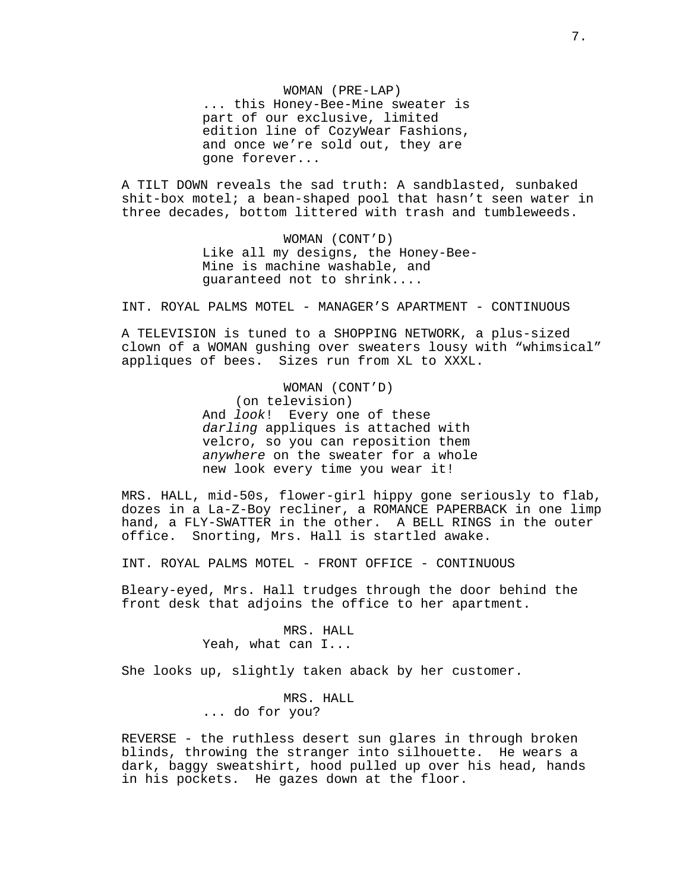WOMAN (PRE-LAP)
... this Honey-Bee-Mine sweater is part of our exclusive, limited edition line of CozyWear Fashions, and once we're sold out, they are gone forever...

A TILT DOWN reveals the sad truth: A sandblasted, sunbaked shit-box motel; a bean-shaped pool that hasn't seen water in three decades, bottom littered with trash and tumbleweeds.

WOMAN (CONT'D)
Like all my designs, the Honey-Bee-Mine is machine washable, and guaranteed not to shrink....

INT. ROYAL PALMS MOTEL - MANAGER'S APARTMENT - CONTINUOUS

A TELEVISION is tuned to a SHOPPING NETWORK, a plus-sized clown of a WOMAN gushing over sweaters lousy with "whimsical" appliques of bees. Sizes run from XL to XXXL.

WOMAN (CONT'D)
(on television)
And *look*! Every one of these *darling* appliques is attached with velcro, so you can reposition them *anywhere* on the sweater for a whole new look every time you wear it!

MRS. HALL, mid-50s, flower-girl hippy gone seriously to flab, dozes in a La-Z-Boy recliner, a ROMANCE PAPERBACK in one limp hand, a FLY-SWATTER in the other. A BELL RINGS in the outer office. Snorting, Mrs. Hall is startled awake.

INT. ROYAL PALMS MOTEL - FRONT OFFICE - CONTINUOUS

Bleary-eyed, Mrs. Hall trudges through the door behind the front desk that adjoins the office to her apartment.

MRS. HALL
Yeah, what can I...

She looks up, slightly taken aback by her customer.

MRS. HALL
... do for you?

REVERSE - the ruthless desert sun glares in through broken blinds, throwing the stranger into silhouette. He wears a dark, baggy sweatshirt, hood pulled up over his head, hands in his pockets. He gazes down at the floor.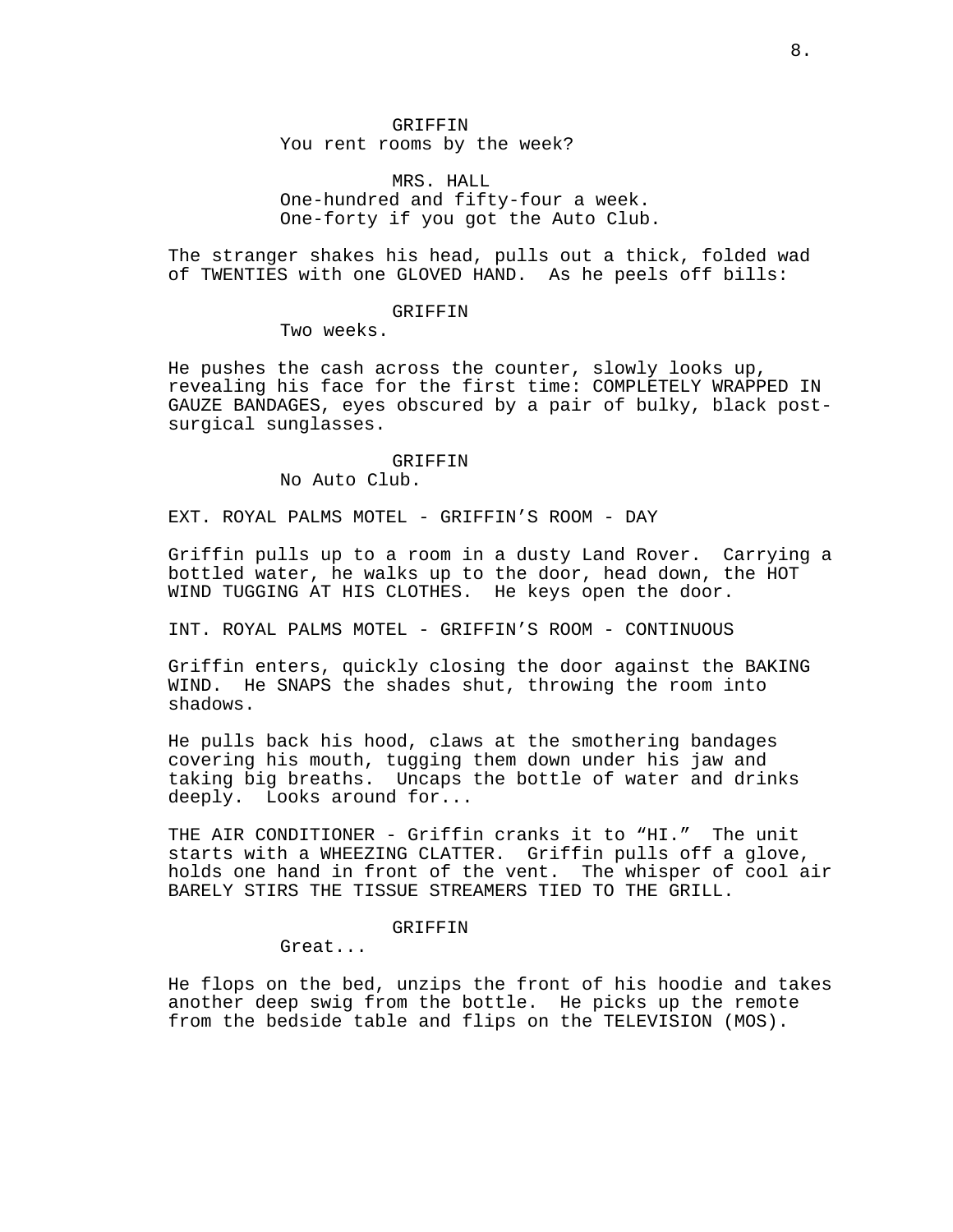GRIFFIN
You rent rooms by the week?

MRS. HALL
One-hundred and fifty-four a week.
One-forty if you got the Auto Club.

The stranger shakes his head, pulls out a thick, folded wad of TWENTIES with one GLOVED HAND. As he peels off bills:

GRIFFIN
Two weeks.

He pushes the cash across the counter, slowly looks up, revealing his face for the first time: COMPLETELY WRAPPED IN GAUZE BANDAGES, eyes obscured by a pair of bulky, black post-surgical sunglasses.

GRIFFIN
No Auto Club.

EXT. ROYAL PALMS MOTEL - GRIFFIN'S ROOM - DAY

Griffin pulls up to a room in a dusty Land Rover. Carrying a bottled water, he walks up to the door, head down, the HOT WIND TUGGING AT HIS CLOTHES. He keys open the door.

INT. ROYAL PALMS MOTEL - GRIFFIN'S ROOM - CONTINUOUS

Griffin enters, quickly closing the door against the BAKING WIND. He SNAPS the shades shut, throwing the room into shadows.

He pulls back his hood, claws at the smothering bandages covering his mouth, tugging them down under his jaw and taking big breaths. Uncaps the bottle of water and drinks deeply. Looks around for...

THE AIR CONDITIONER - Griffin cranks it to "HI." The unit starts with a WHEEZING CLATTER. Griffin pulls off a glove, holds one hand in front of the vent. The whisper of cool air BARELY STIRS THE TISSUE STREAMERS TIED TO THE GRILL.

GRIFFIN
Great...

He flops on the bed, unzips the front of his hoodie and takes another deep swig from the bottle. He picks up the remote from the bedside table and flips on the TELEVISION (MOS).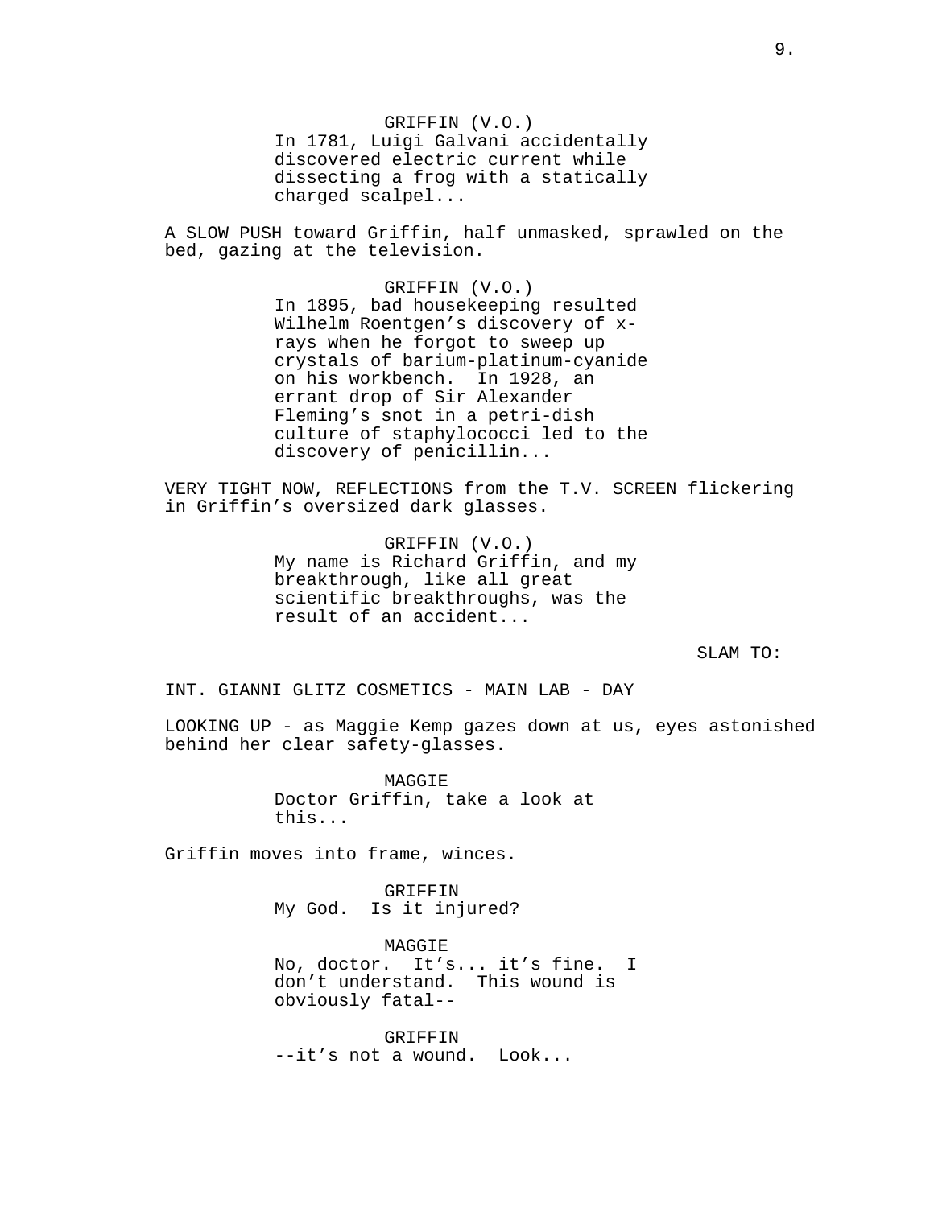GRIFFIN (V.O.)
In 1781, Luigi Galvani accidentally discovered electric current while dissecting a frog with a statically charged scalpel...

A SLOW PUSH toward Griffin, half unmasked, sprawled on the bed, gazing at the television.

GRIFFIN (V.O.)
In 1895, bad housekeeping resulted Wilhelm Roentgen's discovery of x-rays when he forgot to sweep up crystals of barium-platinum-cyanide on his workbench. In 1928, an errant drop of Sir Alexander Fleming's snot in a petri-dish culture of staphylococci led to the discovery of penicillin...

VERY TIGHT NOW, REFLECTIONS from the T.V. SCREEN flickering in Griffin's oversized dark glasses.

GRIFFIN (V.O.)
My name is Richard Griffin, and my breakthrough, like all great scientific breakthroughs, was the result of an accident...

SLAM TO:

INT. GIANNI GLITZ COSMETICS - MAIN LAB - DAY

LOOKING UP - as Maggie Kemp gazes down at us, eyes astonished behind her clear safety-glasses.

MAGGIE
Doctor Griffin, take a look at this...

Griffin moves into frame, winces.

GRIFFIN
My God. Is it injured?

MAGGIE
No, doctor. It's... it's fine. I don't understand. This wound is obviously fatal--

GRIFFIN
--it's not a wound. Look...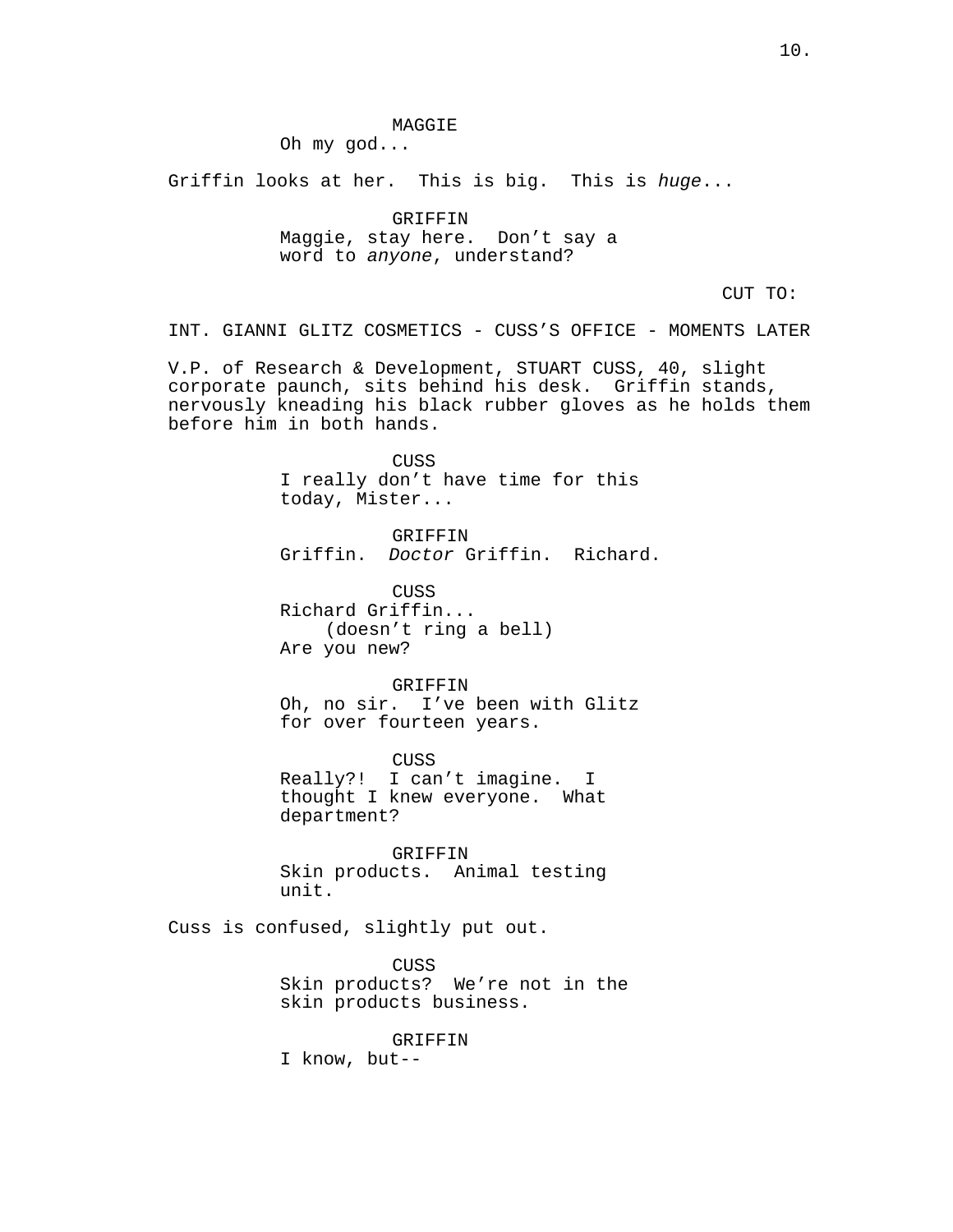MAGGIE

Oh my god...

Griffin looks at her. This is big. This is *huge*...

GRIFFIN

Maggie, stay here. Don't say a word to *anyone*, understand?

CUT TO:

INT. GIANNI GLITZ COSMETICS - CUSS'S OFFICE - MOMENTS LATER

V.P. of Research & Development, STUART CUSS, 40, slight corporate paunch, sits behind his desk. Griffin stands, nervously kneading his black rubber gloves as he holds them before him in both hands.

CUSS

I really don't have time for this today, Mister...

GRIFFIN

Griffin. *Doctor* Griffin. Richard.

CUSS

Richard Griffin...

(doesn't ring a bell)

Are you new?

GRIFFIN

Oh, no sir. I've been with Glitz for over fourteen years.

CUSS

Really?! I can't imagine. I thought I knew everyone. What department?

GRIFFIN

Skin products. Animal testing unit.

Cuss is confused, slightly put out.

CUSS

Skin products? We're not in the skin products business.

GRIFFIN

I know, but--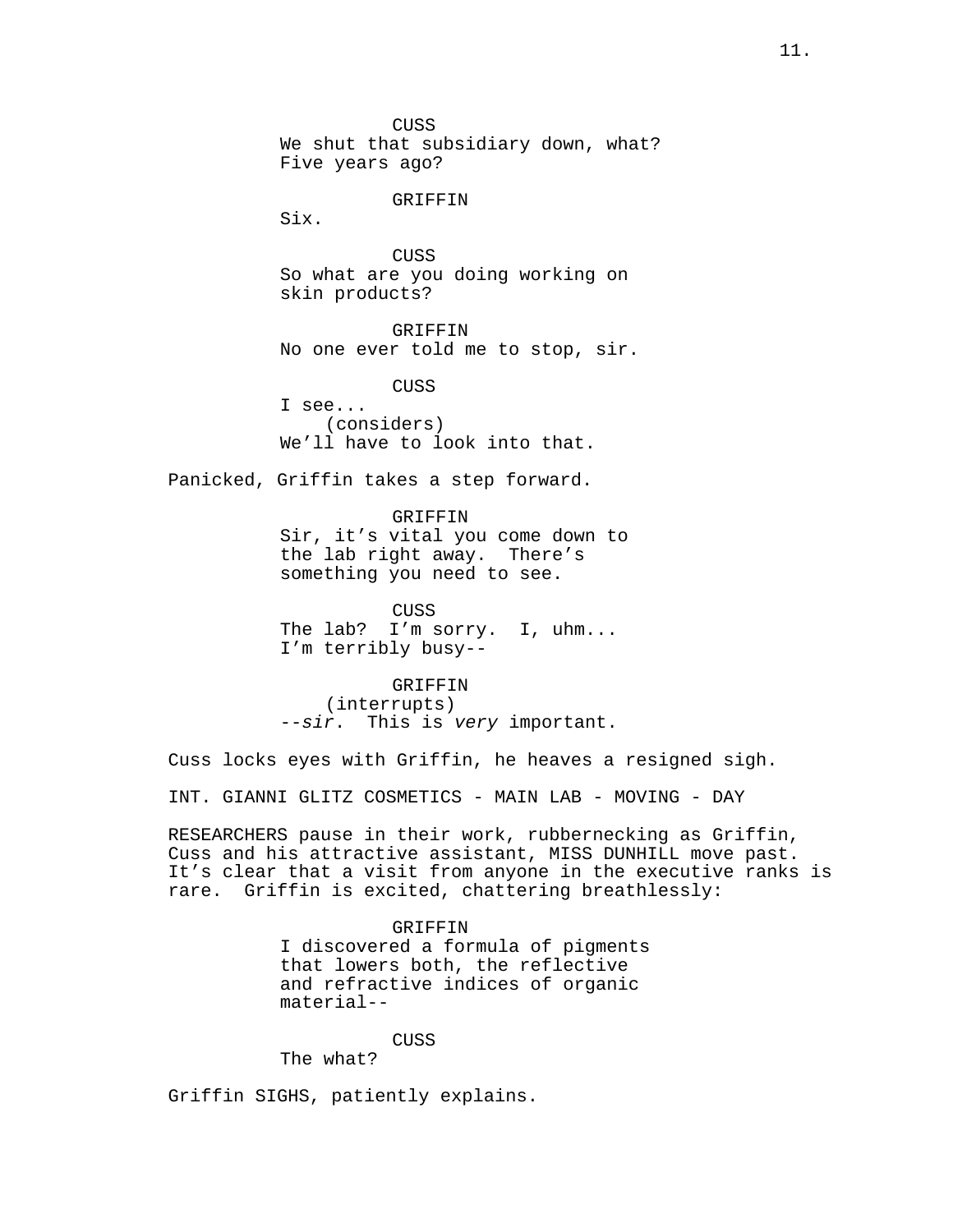CUSS
We shut that subsidiary down, what? Five years ago?

GRIFFIN
Six.

CUSS
So what are you doing working on skin products?

GRIFFIN
No one ever told me to stop, sir.

CUSS
I see...
(considers)
We'll have to look into that.

Panicked, Griffin takes a step forward.

GRIFFIN
Sir, it's vital you come down to the lab right away. There's something you need to see.

CUSS
The lab? I'm sorry. I, uhm... I'm terribly busy--

GRIFFIN
(interrupts)
--*sir*. This is *very* important.

Cuss locks eyes with Griffin, he heaves a resigned sigh.

INT. GIANNI GLITZ COSMETICS - MAIN LAB - MOVING - DAY

RESEARCHERS pause in their work, rubbernecking as Griffin, Cuss and his attractive assistant, MISS DUNHILL move past. It's clear that a visit from anyone in the executive ranks is rare. Griffin is excited, chattering breathlessly:

GRIFFIN
I discovered a formula of pigments that lowers both, the reflective and refractive indices of organic material--

CUSS
The what?

Griffin SIGHS, patiently explains.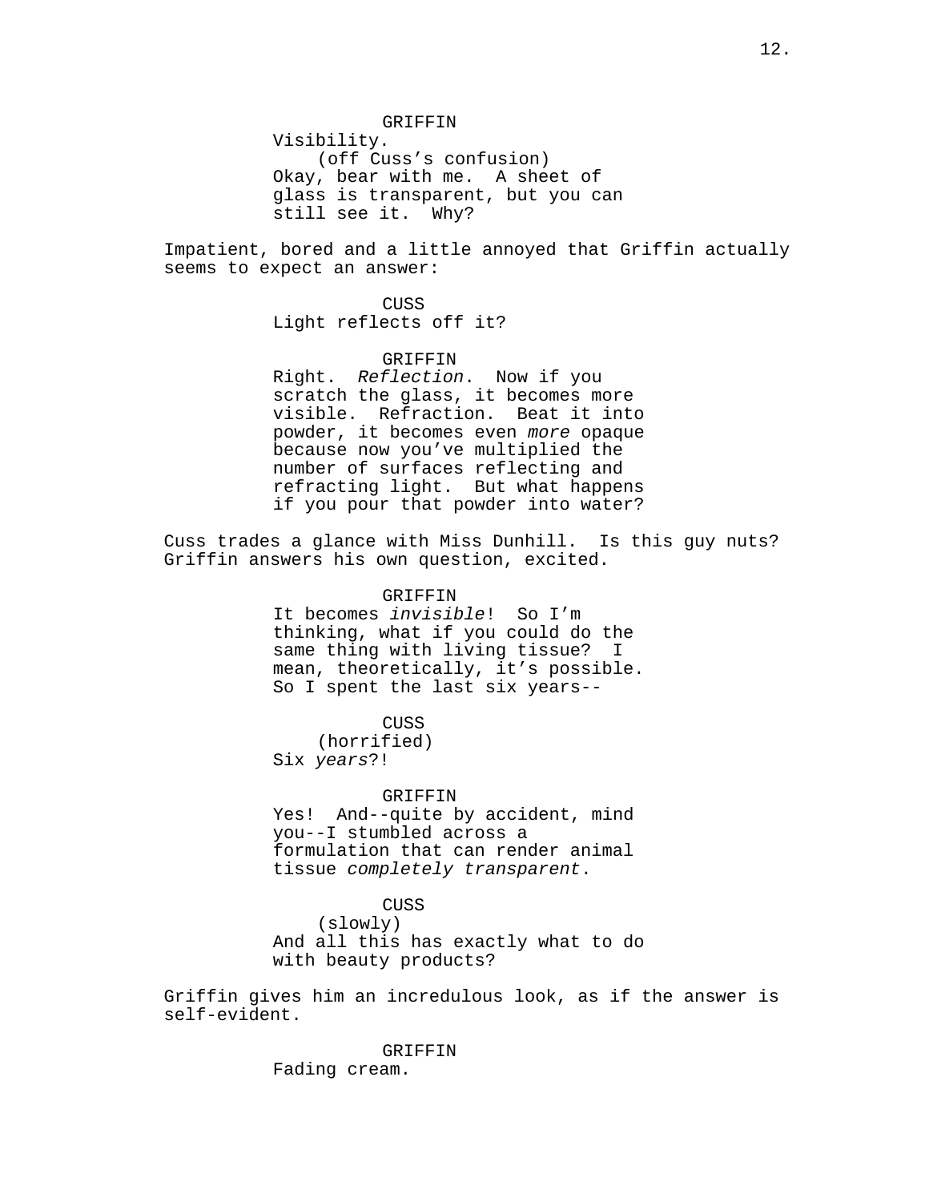GRIFFIN
Visibility.
(off Cuss's confusion)
Okay, bear with me. A sheet of glass is transparent, but you can still see it. Why?

Impatient, bored and a little annoyed that Griffin actually seems to expect an answer:

CUSS
Light reflects off it?

GRIFFIN
Right. *Reflection*. Now if you scratch the glass, it becomes more visible. Refraction. Beat it into powder, it becomes even *more* opaque because now you've multiplied the number of surfaces reflecting and refracting light. But what happens if you pour that powder into water?

Cuss trades a glance with Miss Dunhill. Is this guy nuts? Griffin answers his own question, excited.

GRIFFIN
It becomes *invisible*! So I'm thinking, what if you could do the same thing with living tissue? I mean, theoretically, it's possible. So I spent the last six years--

CUSS
(horrified)
Six *years*?!

GRIFFIN
Yes! And--quite by accident, mind you--I stumbled across a formulation that can render animal tissue *completely transparent*.

CUSS
(slowly)
And all this has exactly what to do with beauty products?

Griffin gives him an incredulous look, as if the answer is self-evident.

GRIFFIN
Fading cream.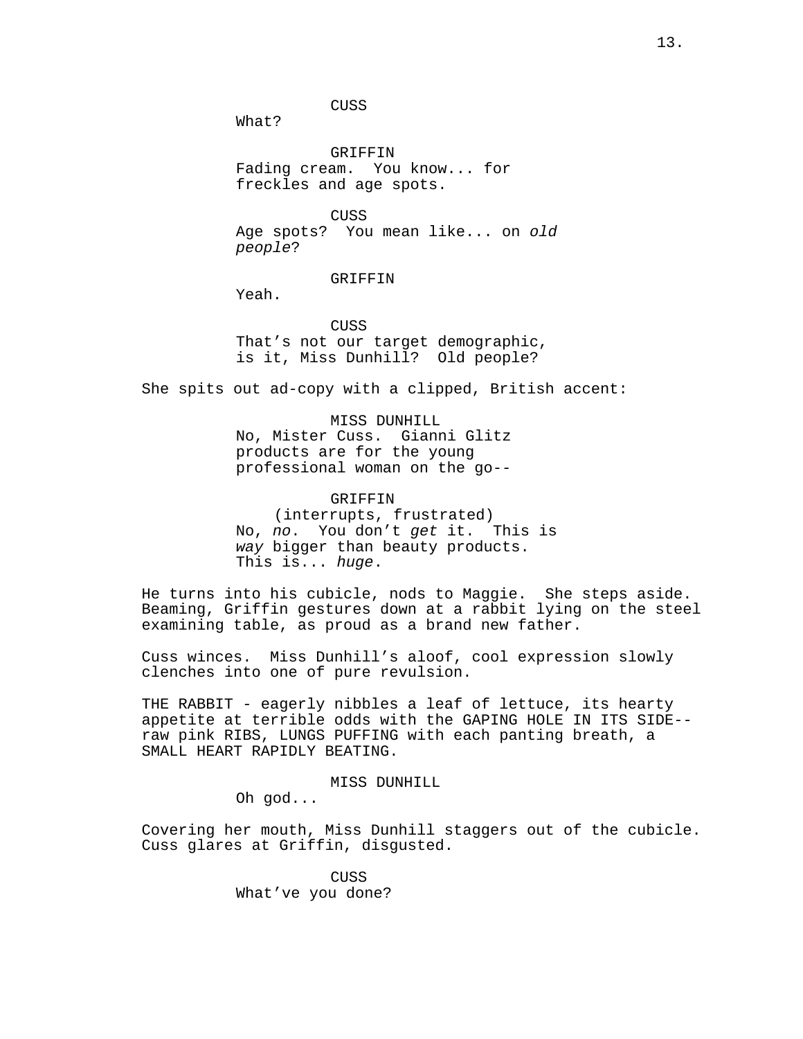CUSS

What?

GRIFFIN

Fading cream.  You know... for freckles and age spots.

CUSS

Age spots?  You mean like... on *old people*?

GRIFFIN

Yeah.

CUSS

That's not our target demographic, is it, Miss Dunhill?  Old people?

She spits out ad-copy with a clipped, British accent:

MISS DUNHILL

No, Mister Cuss.  Gianni Glitz products are for the young professional woman on the go--

GRIFFIN

(interrupts, frustrated)

No, *no*.  You don't *get* it.  This is *way* bigger than beauty products.  This is... *huge*.

He turns into his cubicle, nods to Maggie.  She steps aside.  Beaming, Griffin gestures down at a rabbit lying on the steel examining table, as proud as a brand new father.

Cuss winces.  Miss Dunhill's aloof, cool expression slowly clenches into one of pure revulsion.

THE RABBIT - eagerly nibbles a leaf of lettuce, its hearty appetite at terrible odds with the GAPING HOLE IN ITS SIDE-- raw pink RIBS, LUNGS PUFFING with each panting breath, a SMALL HEART RAPIDLY BEATING.

MISS DUNHILL

Oh god...

Covering her mouth, Miss Dunhill staggers out of the cubicle.  Cuss glares at Griffin, disgusted.

CUSS

What've you done?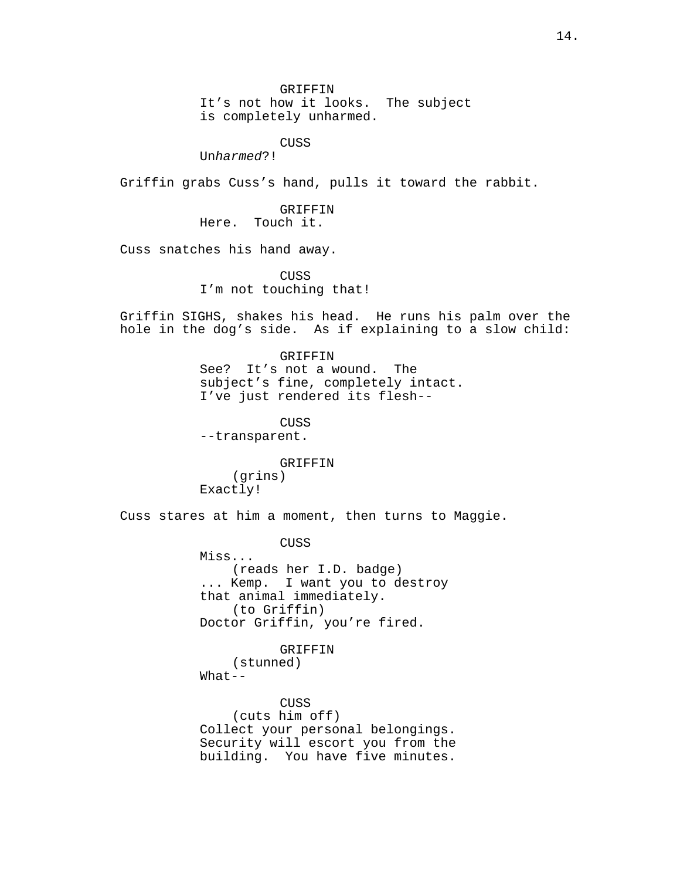GRIFFIN
It's not how it looks. The subject is completely unharmed.

CUSS
Un*harmed*?!

Griffin grabs Cuss's hand, pulls it toward the rabbit.

GRIFFIN
Here. Touch it.

Cuss snatches his hand away.

CUSS
I'm not touching that!

Griffin SIGHS, shakes his head. He runs his palm over the hole in the dog's side. As if explaining to a slow child:

GRIFFIN
See? It's not a wound. The subject's fine, completely intact. I've just rendered its flesh--

CUSS
--transparent.

GRIFFIN
(grins)
Exactly!

Cuss stares at him a moment, then turns to Maggie.

CUSS
Miss...
(reads her I.D. badge)
... Kemp. I want you to destroy that animal immediately.
(to Griffin)
Doctor Griffin, you're fired.

GRIFFIN
(stunned)
What--

CUSS
(cuts him off)
Collect your personal belongings. Security will escort you from the building. You have five minutes.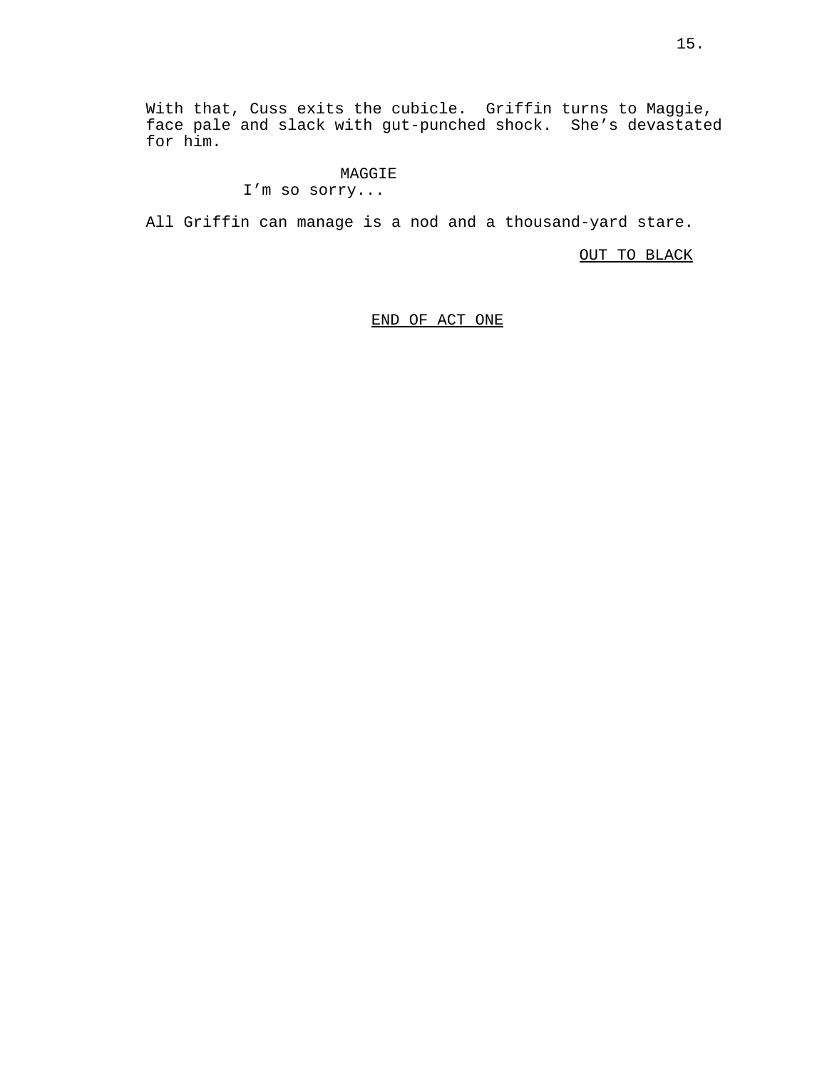With that, Cuss exits the cubicle.  Griffin turns to Maggie, face pale and slack with gut-punched shock.  She's devastated for him.

MAGGIE
I'm so sorry...

All Griffin can manage is a nod and a thousand-yard stare.

OUT TO BLACK

END OF ACT ONE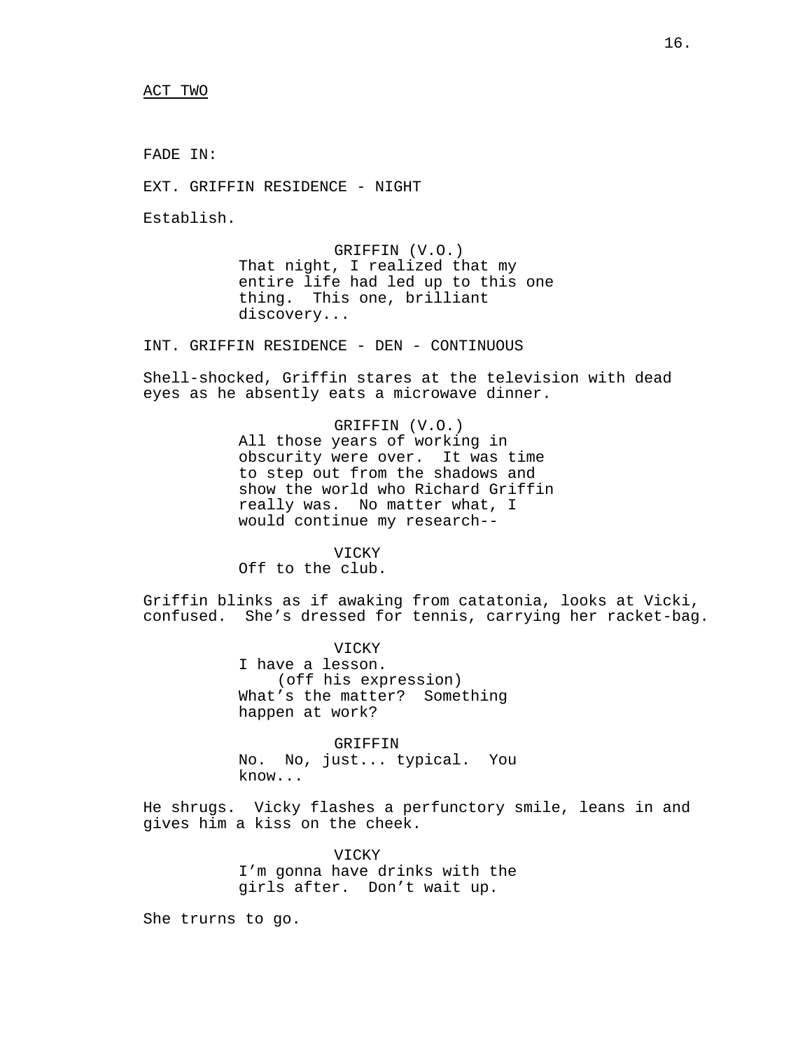ACT TWO

FADE IN:

EXT. GRIFFIN RESIDENCE - NIGHT

Establish.

GRIFFIN (V.O.)
That night, I realized that my entire life had led up to this one thing. This one, brilliant discovery...

INT. GRIFFIN RESIDENCE - DEN - CONTINUOUS

Shell-shocked, Griffin stares at the television with dead eyes as he absently eats a microwave dinner.

GRIFFIN (V.O.)
All those years of working in obscurity were over. It was time to step out from the shadows and show the world who Richard Griffin really was. No matter what, I would continue my research--

VICKY
Off to the club.

Griffin blinks as if awaking from catatonia, looks at Vicki, confused. She's dressed for tennis, carrying her racket-bag.

VICKY
I have a lesson.
(off his expression)
What's the matter? Something happen at work?

GRIFFIN
No. No, just... typical. You know...

He shrugs. Vicky flashes a perfunctory smile, leans in and gives him a kiss on the cheek.

VICKY
I'm gonna have drinks with the girls after. Don't wait up.

She trurns to go.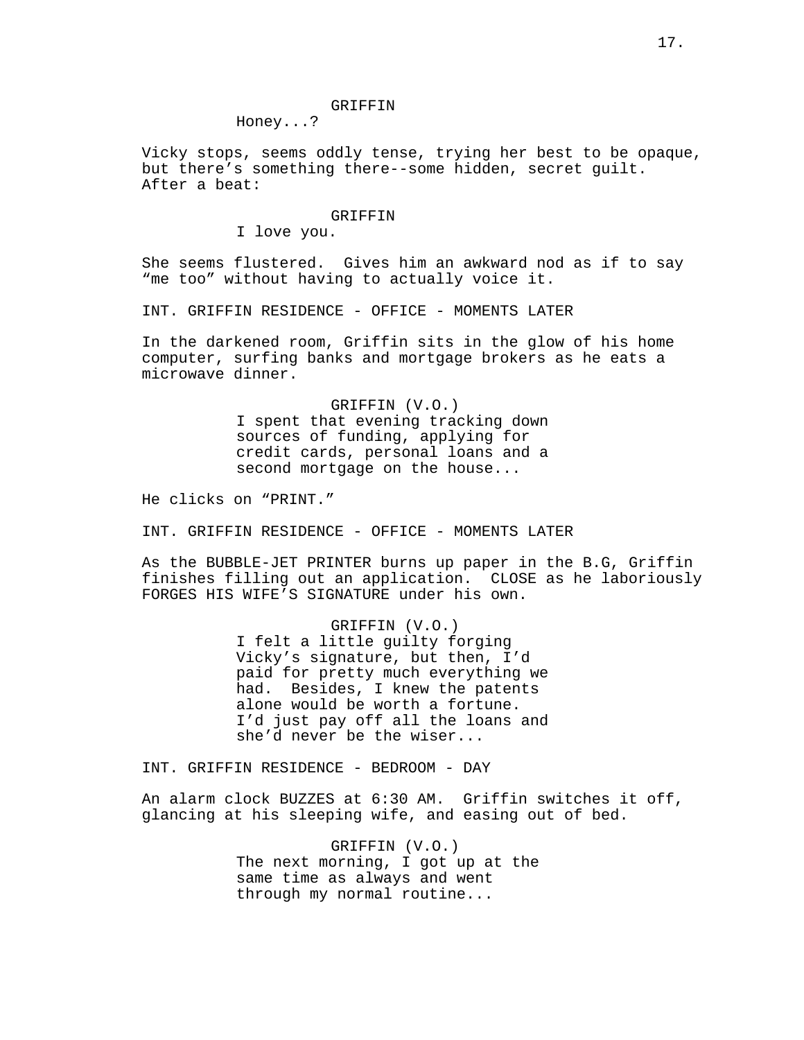GRIFFIN

Honey...?

Vicky stops, seems oddly tense, trying her best to be opaque, but there's something there--some hidden, secret guilt. After a beat:

GRIFFIN

I love you.

She seems flustered. Gives him an awkward nod as if to say "me too" without having to actually voice it.

INT. GRIFFIN RESIDENCE - OFFICE - MOMENTS LATER

In the darkened room, Griffin sits in the glow of his home computer, surfing banks and mortgage brokers as he eats a microwave dinner.

GRIFFIN (V.O.)

I spent that evening tracking down sources of funding, applying for credit cards, personal loans and a second mortgage on the house...

He clicks on "PRINT."

INT. GRIFFIN RESIDENCE - OFFICE - MOMENTS LATER

As the BUBBLE-JET PRINTER burns up paper in the B.G, Griffin finishes filling out an application. CLOSE as he laboriously FORGES HIS WIFE'S SIGNATURE under his own.

GRIFFIN (V.O.)

I felt a little guilty forging Vicky's signature, but then, I'd paid for pretty much everything we had. Besides, I knew the patents alone would be worth a fortune. I'd just pay off all the loans and she'd never be the wiser...

INT. GRIFFIN RESIDENCE - BEDROOM - DAY

An alarm clock BUZZES at 6:30 AM. Griffin switches it off, glancing at his sleeping wife, and easing out of bed.

GRIFFIN (V.O.)

The next morning, I got up at the same time as always and went through my normal routine...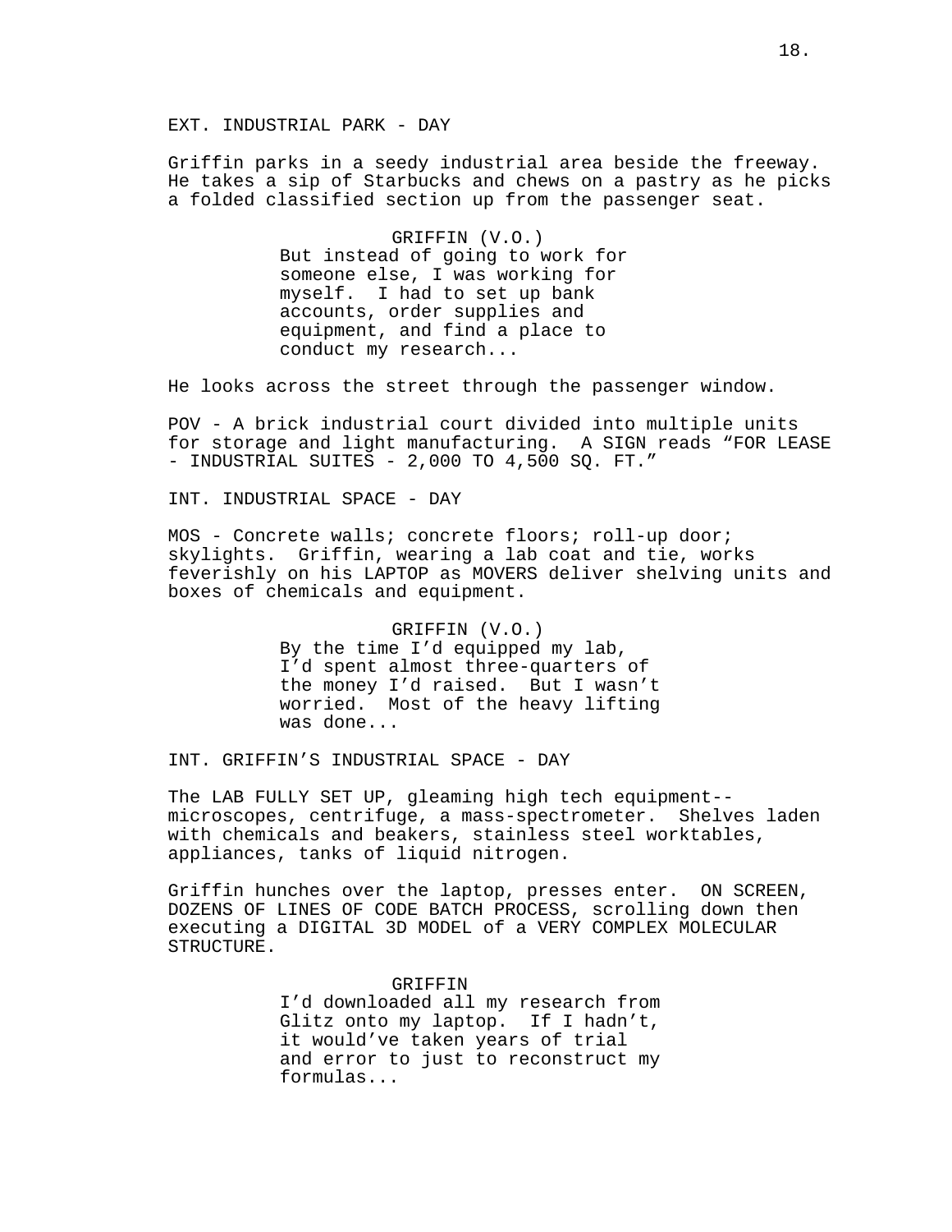EXT. INDUSTRIAL PARK - DAY

Griffin parks in a seedy industrial area beside the freeway. He takes a sip of Starbucks and chews on a pastry as he picks a folded classified section up from the passenger seat.

GRIFFIN (V.O.)
But instead of going to work for someone else, I was working for myself. I had to set up bank accounts, order supplies and equipment, and find a place to conduct my research...

He looks across the street through the passenger window.

POV - A brick industrial court divided into multiple units for storage and light manufacturing. A SIGN reads "FOR LEASE - INDUSTRIAL SUITES - 2,000 TO 4,500 SQ. FT."

INT. INDUSTRIAL SPACE - DAY

MOS - Concrete walls; concrete floors; roll-up door; skylights. Griffin, wearing a lab coat and tie, works feverishly on his LAPTOP as MOVERS deliver shelving units and boxes of chemicals and equipment.

GRIFFIN (V.O.)
By the time I'd equipped my lab, I'd spent almost three-quarters of the money I'd raised. But I wasn't worried. Most of the heavy lifting was done...

INT. GRIFFIN'S INDUSTRIAL SPACE - DAY

The LAB FULLY SET UP, gleaming high tech equipment-- microscopes, centrifuge, a mass-spectrometer. Shelves laden with chemicals and beakers, stainless steel worktables, appliances, tanks of liquid nitrogen.

Griffin hunches over the laptop, presses enter. ON SCREEN, DOZENS OF LINES OF CODE BATCH PROCESS, scrolling down then executing a DIGITAL 3D MODEL of a VERY COMPLEX MOLECULAR STRUCTURE.

GRIFFIN
I'd downloaded all my research from Glitz onto my laptop. If I hadn't, it would've taken years of trial and error to just to reconstruct my formulas...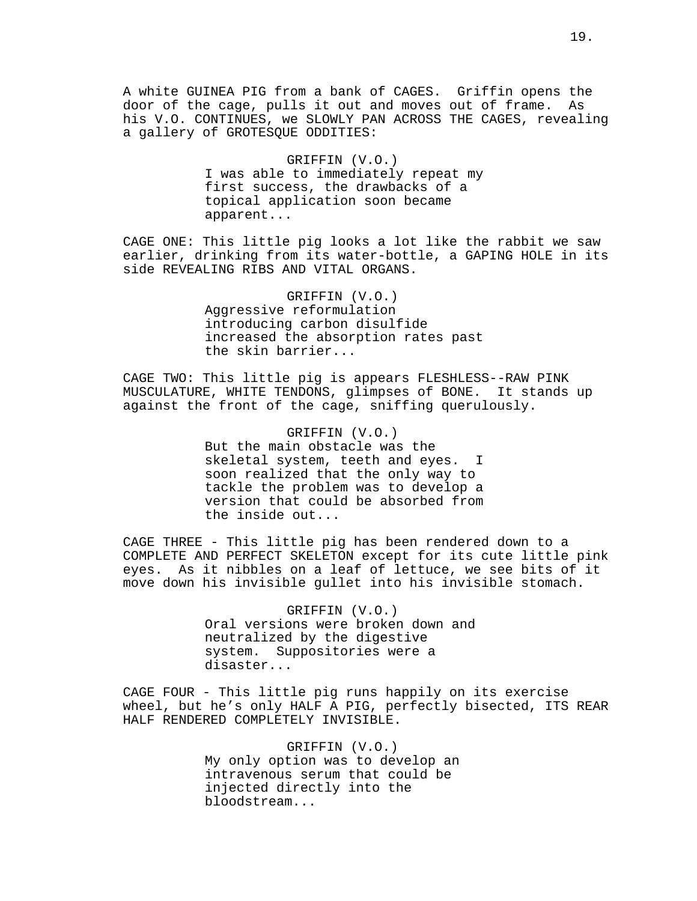A white GUINEA PIG from a bank of CAGES. Griffin opens the door of the cage, pulls it out and moves out of frame. As his V.O. CONTINUES, we SLOWLY PAN ACROSS THE CAGES, revealing a gallery of GROTESQUE ODDITIES:

GRIFFIN (V.O.)
I was able to immediately repeat my first success, the drawbacks of a topical application soon became apparent...

CAGE ONE: This little pig looks a lot like the rabbit we saw earlier, drinking from its water-bottle, a GAPING HOLE in its side REVEALING RIBS AND VITAL ORGANS.

GRIFFIN (V.O.)
Aggressive reformulation introducing carbon disulfide increased the absorption rates past the skin barrier...

CAGE TWO: This little pig is appears FLESHLESS--RAW PINK MUSCULATURE, WHITE TENDONS, glimpses of BONE. It stands up against the front of the cage, sniffing querulously.

GRIFFIN (V.O.)
But the main obstacle was the skeletal system, teeth and eyes. I soon realized that the only way to tackle the problem was to develop a version that could be absorbed from the inside out...

CAGE THREE - This little pig has been rendered down to a COMPLETE AND PERFECT SKELETON except for its cute little pink eyes. As it nibbles on a leaf of lettuce, we see bits of it move down his invisible gullet into his invisible stomach.

GRIFFIN (V.O.)
Oral versions were broken down and neutralized by the digestive system. Suppositories were a disaster...

CAGE FOUR - This little pig runs happily on its exercise wheel, but he's only HALF A PIG, perfectly bisected, ITS REAR HALF RENDERED COMPLETELY INVISIBLE.

GRIFFIN (V.O.)
My only option was to develop an intravenous serum that could be injected directly into the bloodstream...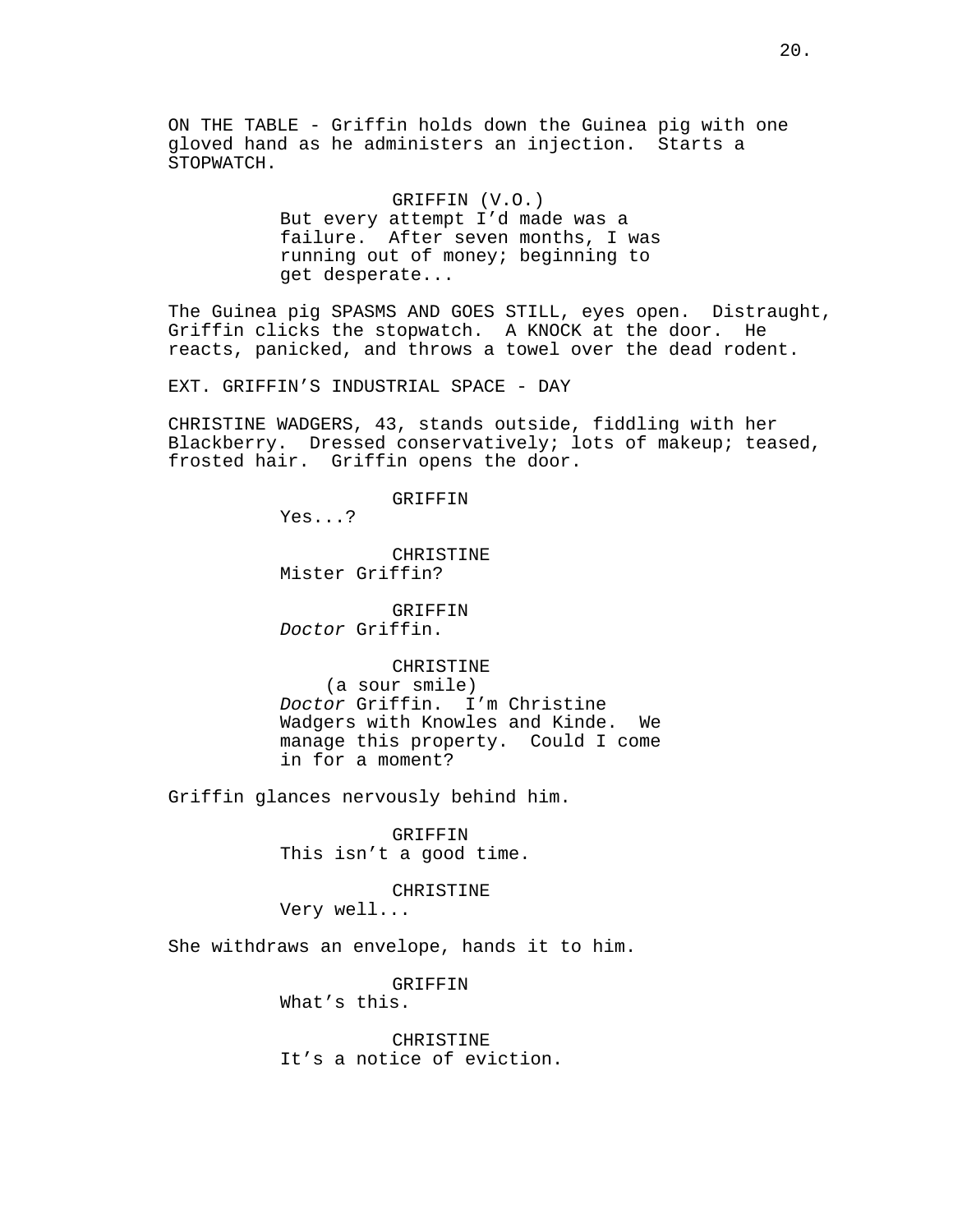ON THE TABLE - Griffin holds down the Guinea pig with one gloved hand as he administers an injection. Starts a STOPWATCH.

GRIFFIN (V.O.)
But every attempt I'd made was a failure. After seven months, I was running out of money; beginning to get desperate...

The Guinea pig SPASMS AND GOES STILL, eyes open. Distraught, Griffin clicks the stopwatch. A KNOCK at the door. He reacts, panicked, and throws a towel over the dead rodent.

EXT. GRIFFIN'S INDUSTRIAL SPACE - DAY

CHRISTINE WADGERS, 43, stands outside, fiddling with her Blackberry. Dressed conservatively; lots of makeup; teased, frosted hair. Griffin opens the door.

GRIFFIN
Yes...?

CHRISTINE
Mister Griffin?

GRIFFIN
*Doctor* Griffin.

CHRISTINE
(a sour smile)
*Doctor* Griffin. I'm Christine Wadgers with Knowles and Kinde. We manage this property. Could I come in for a moment?

Griffin glances nervously behind him.

GRIFFIN
This isn't a good time.

CHRISTINE
Very well...

She withdraws an envelope, hands it to him.

GRIFFIN
What's this.

CHRISTINE
It's a notice of eviction.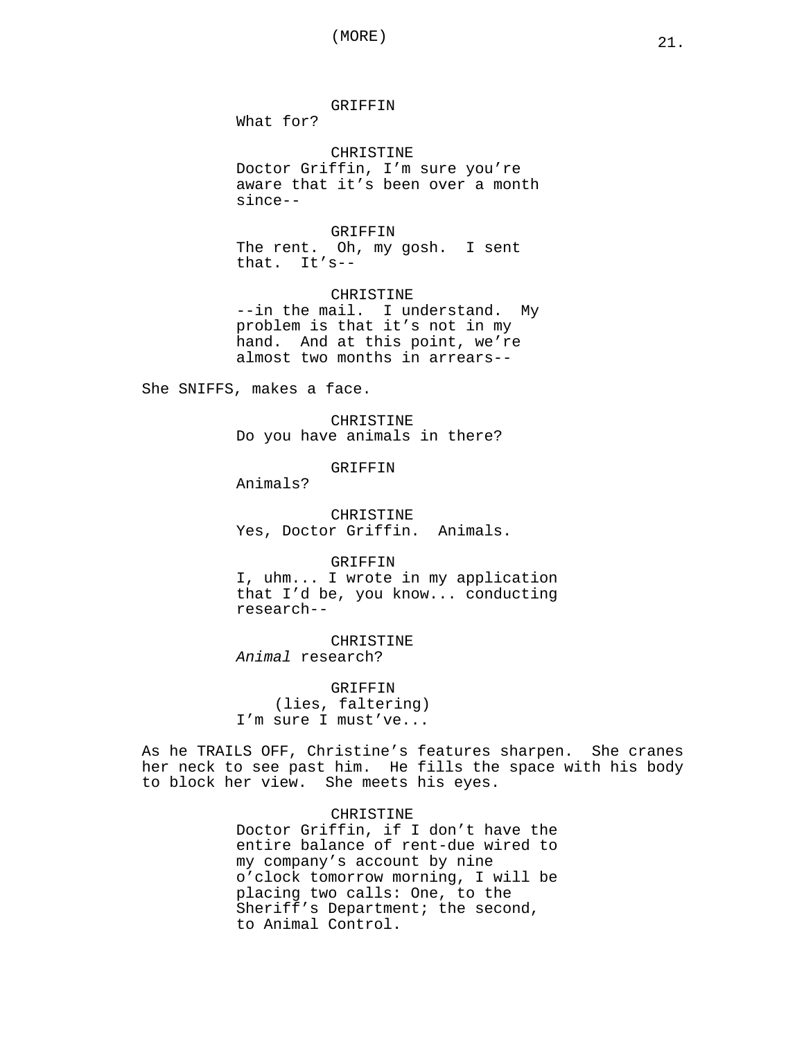(MORE)

GRIFFIN
What for?

CHRISTINE
Doctor Griffin, I'm sure you're aware that it's been over a month since--

GRIFFIN
The rent. Oh, my gosh. I sent that. It's--

CHRISTINE
--in the mail. I understand. My problem is that it's not in my hand. And at this point, we're almost two months in arrears--

She SNIFFS, makes a face.

CHRISTINE
Do you have animals in there?

GRIFFIN
Animals?

CHRISTINE
Yes, Doctor Griffin. Animals.

GRIFFIN
I, uhm... I wrote in my application that I'd be, you know... conducting research--

CHRISTINE
*Animal* research?

GRIFFIN
(lies, faltering)
I'm sure I must've...

As he TRAILS OFF, Christine's features sharpen. She cranes her neck to see past him. He fills the space with his body to block her view. She meets his eyes.

CHRISTINE
Doctor Griffin, if I don't have the entire balance of rent-due wired to my company's account by nine o'clock tomorrow morning, I will be placing two calls: One, to the Sheriff's Department; the second, to Animal Control.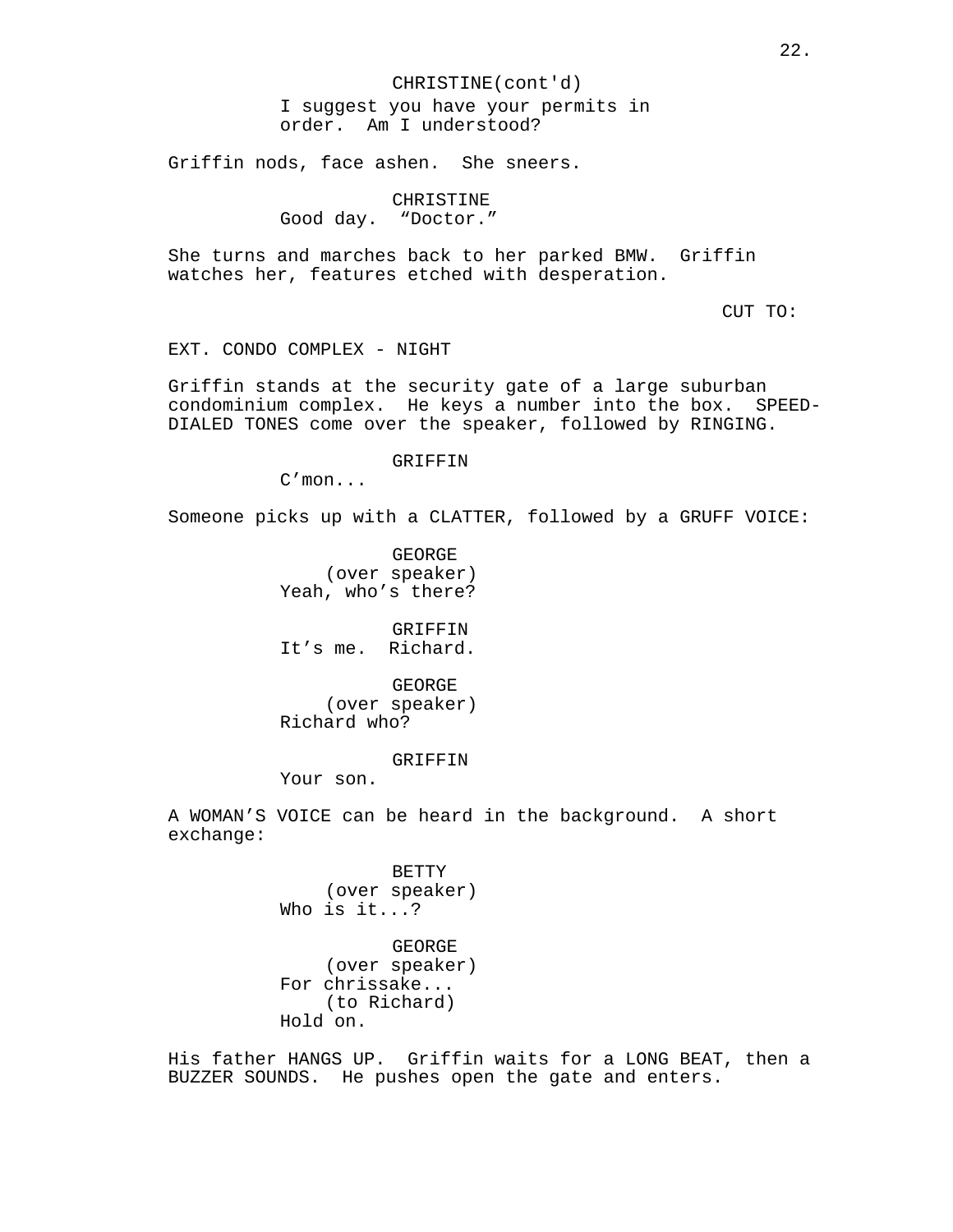CHRISTINE(cont'd)
I suggest you have your permits in order.  Am I understood?

Griffin nods, face ashen.  She sneers.

CHRISTINE
Good day.  "Doctor."

She turns and marches back to her parked BMW.  Griffin watches her, features etched with desperation.

CUT TO:

EXT. CONDO COMPLEX - NIGHT

Griffin stands at the security gate of a large suburban condominium complex.  He keys a number into the box.  SPEED-DIALED TONES come over the speaker, followed by RINGING.

GRIFFIN
C'mon...

Someone picks up with a CLATTER, followed by a GRUFF VOICE:

GEORGE
(over speaker)
Yeah, who's there?

GRIFFIN
It's me.  Richard.

GEORGE
(over speaker)
Richard who?

GRIFFIN
Your son.

A WOMAN'S VOICE can be heard in the background.  A short exchange:

BETTY
(over speaker)
Who is it...?

GEORGE
(over speaker)
For chrissake...
(to Richard)
Hold on.

His father HANGS UP.  Griffin waits for a LONG BEAT, then a BUZZER SOUNDS.  He pushes open the gate and enters.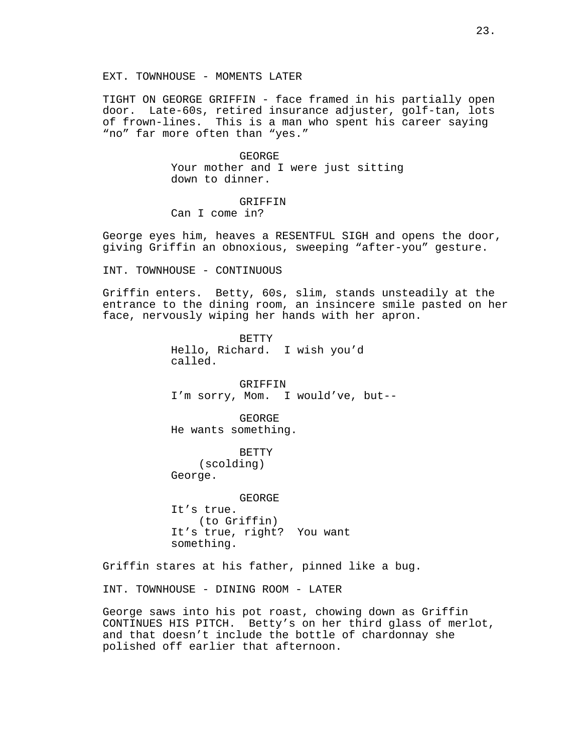EXT. TOWNHOUSE - MOMENTS LATER

TIGHT ON GEORGE GRIFFIN - face framed in his partially open door. Late-60s, retired insurance adjuster, golf-tan, lots of frown-lines. This is a man who spent his career saying “no” far more often than “yes.”

GEORGE
Your mother and I were just sitting down to dinner.

GRIFFIN
Can I come in?

George eyes him, heaves a RESENTFUL SIGH and opens the door, giving Griffin an obnoxious, sweeping “after-you” gesture.

INT. TOWNHOUSE - CONTINUOUS

Griffin enters. Betty, 60s, slim, stands unsteadily at the entrance to the dining room, an insincere smile pasted on her face, nervously wiping her hands with her apron.

BETTY
Hello, Richard. I wish you’d called.

GRIFFIN
I’m sorry, Mom. I would’ve, but--

GEORGE
He wants something.

BETTY
(scolding)
George.

GEORGE
It’s true.
(to Griffin)
It’s true, right? You want something.

Griffin stares at his father, pinned like a bug.

INT. TOWNHOUSE - DINING ROOM - LATER

George saws into his pot roast, chowing down as Griffin CONTINUES HIS PITCH. Betty’s on her third glass of merlot, and that doesn’t include the bottle of chardonnay she polished off earlier that afternoon.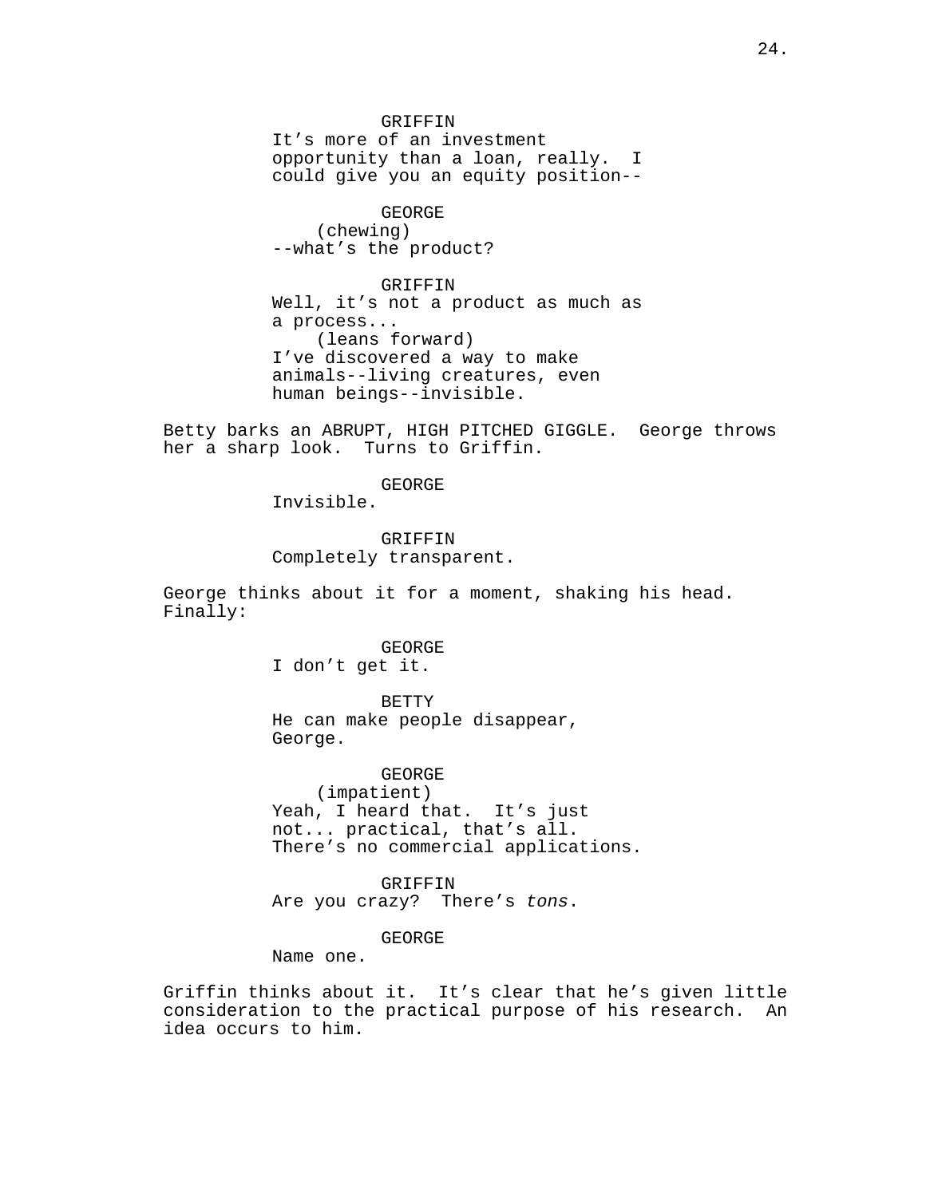GRIFFIN
It's more of an investment opportunity than a loan, really. I could give you an equity position--

GEORGE
(chewing)
--what's the product?

GRIFFIN
Well, it's not a product as much as a process...
(leans forward)
I've discovered a way to make animals--living creatures, even human beings--invisible.

Betty barks an ABRUPT, HIGH PITCHED GIGGLE. George throws her a sharp look. Turns to Griffin.

GEORGE
Invisible.

GRIFFIN
Completely transparent.

George thinks about it for a moment, shaking his head. Finally:

GEORGE
I don't get it.

BETTY
He can make people disappear, George.

GEORGE
(impatient)
Yeah, I heard that. It's just not... practical, that's all. There's no commercial applications.

GRIFFIN
Are you crazy? There's *tons*.

GEORGE
Name one.

Griffin thinks about it. It's clear that he's given little consideration to the practical purpose of his research. An idea occurs to him.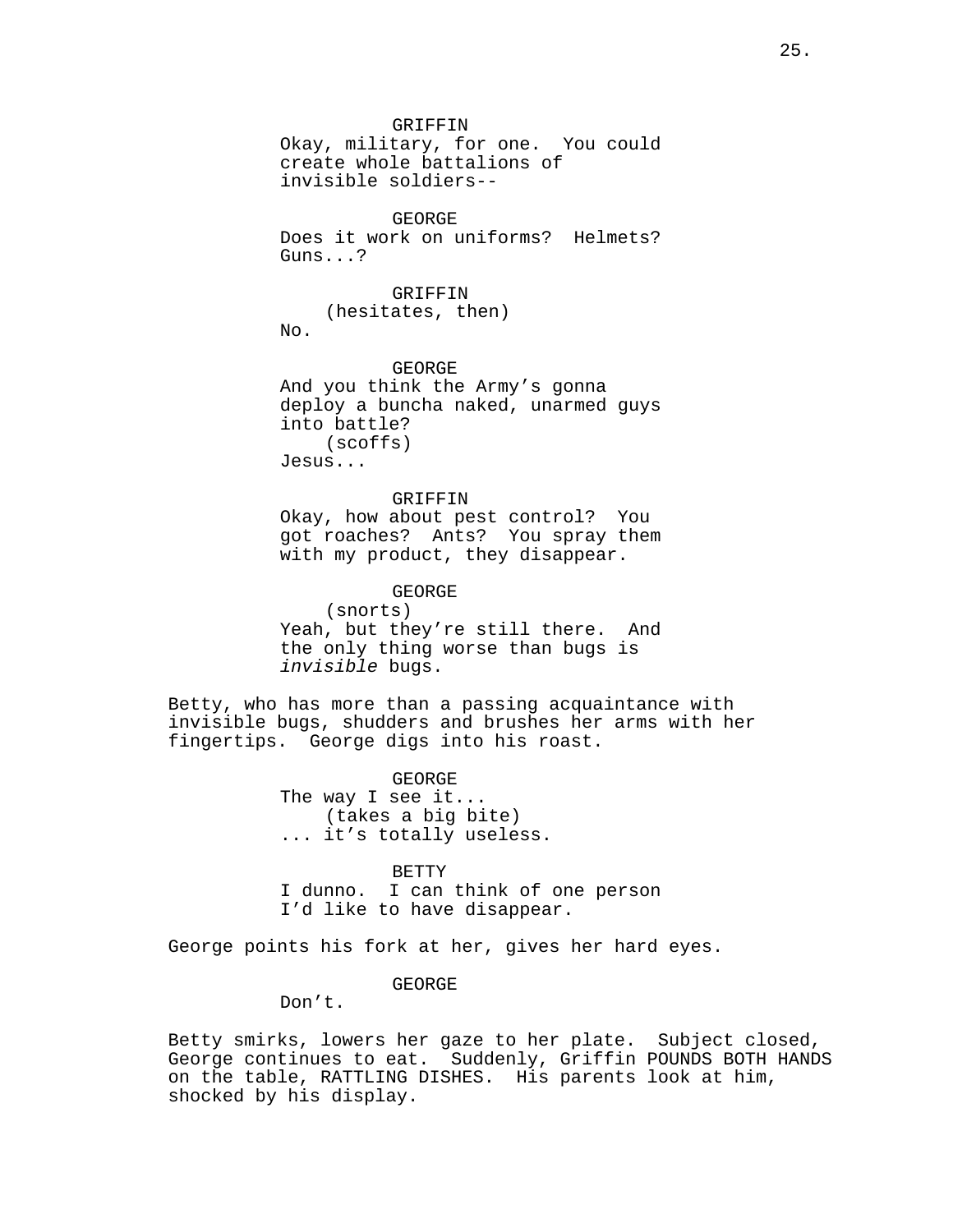GRIFFIN
Okay, military, for one. You could create whole battalions of invisible soldiers--

GEORGE
Does it work on uniforms? Helmets? Guns...?

GRIFFIN
(hesitates, then)
No.

GEORGE
And you think the Army's gonna deploy a buncha naked, unarmed guys into battle?
(scoffs)
Jesus...

GRIFFIN
Okay, how about pest control? You got roaches? Ants? You spray them with my product, they disappear.

GEORGE
(snorts)
Yeah, but they're still there. And the only thing worse than bugs is *invisible* bugs.

Betty, who has more than a passing acquaintance with invisible bugs, shudders and brushes her arms with her fingertips. George digs into his roast.

GEORGE
The way I see it...
(takes a big bite)
... it's totally useless.

BETTY
I dunno. I can think of one person I'd like to have disappear.

George points his fork at her, gives her hard eyes.

GEORGE
Don't.

Betty smirks, lowers her gaze to her plate. Subject closed, George continues to eat. Suddenly, Griffin POUNDS BOTH HANDS on the table, RATTLING DISHES. His parents look at him, shocked by his display.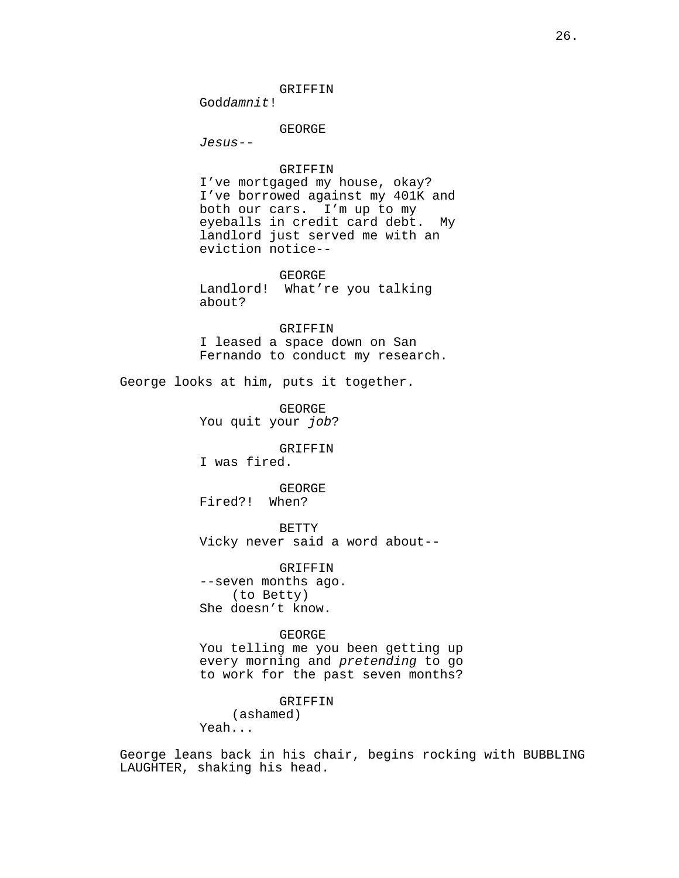GRIFFIN
God*damnit*!

GEORGE
*Jesus*--

GRIFFIN
I've mortgaged my house, okay? I've borrowed against my 401K and both our cars. I'm up to my eyeballs in credit card debt. My landlord just served me with an eviction notice--

GEORGE
Landlord! What're you talking about?

GRIFFIN
I leased a space down on San Fernando to conduct my research.

George looks at him, puts it together.

GEORGE
You quit your *job*?

GRIFFIN
I was fired.

GEORGE
Fired?! When?

BETTY
Vicky never said a word about--

GRIFFIN
--seven months ago.
(to Betty)
She doesn't know.

GEORGE
You telling me you been getting up every morning and *pretending* to go to work for the past seven months?

GRIFFIN
(ashamed)
Yeah...

George leans back in his chair, begins rocking with BUBBLING LAUGHTER, shaking his head.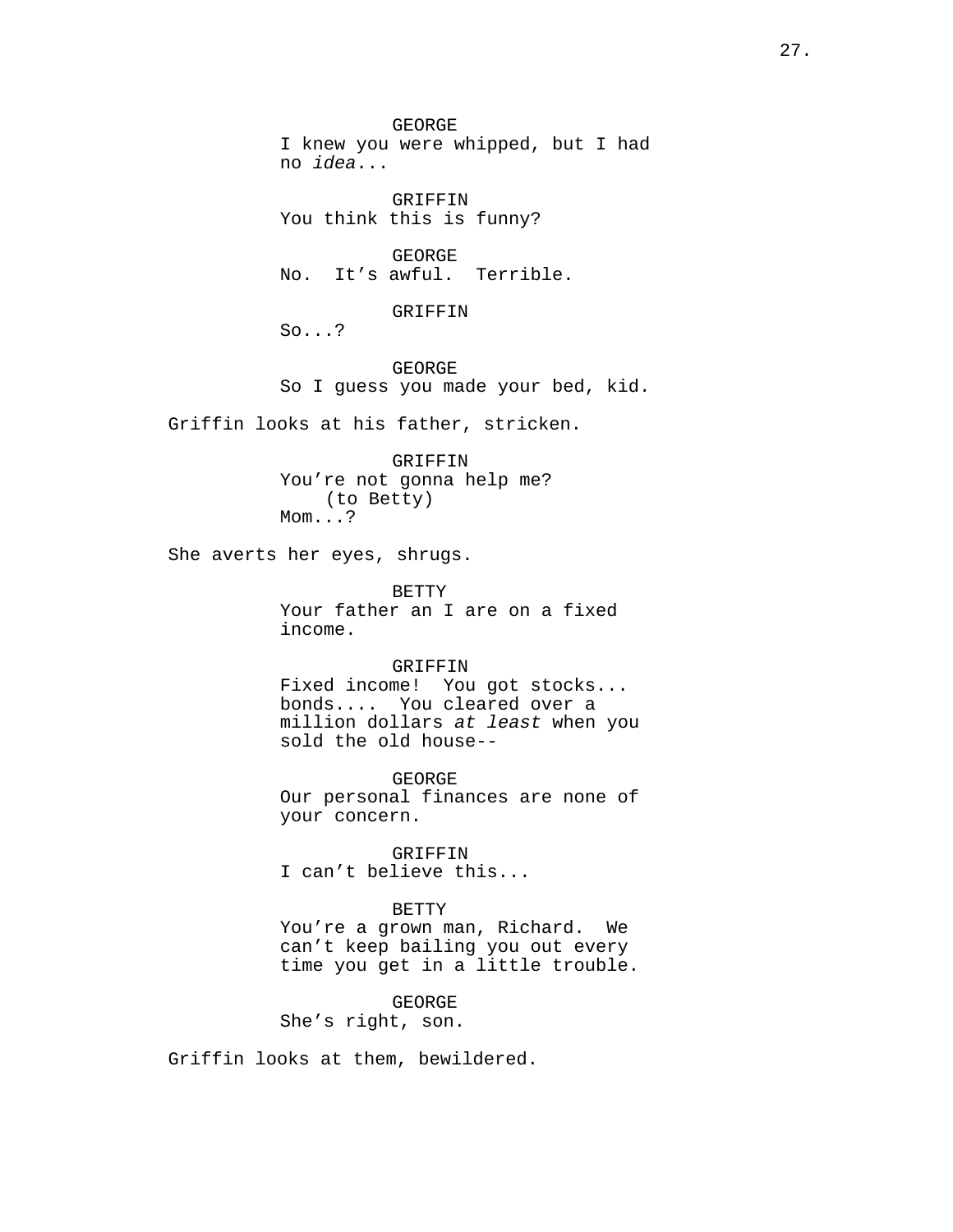GEORGE
I knew you were whipped, but I had no *idea*...

GRIFFIN
You think this is funny?

GEORGE
No.  It's awful.  Terrible.

GRIFFIN
So...?

GEORGE
So I guess you made your bed, kid.

Griffin looks at his father, stricken.

GRIFFIN
You're not gonna help me?
(to Betty)
Mom...?

She averts her eyes, shrugs.

BETTY
Your father an I are on a fixed income.

GRIFFIN
Fixed income!  You got stocks... bonds....  You cleared over a million dollars *at least* when you sold the old house--

GEORGE
Our personal finances are none of your concern.

GRIFFIN
I can't believe this...

BETTY
You're a grown man, Richard.  We can't keep bailing you out every time you get in a little trouble.

GEORGE
She's right, son.

Griffin looks at them, bewildered.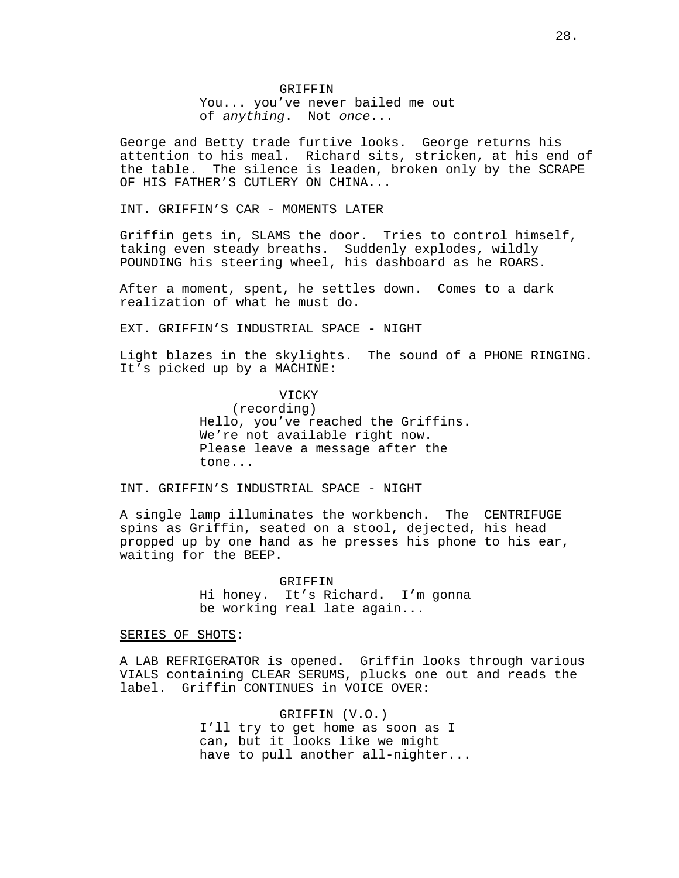GRIFFIN
You... you've never bailed me out of *anything*. Not *once*...

George and Betty trade furtive looks. George returns his attention to his meal. Richard sits, stricken, at his end of the table. The silence is leaden, broken only by the SCRAPE OF HIS FATHER'S CUTLERY ON CHINA...

INT. GRIFFIN'S CAR - MOMENTS LATER

Griffin gets in, SLAMS the door. Tries to control himself, taking even steady breaths. Suddenly explodes, wildly POUNDING his steering wheel, his dashboard as he ROARS.

After a moment, spent, he settles down. Comes to a dark realization of what he must do.

EXT. GRIFFIN'S INDUSTRIAL SPACE - NIGHT

Light blazes in the skylights. The sound of a PHONE RINGING. It's picked up by a MACHINE:

VICKY
(recording)
Hello, you've reached the Griffins. We're not available right now. Please leave a message after the tone...

INT. GRIFFIN'S INDUSTRIAL SPACE - NIGHT

A single lamp illuminates the workbench. The CENTRIFUGE spins as Griffin, seated on a stool, dejected, his head propped up by one hand as he presses his phone to his ear, waiting for the BEEP.

GRIFFIN
Hi honey. It's Richard. I'm gonna be working real late again...

<u>SERIES OF SHOTS</u>:

A LAB REFRIGERATOR is opened. Griffin looks through various VIALS containing CLEAR SERUMS, plucks one out and reads the label. Griffin CONTINUES in VOICE OVER:

GRIFFIN (V.O.)
I'll try to get home as soon as I can, but it looks like we might have to pull another all-nighter...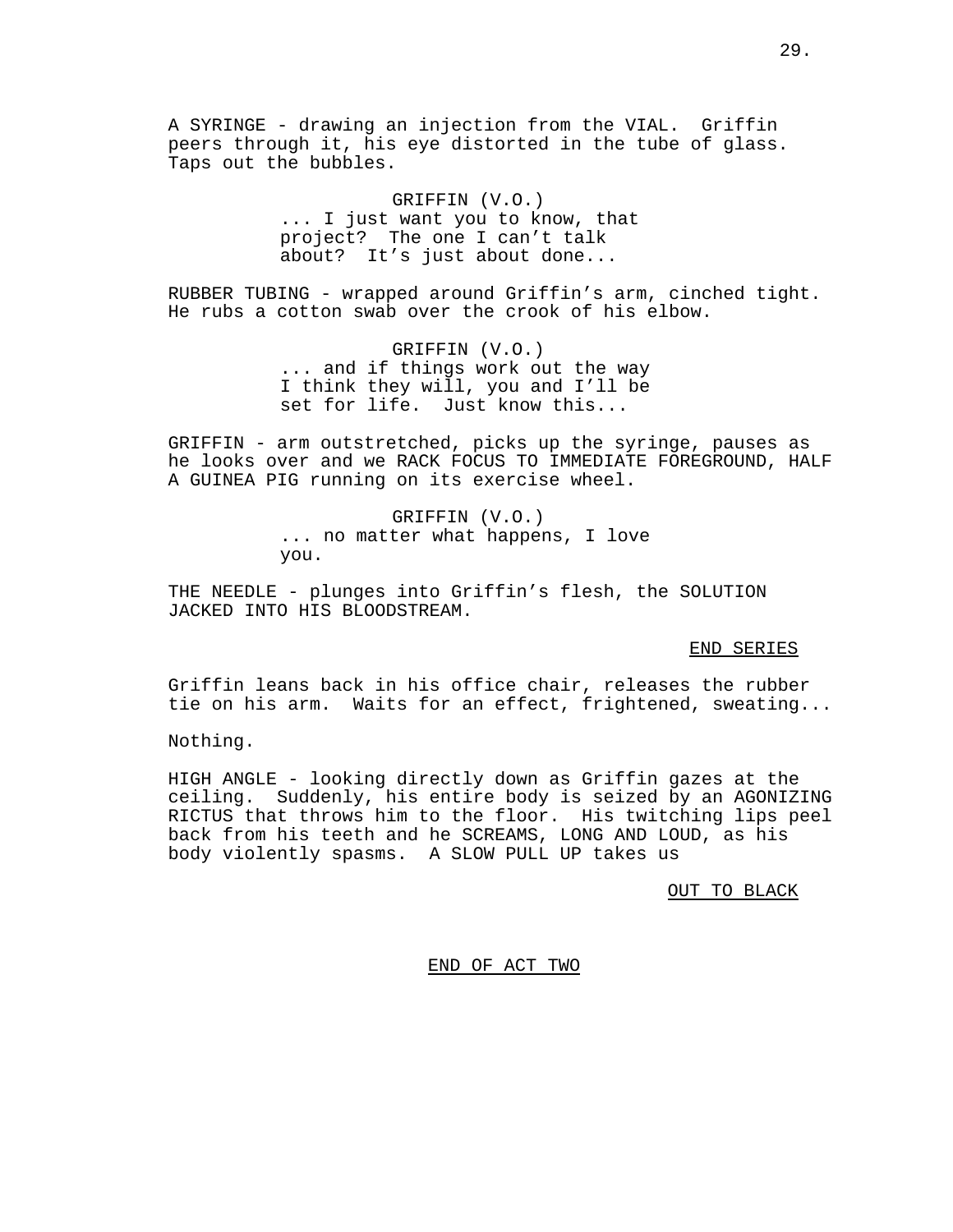A SYRINGE - drawing an injection from the VIAL. Griffin peers through it, his eye distorted in the tube of glass. Taps out the bubbles.

GRIFFIN (V.O.)
... I just want you to know, that project? The one I can't talk about? It's just about done...

RUBBER TUBING - wrapped around Griffin's arm, cinched tight. He rubs a cotton swab over the crook of his elbow.

GRIFFIN (V.O.)
... and if things work out the way I think they will, you and I'll be set for life. Just know this...

GRIFFIN - arm outstretched, picks up the syringe, pauses as he looks over and we RACK FOCUS TO IMMEDIATE FOREGROUND, HALF A GUINEA PIG running on its exercise wheel.

GRIFFIN (V.O.)
... no matter what happens, I love you.

THE NEEDLE - plunges into Griffin's flesh, the SOLUTION JACKED INTO HIS BLOODSTREAM.

END SERIES

Griffin leans back in his office chair, releases the rubber tie on his arm. Waits for an effect, frightened, sweating...

Nothing.

HIGH ANGLE - looking directly down as Griffin gazes at the ceiling. Suddenly, his entire body is seized by an AGONIZING RICTUS that throws him to the floor. His twitching lips peel back from his teeth and he SCREAMS, LONG AND LOUD, as his body violently spasms. A SLOW PULL UP takes us

OUT TO BLACK

END OF ACT TWO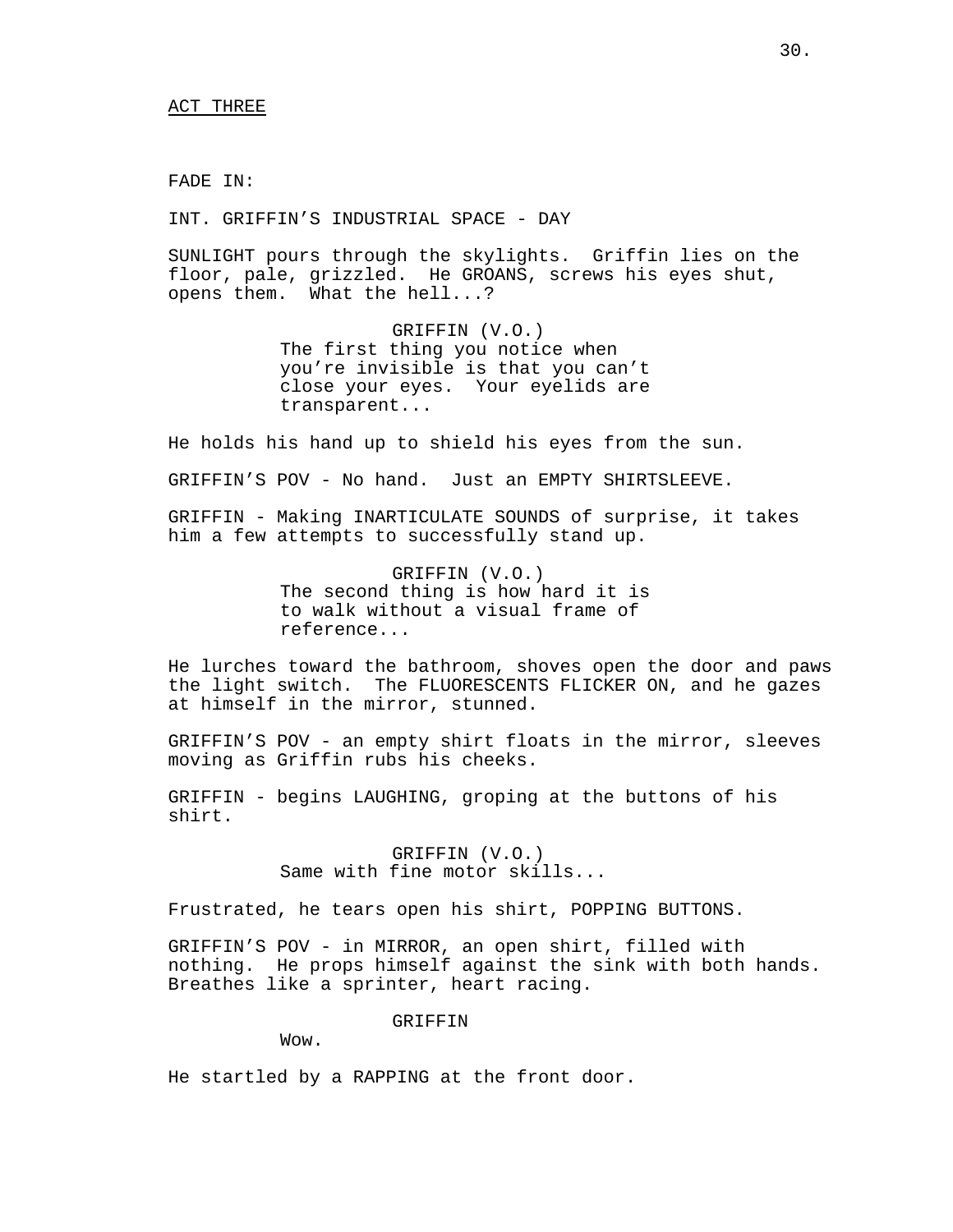ACT THREE

FADE IN:

INT. GRIFFIN'S INDUSTRIAL SPACE - DAY

SUNLIGHT pours through the skylights. Griffin lies on the floor, pale, grizzled. He GROANS, screws his eyes shut, opens them. What the hell...?

GRIFFIN (V.O.)
The first thing you notice when you're invisible is that you can't close your eyes. Your eyelids are transparent...

He holds his hand up to shield his eyes from the sun.

GRIFFIN'S POV - No hand. Just an EMPTY SHIRTSLEEVE.

GRIFFIN - Making INARTICULATE SOUNDS of surprise, it takes him a few attempts to successfully stand up.

GRIFFIN (V.O.)
The second thing is how hard it is to walk without a visual frame of reference...

He lurches toward the bathroom, shoves open the door and paws the light switch. The FLUORESCENTS FLICKER ON, and he gazes at himself in the mirror, stunned.

GRIFFIN'S POV - an empty shirt floats in the mirror, sleeves moving as Griffin rubs his cheeks.

GRIFFIN - begins LAUGHING, groping at the buttons of his shirt.

GRIFFIN (V.O.)
Same with fine motor skills...

Frustrated, he tears open his shirt, POPPING BUTTONS.

GRIFFIN'S POV - in MIRROR, an open shirt, filled with nothing. He props himself against the sink with both hands. Breathes like a sprinter, heart racing.

GRIFFIN
Wow.

He startled by a RAPPING at the front door.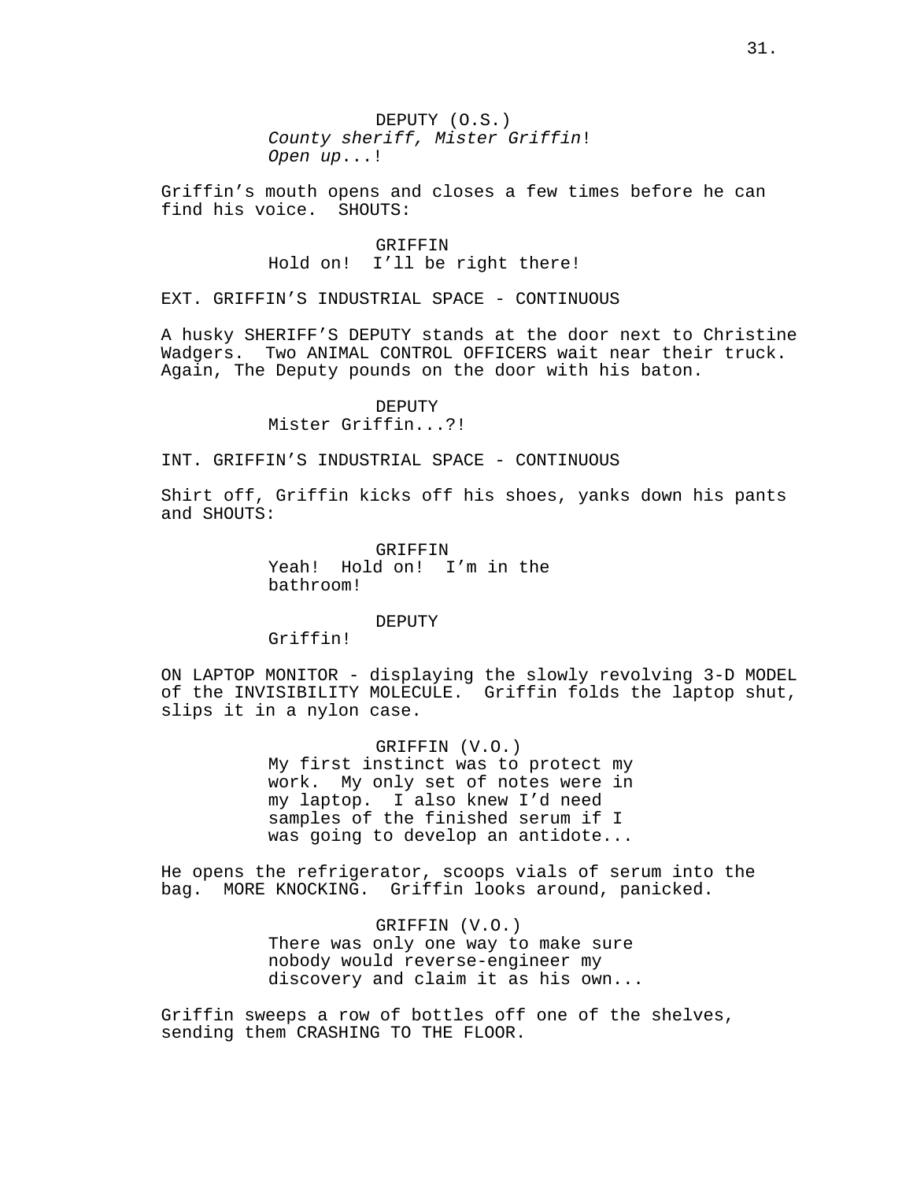DEPUTY (O.S.)
*County sheriff, Mister Griffin*!
*Open up*...!

Griffin's mouth opens and closes a few times before he can find his voice. SHOUTS:

GRIFFIN
Hold on! I'll be right there!

EXT. GRIFFIN'S INDUSTRIAL SPACE - CONTINUOUS

A husky SHERIFF'S DEPUTY stands at the door next to Christine Wadgers. Two ANIMAL CONTROL OFFICERS wait near their truck. Again, The Deputy pounds on the door with his baton.

DEPUTY
Mister Griffin...?!

INT. GRIFFIN'S INDUSTRIAL SPACE - CONTINUOUS

Shirt off, Griffin kicks off his shoes, yanks down his pants and SHOUTS:

GRIFFIN
Yeah! Hold on! I'm in the bathroom!

DEPUTY
Griffin!

ON LAPTOP MONITOR - displaying the slowly revolving 3-D MODEL of the INVISIBILITY MOLECULE. Griffin folds the laptop shut, slips it in a nylon case.

GRIFFIN (V.O.)
My first instinct was to protect my work. My only set of notes were in my laptop. I also knew I'd need samples of the finished serum if I was going to develop an antidote...

He opens the refrigerator, scoops vials of serum into the bag. MORE KNOCKING. Griffin looks around, panicked.

GRIFFIN (V.O.)
There was only one way to make sure nobody would reverse-engineer my discovery and claim it as his own...

Griffin sweeps a row of bottles off one of the shelves, sending them CRASHING TO THE FLOOR.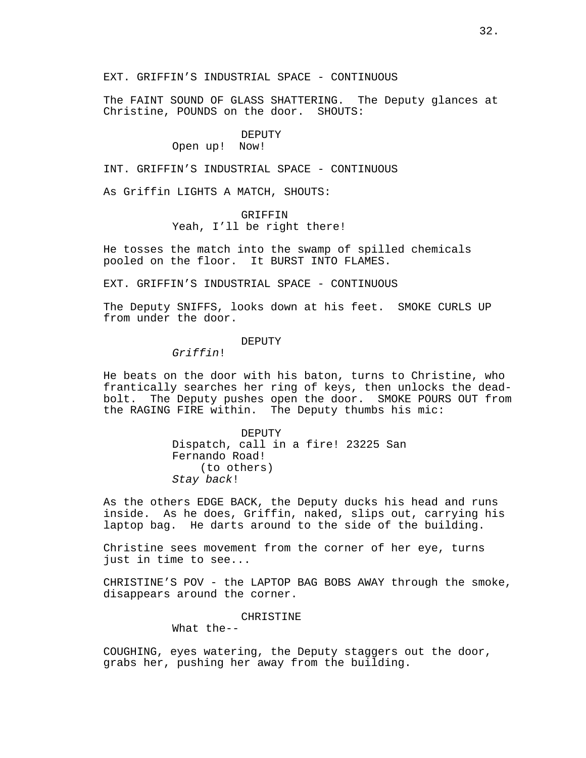EXT. GRIFFIN'S INDUSTRIAL SPACE - CONTINUOUS

The FAINT SOUND OF GLASS SHATTERING. The Deputy glances at Christine, POUNDS on the door. SHOUTS:

DEPUTY
Open up! Now!

INT. GRIFFIN'S INDUSTRIAL SPACE - CONTINUOUS

As Griffin LIGHTS A MATCH, SHOUTS:

GRIFFIN
Yeah, I'll be right there!

He tosses the match into the swamp of spilled chemicals pooled on the floor. It BURST INTO FLAMES.

EXT. GRIFFIN'S INDUSTRIAL SPACE - CONTINUOUS

The Deputy SNIFFS, looks down at his feet. SMOKE CURLS UP from under the door.

DEPUTY
*Griffin*!

He beats on the door with his baton, turns to Christine, who frantically searches her ring of keys, then unlocks the dead-bolt. The Deputy pushes open the door. SMOKE POURS OUT from the RAGING FIRE within. The Deputy thumbs his mic:

DEPUTY
Dispatch, call in a fire! 23225 San Fernando Road!
(to others)
*Stay back*!

As the others EDGE BACK, the Deputy ducks his head and runs inside. As he does, Griffin, naked, slips out, carrying his laptop bag. He darts around to the side of the building.

Christine sees movement from the corner of her eye, turns just in time to see...

CHRISTINE'S POV - the LAPTOP BAG BOBS AWAY through the smoke, disappears around the corner.

CHRISTINE
What the--

COUGHING, eyes watering, the Deputy staggers out the door, grabs her, pushing her away from the building.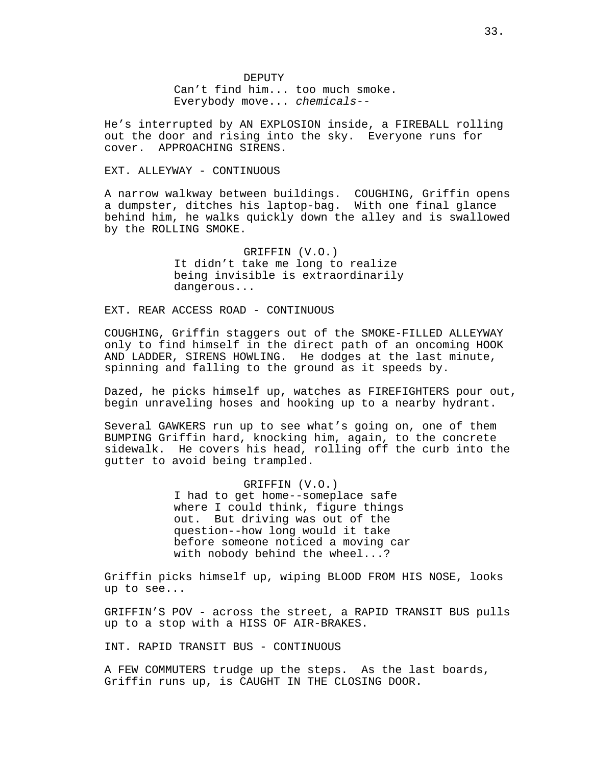DEPUTY
Can't find him... too much smoke.
Everybody move... *chemicals*--

He's interrupted by AN EXPLOSION inside, a FIREBALL rolling out the door and rising into the sky. Everyone runs for cover. APPROACHING SIRENS.

EXT. ALLEYWAY - CONTINUOUS

A narrow walkway between buildings. COUGHING, Griffin opens a dumpster, ditches his laptop-bag. With one final glance behind him, he walks quickly down the alley and is swallowed by the ROLLING SMOKE.

GRIFFIN (V.O.)
It didn't take me long to realize being invisible is extraordinarily dangerous...

EXT. REAR ACCESS ROAD - CONTINUOUS

COUGHING, Griffin staggers out of the SMOKE-FILLED ALLEYWAY only to find himself in the direct path of an oncoming HOOK AND LADDER, SIRENS HOWLING. He dodges at the last minute, spinning and falling to the ground as it speeds by.

Dazed, he picks himself up, watches as FIREFIGHTERS pour out, begin unraveling hoses and hooking up to a nearby hydrant.

Several GAWKERS run up to see what's going on, one of them BUMPING Griffin hard, knocking him, again, to the concrete sidewalk. He covers his head, rolling off the curb into the gutter to avoid being trampled.

GRIFFIN (V.O.)
I had to get home--someplace safe where I could think, figure things out. But driving was out of the question--how long would it take before someone noticed a moving car with nobody behind the wheel...?

Griffin picks himself up, wiping BLOOD FROM HIS NOSE, looks up to see...

GRIFFIN'S POV - across the street, a RAPID TRANSIT BUS pulls up to a stop with a HISS OF AIR-BRAKES.

INT. RAPID TRANSIT BUS - CONTINUOUS

A FEW COMMUTERS trudge up the steps. As the last boards, Griffin runs up, is CAUGHT IN THE CLOSING DOOR.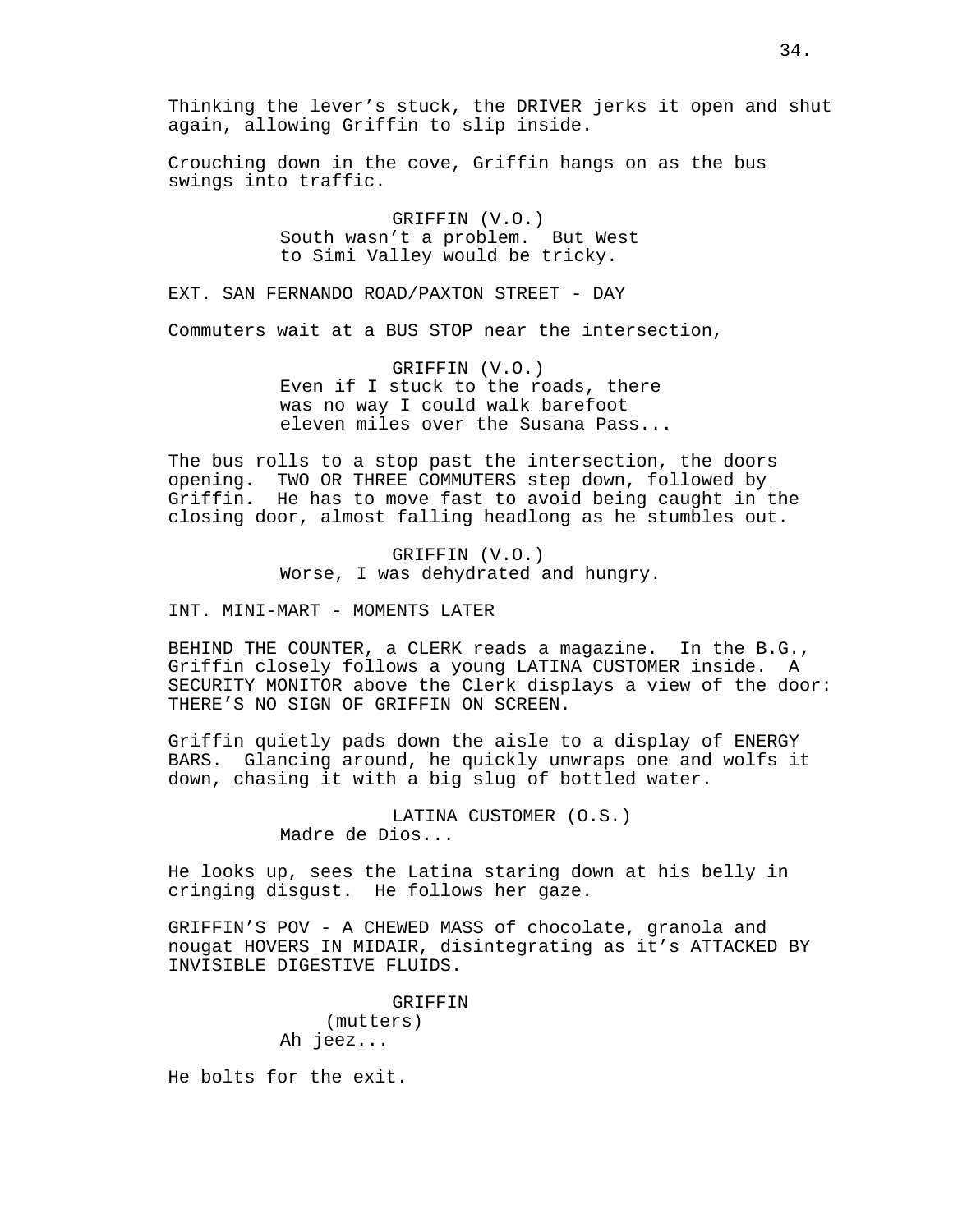Thinking the lever's stuck, the DRIVER jerks it open and shut again, allowing Griffin to slip inside.

Crouching down in the cove, Griffin hangs on as the bus swings into traffic.

GRIFFIN (V.O.)
South wasn't a problem. But West to Simi Valley would be tricky.

EXT. SAN FERNANDO ROAD/PAXTON STREET - DAY

Commuters wait at a BUS STOP near the intersection,

GRIFFIN (V.O.)
Even if I stuck to the roads, there was no way I could walk barefoot eleven miles over the Susana Pass...

The bus rolls to a stop past the intersection, the doors opening. TWO OR THREE COMMUTERS step down, followed by Griffin. He has to move fast to avoid being caught in the closing door, almost falling headlong as he stumbles out.

GRIFFIN (V.O.)
Worse, I was dehydrated and hungry.

INT. MINI-MART - MOMENTS LATER

BEHIND THE COUNTER, a CLERK reads a magazine. In the B.G., Griffin closely follows a young LATINA CUSTOMER inside. A SECURITY MONITOR above the Clerk displays a view of the door: THERE'S NO SIGN OF GRIFFIN ON SCREEN.

Griffin quietly pads down the aisle to a display of ENERGY BARS. Glancing around, he quickly unwraps one and wolfs it down, chasing it with a big slug of bottled water.

LATINA CUSTOMER (O.S.)
Madre de Dios...

He looks up, sees the Latina staring down at his belly in cringing disgust. He follows her gaze.

GRIFFIN'S POV - A CHEWED MASS of chocolate, granola and nougat HOVERS IN MIDAIR, disintegrating as it's ATTACKED BY INVISIBLE DIGESTIVE FLUIDS.

GRIFFIN
(mutters)
Ah jeez...

He bolts for the exit.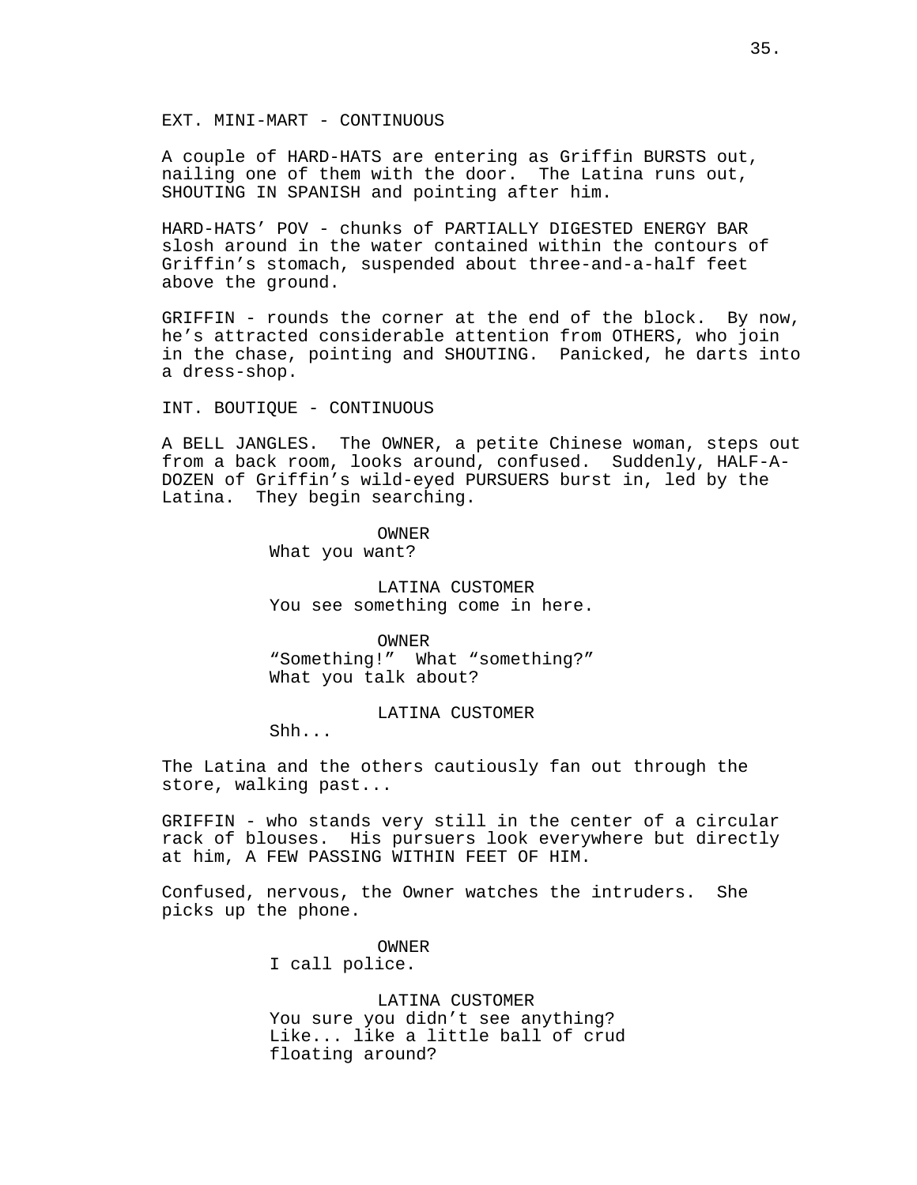EXT. MINI-MART - CONTINUOUS

A couple of HARD-HATS are entering as Griffin BURSTS out, nailing one of them with the door. The Latina runs out, SHOUTING IN SPANISH and pointing after him.

HARD-HATS' POV - chunks of PARTIALLY DIGESTED ENERGY BAR slosh around in the water contained within the contours of Griffin's stomach, suspended about three-and-a-half feet above the ground.

GRIFFIN - rounds the corner at the end of the block. By now, he's attracted considerable attention from OTHERS, who join in the chase, pointing and SHOUTING. Panicked, he darts into a dress-shop.

INT. BOUTIQUE - CONTINUOUS

A BELL JANGLES. The OWNER, a petite Chinese woman, steps out from a back room, looks around, confused. Suddenly, HALF-A-DOZEN of Griffin's wild-eyed PURSUERS burst in, led by the Latina. They begin searching.

OWNER
What you want?

LATINA CUSTOMER
You see something come in here.

OWNER
"Something!" What "something?"
What you talk about?

LATINA CUSTOMER
Shh...

The Latina and the others cautiously fan out through the store, walking past...

GRIFFIN - who stands very still in the center of a circular rack of blouses. His pursuers look everywhere but directly at him, A FEW PASSING WITHIN FEET OF HIM.

Confused, nervous, the Owner watches the intruders. She picks up the phone.

OWNER
I call police.

LATINA CUSTOMER
You sure you didn't see anything?
Like... like a little ball of crud
floating around?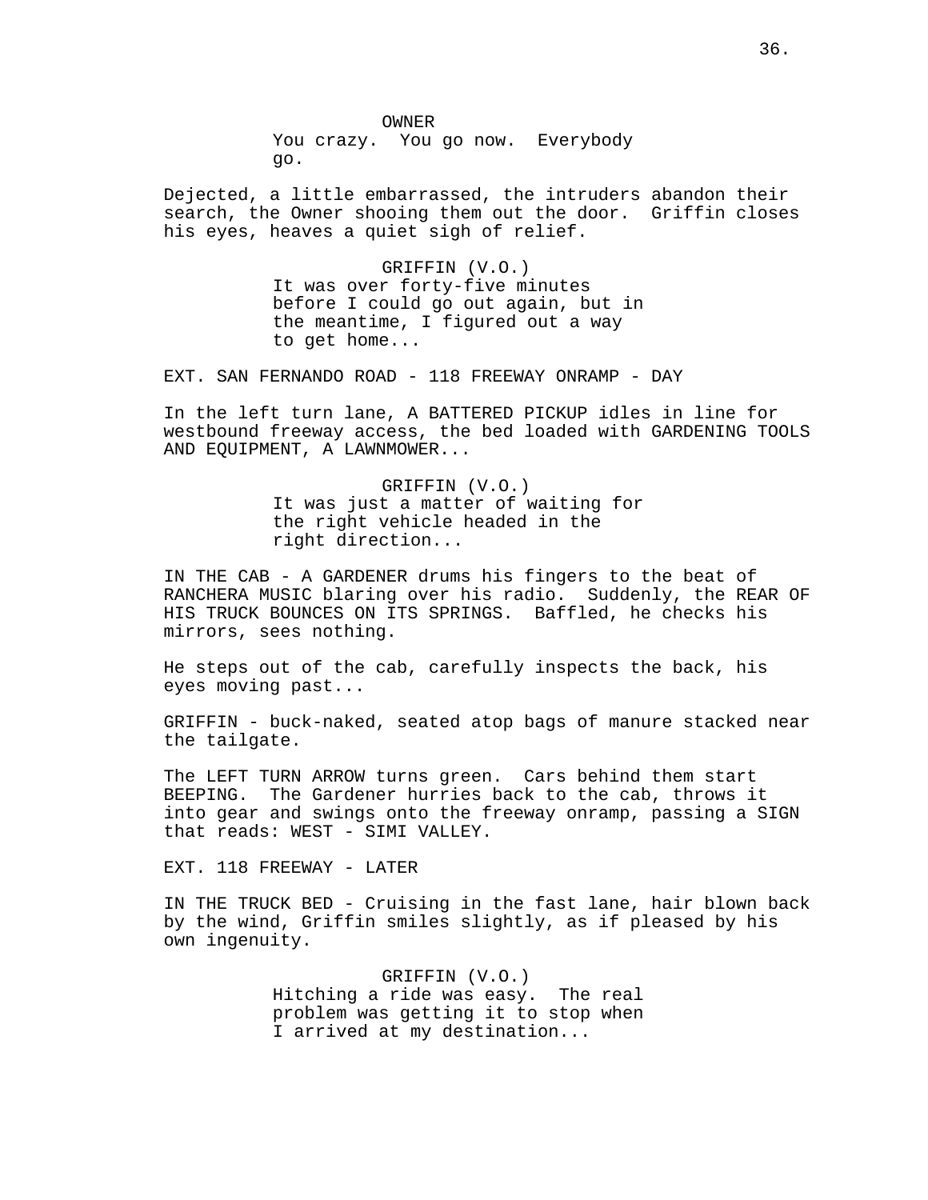OWNER
You crazy. You go now. Everybody go.

Dejected, a little embarrassed, the intruders abandon their search, the Owner shooing them out the door. Griffin closes his eyes, heaves a quiet sigh of relief.

GRIFFIN (V.O.)
It was over forty-five minutes before I could go out again, but in the meantime, I figured out a way to get home...

EXT. SAN FERNANDO ROAD - 118 FREEWAY ONRAMP - DAY

In the left turn lane, A BATTERED PICKUP idles in line for westbound freeway access, the bed loaded with GARDENING TOOLS AND EQUIPMENT, A LAWNMOWER...

GRIFFIN (V.O.)
It was just a matter of waiting for the right vehicle headed in the right direction...

IN THE CAB - A GARDENER drums his fingers to the beat of RANCHERA MUSIC blaring over his radio. Suddenly, the REAR OF HIS TRUCK BOUNCES ON ITS SPRINGS. Baffled, he checks his mirrors, sees nothing.

He steps out of the cab, carefully inspects the back, his eyes moving past...

GRIFFIN - buck-naked, seated atop bags of manure stacked near the tailgate.

The LEFT TURN ARROW turns green. Cars behind them start BEEPING. The Gardener hurries back to the cab, throws it into gear and swings onto the freeway onramp, passing a SIGN that reads: WEST - SIMI VALLEY.

EXT. 118 FREEWAY - LATER

IN THE TRUCK BED - Cruising in the fast lane, hair blown back by the wind, Griffin smiles slightly, as if pleased by his own ingenuity.

GRIFFIN (V.O.)
Hitching a ride was easy. The real problem was getting it to stop when I arrived at my destination...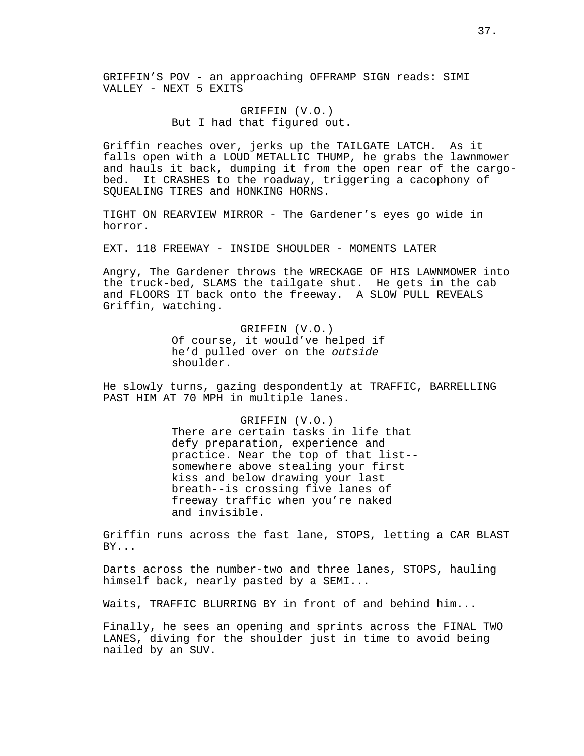GRIFFIN’S POV - an approaching OFFRAMP SIGN reads: SIMI VALLEY - NEXT 5 EXITS

GRIFFIN (V.O.)
But I had that figured out.

Griffin reaches over, jerks up the TAILGATE LATCH. As it falls open with a LOUD METALLIC THUMP, he grabs the lawnmower and hauls it back, dumping it from the open rear of the cargo-bed. It CRASHES to the roadway, triggering a cacophony of SQUEALING TIRES and HONKING HORNS.

TIGHT ON REARVIEW MIRROR - The Gardener’s eyes go wide in horror.

EXT. 118 FREEWAY - INSIDE SHOULDER - MOMENTS LATER

Angry, The Gardener throws the WRECKAGE OF HIS LAWNMOWER into the truck-bed, SLAMS the tailgate shut. He gets in the cab and FLOORS IT back onto the freeway. A SLOW PULL REVEALS Griffin, watching.

GRIFFIN (V.O.)
Of course, it would’ve helped if he’d pulled over on the *outside* shoulder.

He slowly turns, gazing despondently at TRAFFIC, BARRELLING PAST HIM AT 70 MPH in multiple lanes.

GRIFFIN (V.O.)
There are certain tasks in life that defy preparation, experience and practice. Near the top of that list--somewhere above stealing your first kiss and below drawing your last breath--is crossing five lanes of freeway traffic when you’re naked and invisible.

Griffin runs across the fast lane, STOPS, letting a CAR BLAST BY...

Darts across the number-two and three lanes, STOPS, hauling himself back, nearly pasted by a SEMI...

Waits, TRAFFIC BLURRING BY in front of and behind him...

Finally, he sees an opening and sprints across the FINAL TWO LANES, diving for the shoulder just in time to avoid being nailed by an SUV.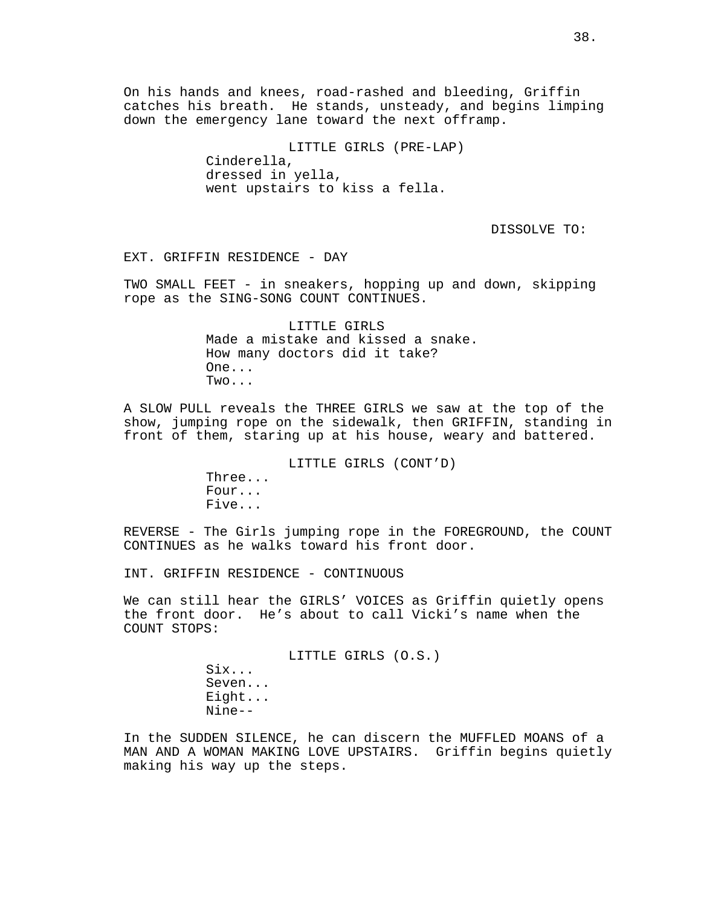On his hands and knees, road-rashed and bleeding, Griffin catches his breath. He stands, unsteady, and begins limping down the emergency lane toward the next offramp.

LITTLE GIRLS (PRE-LAP)
Cinderella,
dressed in yella,
went upstairs to kiss a fella.

DISSOLVE TO:

EXT. GRIFFIN RESIDENCE - DAY

TWO SMALL FEET - in sneakers, hopping up and down, skipping rope as the SING-SONG COUNT CONTINUES.

LITTLE GIRLS
Made a mistake and kissed a snake.
How many doctors did it take?
One...
Two...

A SLOW PULL reveals the THREE GIRLS we saw at the top of the show, jumping rope on the sidewalk, then GRIFFIN, standing in front of them, staring up at his house, weary and battered.

LITTLE GIRLS (CONT'D)
Three...
Four...
Five...

REVERSE - The Girls jumping rope in the FOREGROUND, the COUNT CONTINUES as he walks toward his front door.

INT. GRIFFIN RESIDENCE - CONTINUOUS

We can still hear the GIRLS' VOICES as Griffin quietly opens the front door. He's about to call Vicki's name when the COUNT STOPS:

LITTLE GIRLS (O.S.)
Six...
Seven...
Eight...
Nine--

In the SUDDEN SILENCE, he can discern the MUFFLED MOANS of a MAN AND A WOMAN MAKING LOVE UPSTAIRS. Griffin begins quietly making his way up the steps.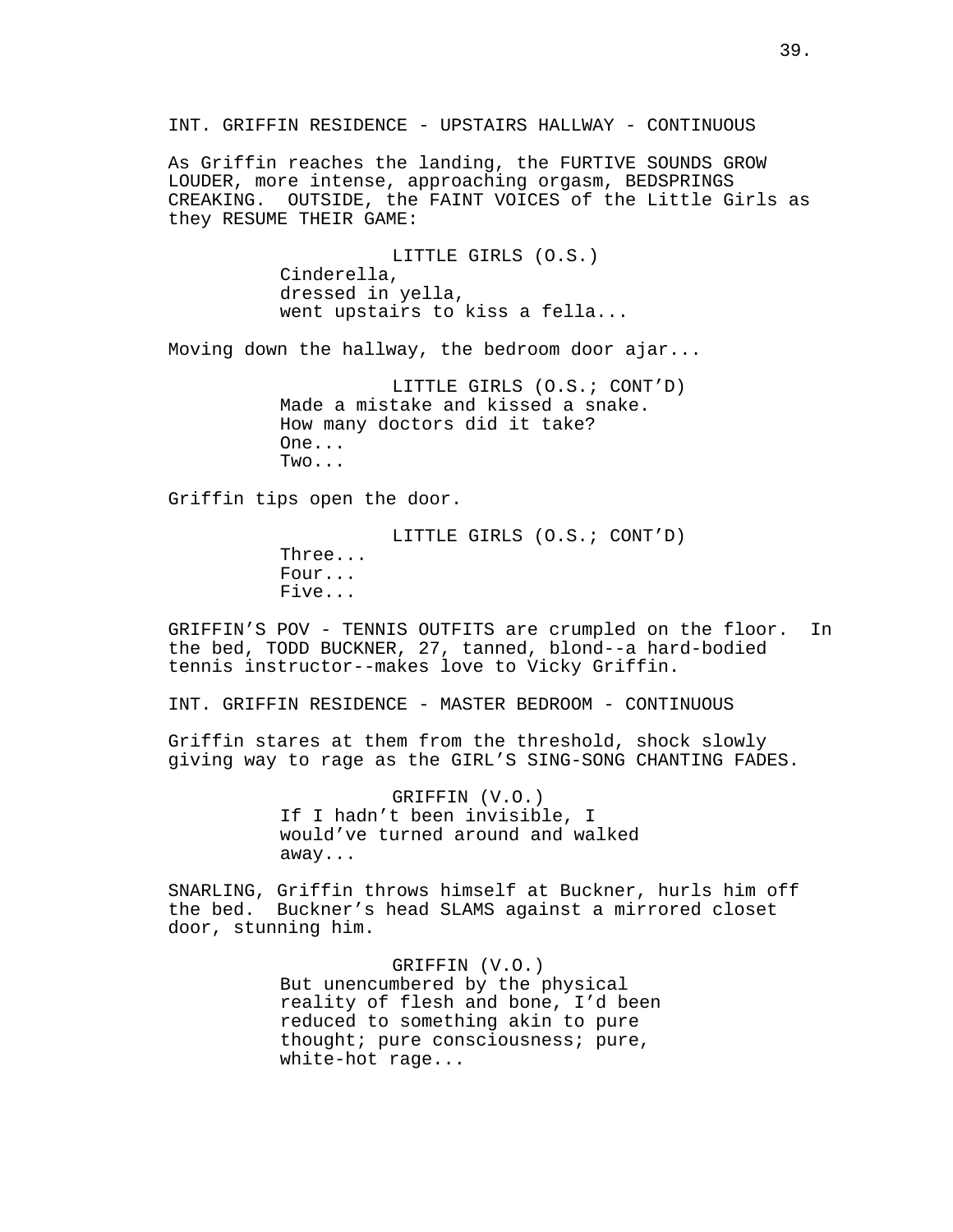INT. GRIFFIN RESIDENCE - UPSTAIRS HALLWAY - CONTINUOUS

As Griffin reaches the landing, the FURTIVE SOUNDS GROW LOUDER, more intense, approaching orgasm, BEDSPRINGS CREAKING. OUTSIDE, the FAINT VOICES of the Little Girls as they RESUME THEIR GAME:

LITTLE GIRLS (O.S.)
Cinderella,
dressed in yella,
went upstairs to kiss a fella...

Moving down the hallway, the bedroom door ajar...

LITTLE GIRLS (O.S.; CONT'D)
Made a mistake and kissed a snake.
How many doctors did it take?
One...
Two...

Griffin tips open the door.

LITTLE GIRLS (O.S.; CONT'D)
Three...
Four...
Five...

GRIFFIN'S POV - TENNIS OUTFITS are crumpled on the floor. In the bed, TODD BUCKNER, 27, tanned, blond--a hard-bodied tennis instructor--makes love to Vicky Griffin.

INT. GRIFFIN RESIDENCE - MASTER BEDROOM - CONTINUOUS

Griffin stares at them from the threshold, shock slowly giving way to rage as the GIRL'S SING-SONG CHANTING FADES.

GRIFFIN (V.O.)
If I hadn't been invisible, I would've turned around and walked away...

SNARLING, Griffin throws himself at Buckner, hurls him off the bed. Buckner's head SLAMS against a mirrored closet door, stunning him.

GRIFFIN (V.O.)
But unencumbered by the physical reality of flesh and bone, I'd been reduced to something akin to pure thought; pure consciousness; pure, white-hot rage...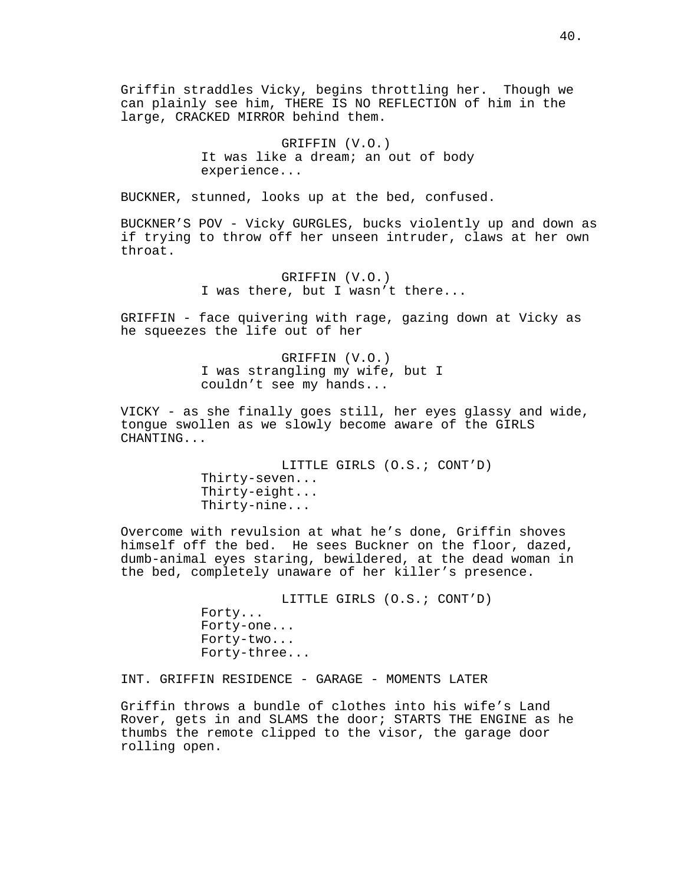Griffin straddles Vicky, begins throttling her. Though we can plainly see him, THERE IS NO REFLECTION of him in the large, CRACKED MIRROR behind them.

GRIFFIN (V.O.)
It was like a dream; an out of body experience...

BUCKNER, stunned, looks up at the bed, confused.

BUCKNER'S POV - Vicky GURGLES, bucks violently up and down as if trying to throw off her unseen intruder, claws at her own throat.

GRIFFIN (V.O.)
I was there, but I wasn't there...

GRIFFIN - face quivering with rage, gazing down at Vicky as he squeezes the life out of her

GRIFFIN (V.O.)
I was strangling my wife, but I couldn't see my hands...

VICKY - as she finally goes still, her eyes glassy and wide, tongue swollen as we slowly become aware of the GIRLS CHANTING...

LITTLE GIRLS (O.S.; CONT'D)
Thirty-seven...
Thirty-eight...
Thirty-nine...

Overcome with revulsion at what he's done, Griffin shoves himself off the bed. He sees Buckner on the floor, dazed, dumb-animal eyes staring, bewildered, at the dead woman in the bed, completely unaware of her killer's presence.

LITTLE GIRLS (O.S.; CONT'D)
Forty...
Forty-one...
Forty-two...
Forty-three...

INT. GRIFFIN RESIDENCE - GARAGE - MOMENTS LATER

Griffin throws a bundle of clothes into his wife's Land Rover, gets in and SLAMS the door; STARTS THE ENGINE as he thumbs the remote clipped to the visor, the garage door rolling open.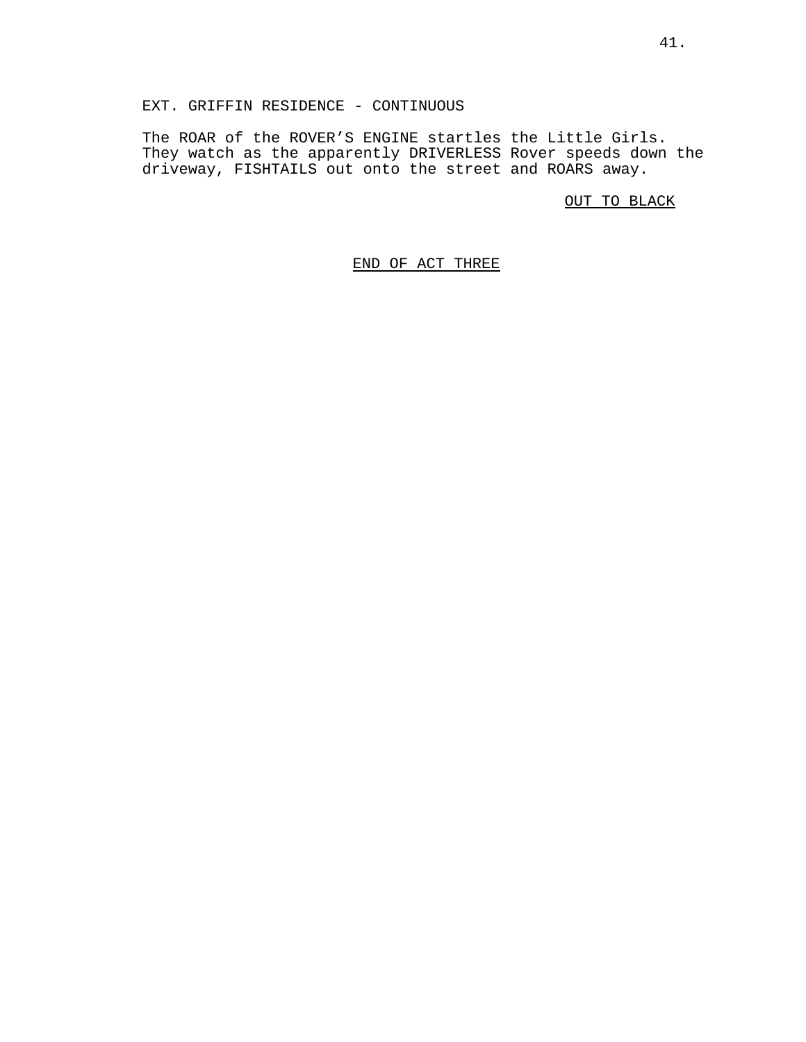EXT. GRIFFIN RESIDENCE - CONTINUOUS

The ROAR of the ROVER'S ENGINE startles the Little Girls. They watch as the apparently DRIVERLESS Rover speeds down the driveway, FISHTAILS out onto the street and ROARS away.

OUT TO BLACK

END OF ACT THREE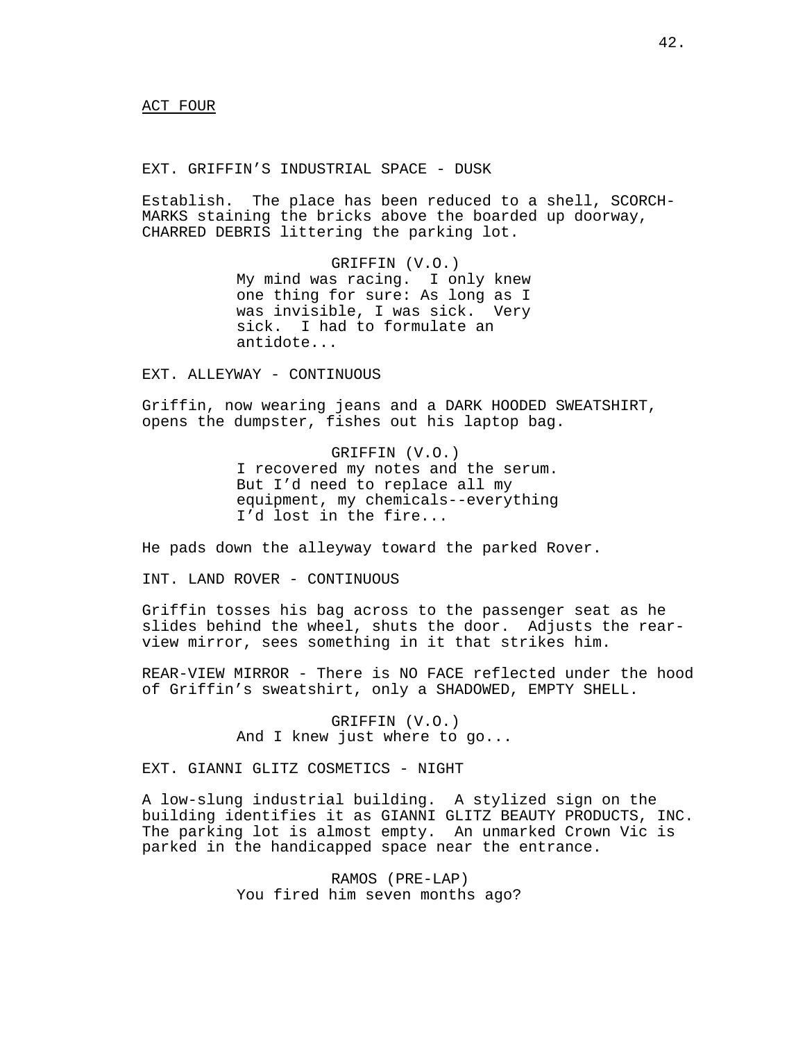ACT FOUR

EXT. GRIFFIN'S INDUSTRIAL SPACE - DUSK

Establish. The place has been reduced to a shell, SCORCH-MARKS staining the bricks above the boarded up doorway, CHARRED DEBRIS littering the parking lot.

GRIFFIN (V.O.)
My mind was racing. I only knew one thing for sure: As long as I was invisible, I was sick. Very sick. I had to formulate an antidote...

EXT. ALLEYWAY - CONTINUOUS

Griffin, now wearing jeans and a DARK HOODED SWEATSHIRT, opens the dumpster, fishes out his laptop bag.

GRIFFIN (V.O.)
I recovered my notes and the serum. But I'd need to replace all my equipment, my chemicals--everything I'd lost in the fire...

He pads down the alleyway toward the parked Rover.

INT. LAND ROVER - CONTINUOUS

Griffin tosses his bag across to the passenger seat as he slides behind the wheel, shuts the door. Adjusts the rear-view mirror, sees something in it that strikes him.

REAR-VIEW MIRROR - There is NO FACE reflected under the hood of Griffin's sweatshirt, only a SHADOWED, EMPTY SHELL.

GRIFFIN (V.O.)
And I knew just where to go...

EXT. GIANNI GLITZ COSMETICS - NIGHT

A low-slung industrial building. A stylized sign on the building identifies it as GIANNI GLITZ BEAUTY PRODUCTS, INC. The parking lot is almost empty. An unmarked Crown Vic is parked in the handicapped space near the entrance.

RAMOS (PRE-LAP)
You fired him seven months ago?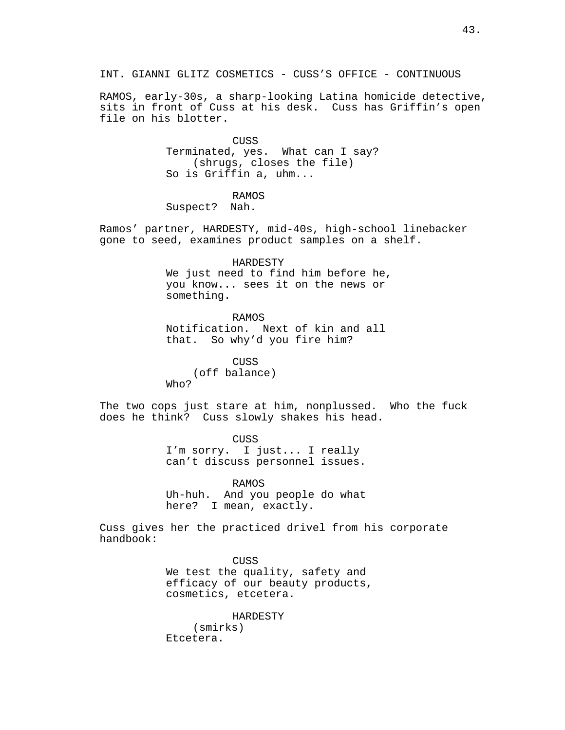INT. GIANNI GLITZ COSMETICS - CUSS'S OFFICE - CONTINUOUS

RAMOS, early-30s, a sharp-looking Latina homicide detective, sits in front of Cuss at his desk. Cuss has Griffin's open file on his blotter.

CUSS
Terminated, yes. What can I say?
(shrugs, closes the file)
So is Griffin a, uhm...

RAMOS
Suspect? Nah.

Ramos' partner, HARDESTY, mid-40s, high-school linebacker gone to seed, examines product samples on a shelf.

HARDESTY
We just need to find him before he, you know... sees it on the news or something.

RAMOS
Notification. Next of kin and all that. So why'd you fire him?

CUSS
(off balance)
Who?

The two cops just stare at him, nonplussed. Who the fuck does he think? Cuss slowly shakes his head.

CUSS
I'm sorry. I just... I really can't discuss personnel issues.

RAMOS
Uh-huh. And you people do what here? I mean, exactly.

Cuss gives her the practiced drivel from his corporate handbook:

CUSS
We test the quality, safety and efficacy of our beauty products, cosmetics, etcetera.

HARDESTY
(smirks)
Etcetera.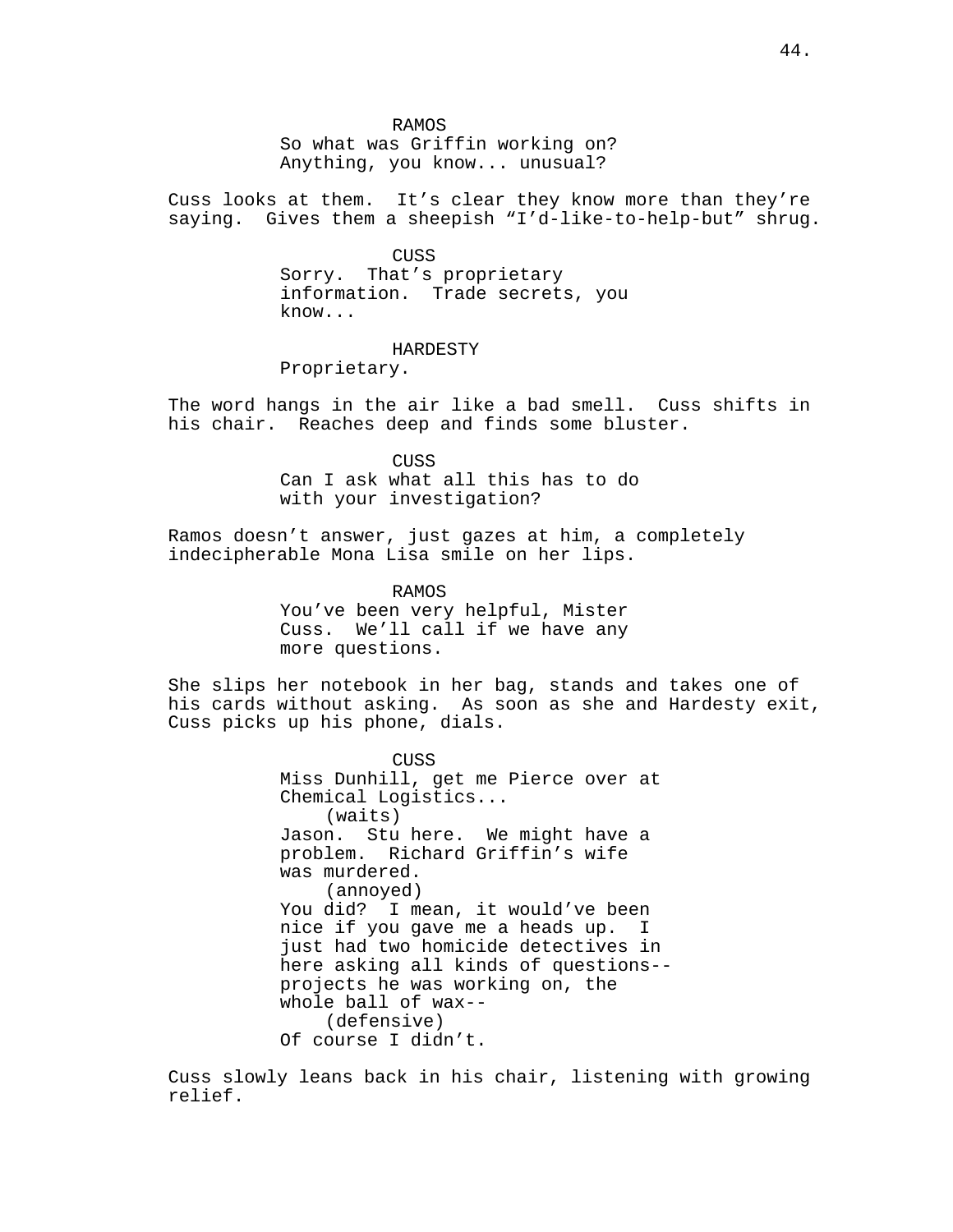RAMOS
So what was Griffin working on? Anything, you know... unusual?

Cuss looks at them. It's clear they know more than they're saying. Gives them a sheepish "I'd-like-to-help-but" shrug.

CUSS
Sorry. That's proprietary information. Trade secrets, you know...

HARDESTY
Proprietary.

The word hangs in the air like a bad smell. Cuss shifts in his chair. Reaches deep and finds some bluster.

CUSS
Can I ask what all this has to do with your investigation?

Ramos doesn't answer, just gazes at him, a completely indecipherable Mona Lisa smile on her lips.

RAMOS
You've been very helpful, Mister Cuss. We'll call if we have any more questions.

She slips her notebook in her bag, stands and takes one of his cards without asking. As soon as she and Hardesty exit, Cuss picks up his phone, dials.

CUSS
Miss Dunhill, get me Pierce over at Chemical Logistics...
(waits)
Jason. Stu here. We might have a problem. Richard Griffin's wife was murdered.
(annoyed)
You did? I mean, it would've been nice if you gave me a heads up. I just had two homicide detectives in here asking all kinds of questions-- projects he was working on, the whole ball of wax--
(defensive)
Of course I didn't.

Cuss slowly leans back in his chair, listening with growing relief.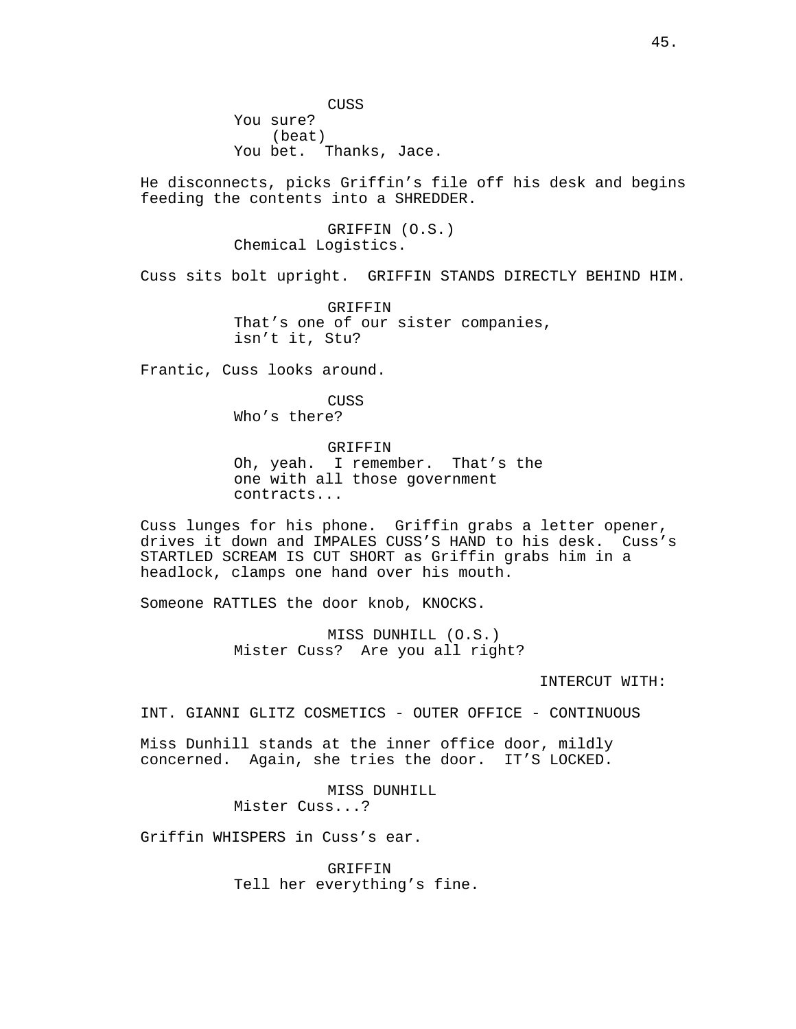CUSS
You sure?
(beat)
You bet. Thanks, Jace.

He disconnects, picks Griffin's file off his desk and begins feeding the contents into a SHREDDER.

GRIFFIN (O.S.)
Chemical Logistics.

Cuss sits bolt upright. GRIFFIN STANDS DIRECTLY BEHIND HIM.

GRIFFIN
That's one of our sister companies, isn't it, Stu?

Frantic, Cuss looks around.

CUSS
Who's there?

GRIFFIN
Oh, yeah. I remember. That's the one with all those government contracts...

Cuss lunges for his phone. Griffin grabs a letter opener, drives it down and IMPALES CUSS'S HAND to his desk. Cuss's STARTLED SCREAM IS CUT SHORT as Griffin grabs him in a headlock, clamps one hand over his mouth.

Someone RATTLES the door knob, KNOCKS.

MISS DUNHILL (O.S.)
Mister Cuss? Are you all right?

INTERCUT WITH:

INT. GIANNI GLITZ COSMETICS - OUTER OFFICE - CONTINUOUS

Miss Dunhill stands at the inner office door, mildly concerned. Again, she tries the door. IT'S LOCKED.

MISS DUNHILL
Mister Cuss...?

Griffin WHISPERS in Cuss's ear.

GRIFFIN
Tell her everything's fine.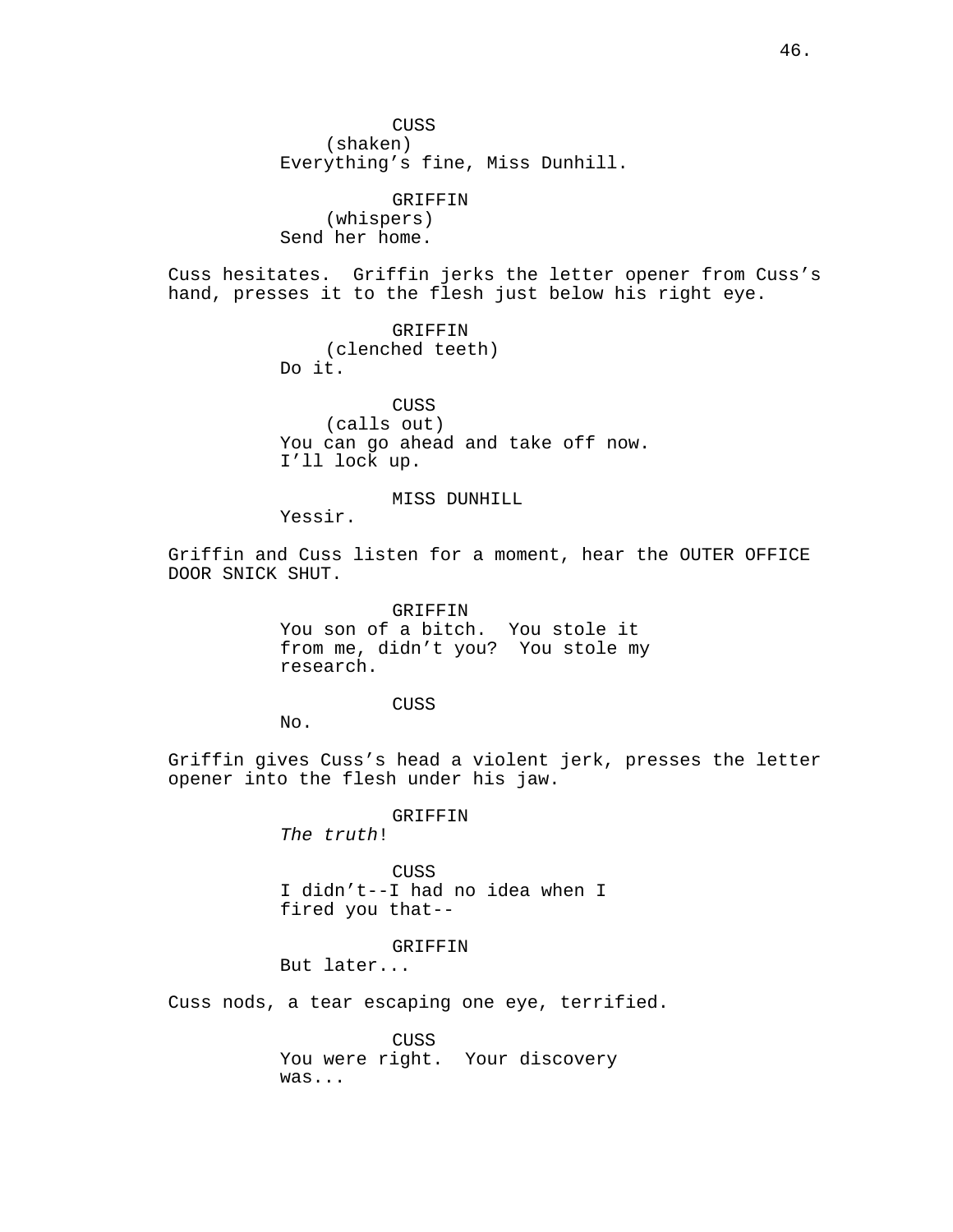CUSS
(shaken)
Everything's fine, Miss Dunhill.

GRIFFIN
(whispers)
Send her home.

Cuss hesitates. Griffin jerks the letter opener from Cuss's hand, presses it to the flesh just below his right eye.

GRIFFIN
(clenched teeth)
Do it.

CUSS
(calls out)
You can go ahead and take off now. I'll lock up.

MISS DUNHILL
Yessir.

Griffin and Cuss listen for a moment, hear the OUTER OFFICE DOOR SNICK SHUT.

GRIFFIN
You son of a bitch. You stole it from me, didn't you? You stole my research.

CUSS
No.

Griffin gives Cuss's head a violent jerk, presses the letter opener into the flesh under his jaw.

GRIFFIN
*The truth*!

CUSS
I didn't--I had no idea when I fired you that--

GRIFFIN
But later...

Cuss nods, a tear escaping one eye, terrified.

CUSS
You were right. Your discovery was...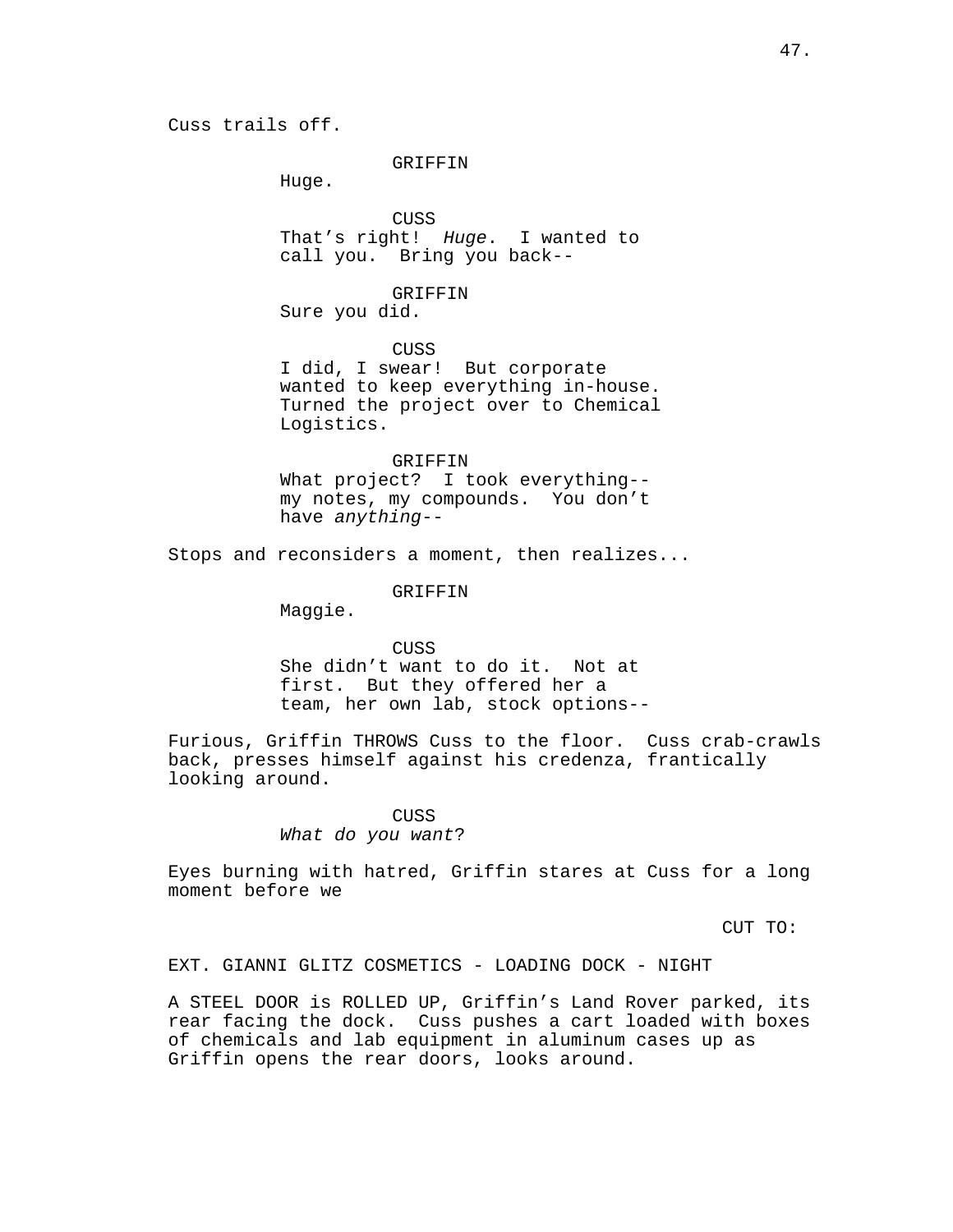Cuss trails off.

GRIFFIN
Huge.

CUSS
That's right! *Huge*. I wanted to call you. Bring you back--

GRIFFIN
Sure you did.

CUSS
I did, I swear! But corporate wanted to keep everything in-house. Turned the project over to Chemical Logistics.

GRIFFIN
What project? I took everything-- my notes, my compounds. You don't have *anything*--

Stops and reconsiders a moment, then realizes...

GRIFFIN
Maggie.

CUSS
She didn't want to do it. Not at first. But they offered her a team, her own lab, stock options--

Furious, Griffin THROWS Cuss to the floor. Cuss crab-crawls back, presses himself against his credenza, frantically looking around.

CUSS
*What do you want*?

Eyes burning with hatred, Griffin stares at Cuss for a long moment before we

CUT TO:

EXT. GIANNI GLITZ COSMETICS - LOADING DOCK - NIGHT

A STEEL DOOR is ROLLED UP, Griffin's Land Rover parked, its rear facing the dock. Cuss pushes a cart loaded with boxes of chemicals and lab equipment in aluminum cases up as Griffin opens the rear doors, looks around.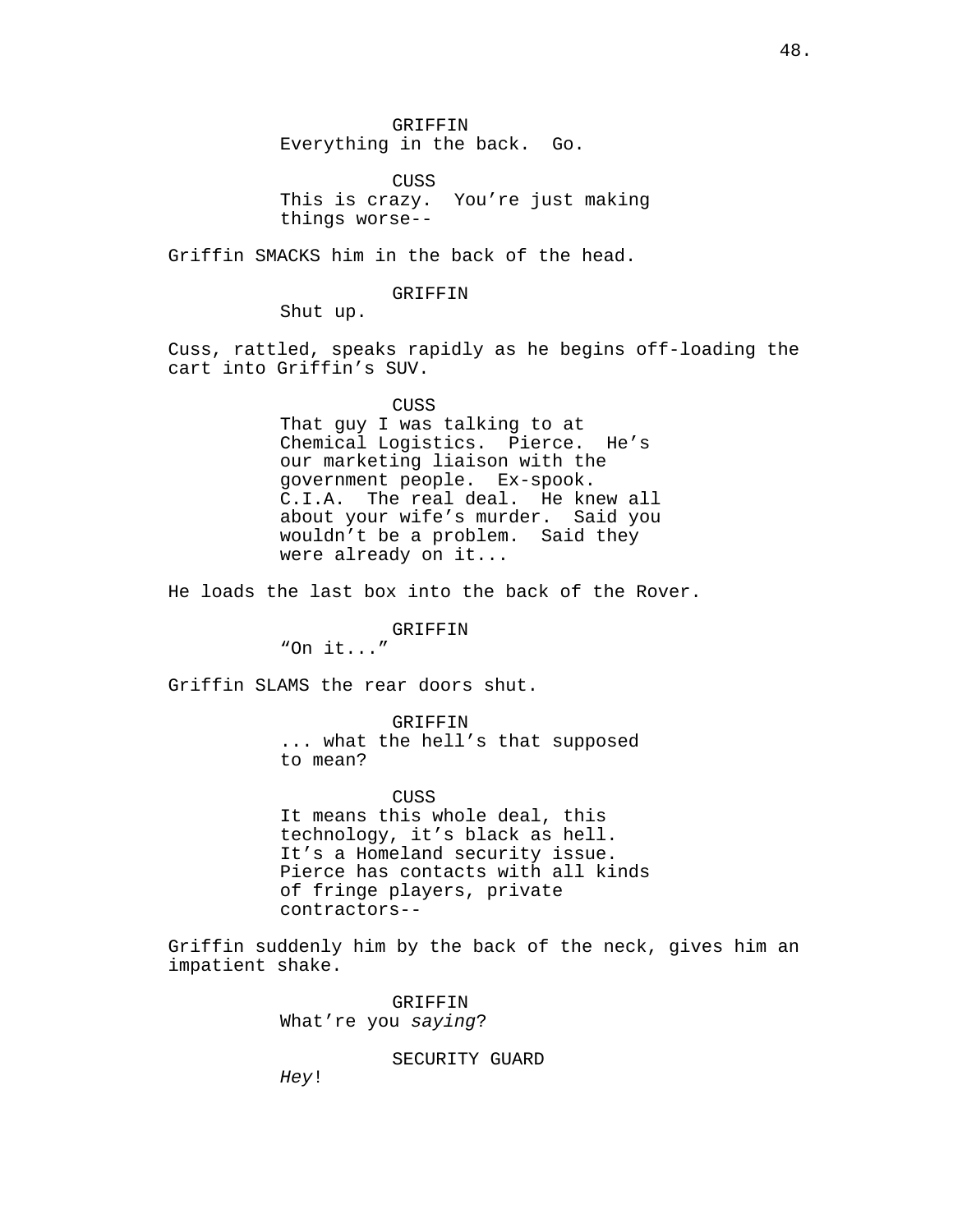GRIFFIN
Everything in the back. Go.

CUSS
This is crazy. You're just making things worse--

Griffin SMACKS him in the back of the head.

GRIFFIN
Shut up.

Cuss, rattled, speaks rapidly as he begins off-loading the cart into Griffin's SUV.

CUSS
That guy I was talking to at Chemical Logistics. Pierce. He's our marketing liaison with the government people. Ex-spook. C.I.A. The real deal. He knew all about your wife's murder. Said you wouldn't be a problem. Said they were already on it...

He loads the last box into the back of the Rover.

GRIFFIN
"On it..."

Griffin SLAMS the rear doors shut.

GRIFFIN
... what the hell's that supposed to mean?

CUSS
It means this whole deal, this technology, it's black as hell. It's a Homeland security issue. Pierce has contacts with all kinds of fringe players, private contractors--

Griffin suddenly him by the back of the neck, gives him an impatient shake.

GRIFFIN
What're you *saying*?

SECURITY GUARD
*Hey*!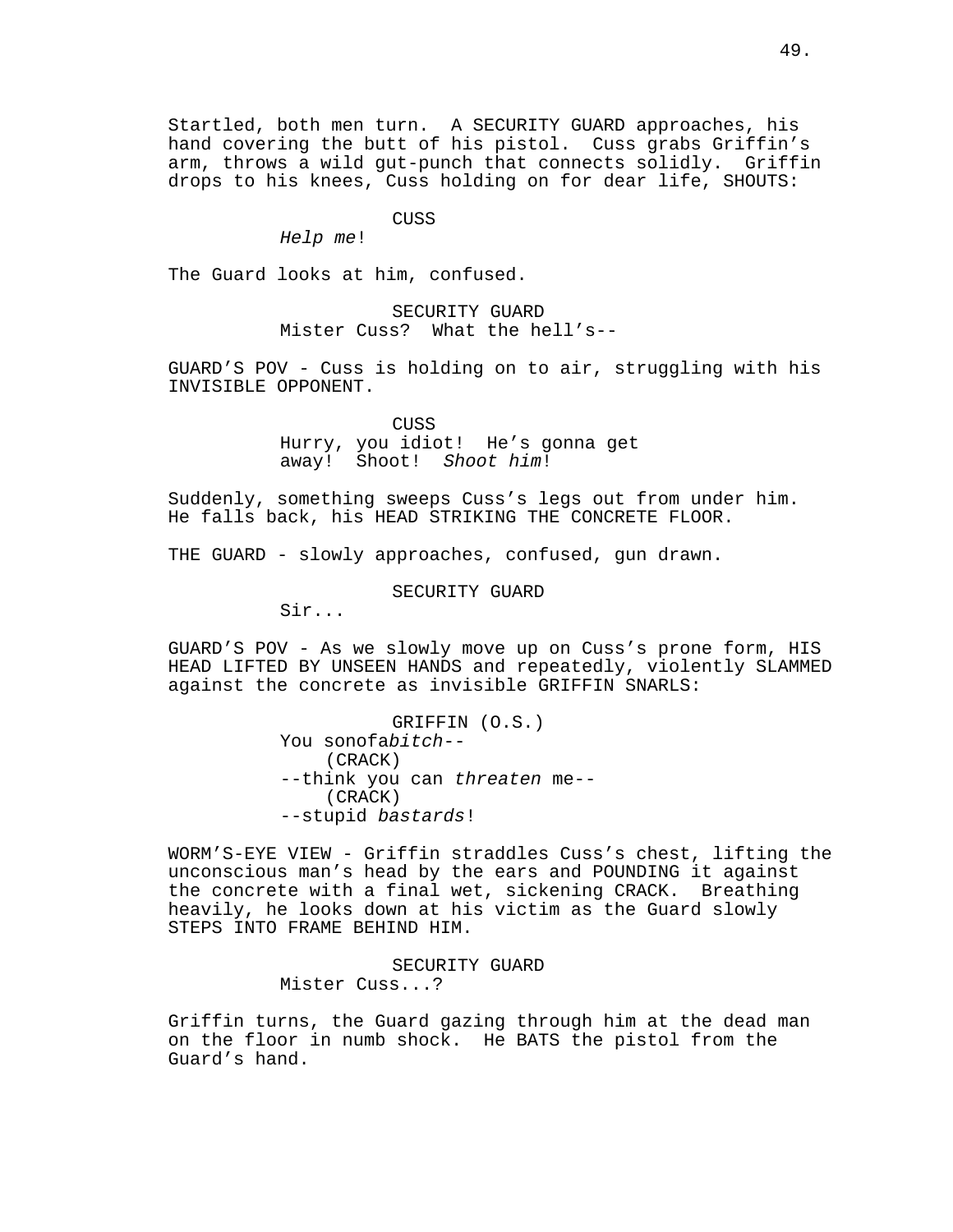Startled, both men turn. A SECURITY GUARD approaches, his hand covering the butt of his pistol. Cuss grabs Griffin's arm, throws a wild gut-punch that connects solidly. Griffin drops to his knees, Cuss holding on for dear life, SHOUTS:

CUSS
*Help me*!

The Guard looks at him, confused.

SECURITY GUARD
Mister Cuss? What the hell's--

GUARD'S POV - Cuss is holding on to air, struggling with his INVISIBLE OPPONENT.

CUSS
Hurry, you idiot! He's gonna get away! Shoot! *Shoot him*!

Suddenly, something sweeps Cuss's legs out from under him. He falls back, his HEAD STRIKING THE CONCRETE FLOOR.

THE GUARD - slowly approaches, confused, gun drawn.

SECURITY GUARD
Sir...

GUARD'S POV - As we slowly move up on Cuss's prone form, HIS HEAD LIFTED BY UNSEEN HANDS and repeatedly, violently SLAMMED against the concrete as invisible GRIFFIN SNARLS:

GRIFFIN (O.S.)
You sonofa*bitch*--
(CRACK)
--think you can *threaten* me--
(CRACK)
--stupid *bastards*!

WORM'S-EYE VIEW - Griffin straddles Cuss's chest, lifting the unconscious man's head by the ears and POUNDING it against the concrete with a final wet, sickening CRACK. Breathing heavily, he looks down at his victim as the Guard slowly STEPS INTO FRAME BEHIND HIM.

SECURITY GUARD
Mister Cuss...?

Griffin turns, the Guard gazing through him at the dead man on the floor in numb shock. He BATS the pistol from the Guard's hand.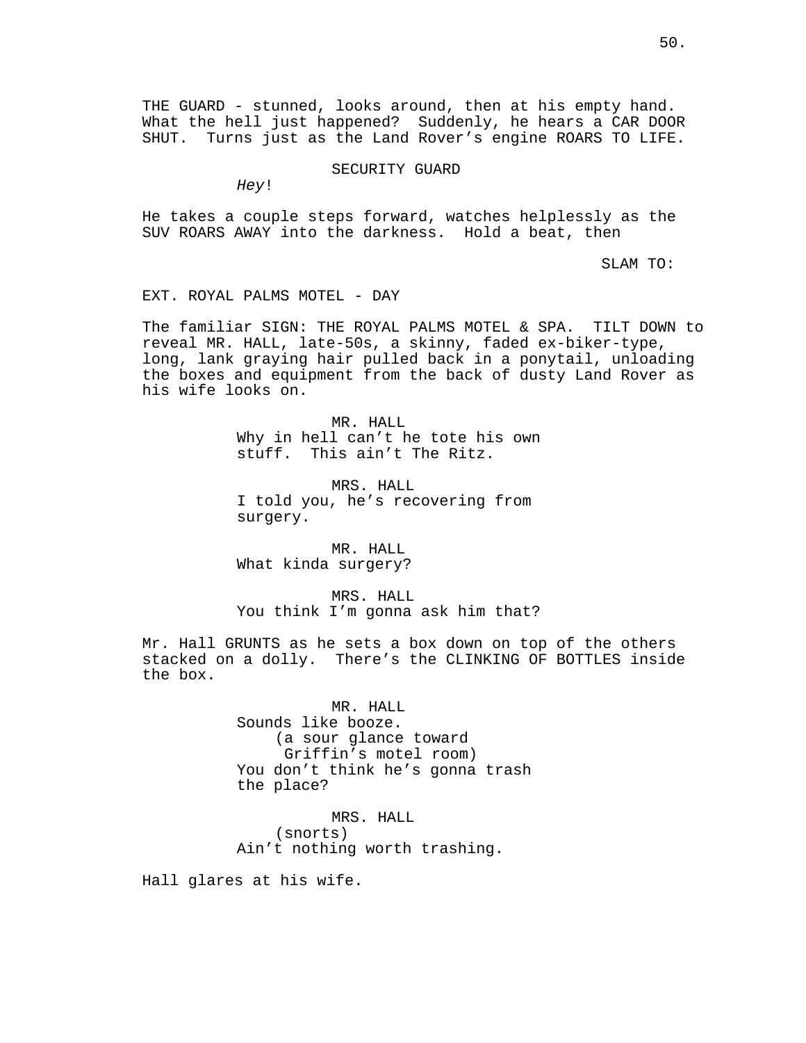THE GUARD - stunned, looks around, then at his empty hand. What the hell just happened? Suddenly, he hears a CAR DOOR SHUT. Turns just as the Land Rover's engine ROARS TO LIFE.

SECURITY GUARD
*Hey*!

He takes a couple steps forward, watches helplessly as the SUV ROARS AWAY into the darkness. Hold a beat, then

SLAM TO:

EXT. ROYAL PALMS MOTEL - DAY

The familiar SIGN: THE ROYAL PALMS MOTEL & SPA. TILT DOWN to reveal MR. HALL, late-50s, a skinny, faded ex-biker-type, long, lank graying hair pulled back in a ponytail, unloading the boxes and equipment from the back of dusty Land Rover as his wife looks on.

MR. HALL
Why in hell can't he tote his own stuff. This ain't The Ritz.

MRS. HALL
I told you, he's recovering from surgery.

MR. HALL
What kinda surgery?

MRS. HALL
You think I'm gonna ask him that?

Mr. Hall GRUNTS as he sets a box down on top of the others stacked on a dolly. There's the CLINKING OF BOTTLES inside the box.

MR. HALL
Sounds like booze.
(a sour glance toward Griffin's motel room)
You don't think he's gonna trash the place?

MRS. HALL
(snorts)
Ain't nothing worth trashing.

Hall glares at his wife.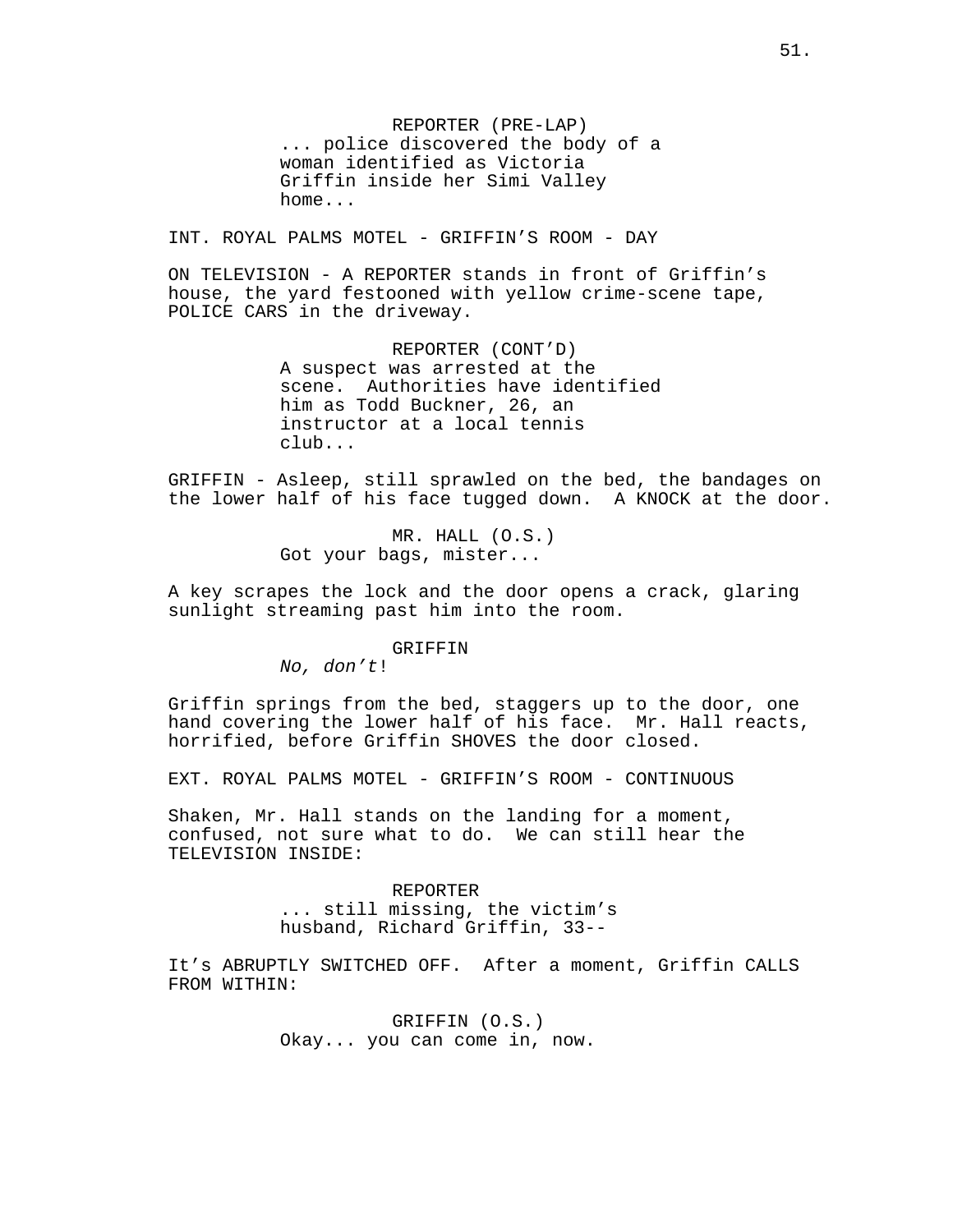REPORTER (PRE-LAP)
... police discovered the body of a woman identified as Victoria Griffin inside her Simi Valley home...

INT. ROYAL PALMS MOTEL - GRIFFIN'S ROOM - DAY

ON TELEVISION - A REPORTER stands in front of Griffin's house, the yard festooned with yellow crime-scene tape, POLICE CARS in the driveway.

REPORTER (CONT'D)
A suspect was arrested at the scene. Authorities have identified him as Todd Buckner, 26, an instructor at a local tennis club...

GRIFFIN - Asleep, still sprawled on the bed, the bandages on the lower half of his face tugged down. A KNOCK at the door.

MR. HALL (O.S.)
Got your bags, mister...

A key scrapes the lock and the door opens a crack, glaring sunlight streaming past him into the room.

GRIFFIN
*No, don't*!

Griffin springs from the bed, staggers up to the door, one hand covering the lower half of his face. Mr. Hall reacts, horrified, before Griffin SHOVES the door closed.

EXT. ROYAL PALMS MOTEL - GRIFFIN'S ROOM - CONTINUOUS

Shaken, Mr. Hall stands on the landing for a moment, confused, not sure what to do. We can still hear the TELEVISION INSIDE:

REPORTER
... still missing, the victim's husband, Richard Griffin, 33--

It's ABRUPTLY SWITCHED OFF. After a moment, Griffin CALLS FROM WITHIN:

GRIFFIN (O.S.)
Okay... you can come in, now.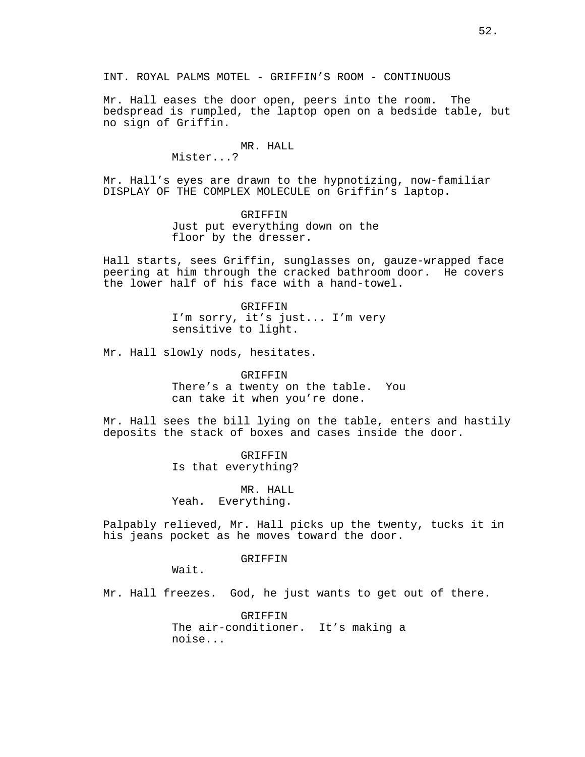INT. ROYAL PALMS MOTEL - GRIFFIN'S ROOM - CONTINUOUS

Mr. Hall eases the door open, peers into the room. The bedspread is rumpled, the laptop open on a bedside table, but no sign of Griffin.

MR. HALL
Mister...?

Mr. Hall's eyes are drawn to the hypnotizing, now-familiar DISPLAY OF THE COMPLEX MOLECULE on Griffin's laptop.

GRIFFIN
Just put everything down on the floor by the dresser.

Hall starts, sees Griffin, sunglasses on, gauze-wrapped face peering at him through the cracked bathroom door. He covers the lower half of his face with a hand-towel.

GRIFFIN
I'm sorry, it's just... I'm very sensitive to light.

Mr. Hall slowly nods, hesitates.

GRIFFIN
There's a twenty on the table. You can take it when you're done.

Mr. Hall sees the bill lying on the table, enters and hastily deposits the stack of boxes and cases inside the door.

GRIFFIN
Is that everything?

MR. HALL
Yeah. Everything.

Palpably relieved, Mr. Hall picks up the twenty, tucks it in his jeans pocket as he moves toward the door.

GRIFFIN
Wait.

Mr. Hall freezes. God, he just wants to get out of there.

GRIFFIN
The air-conditioner. It's making a noise...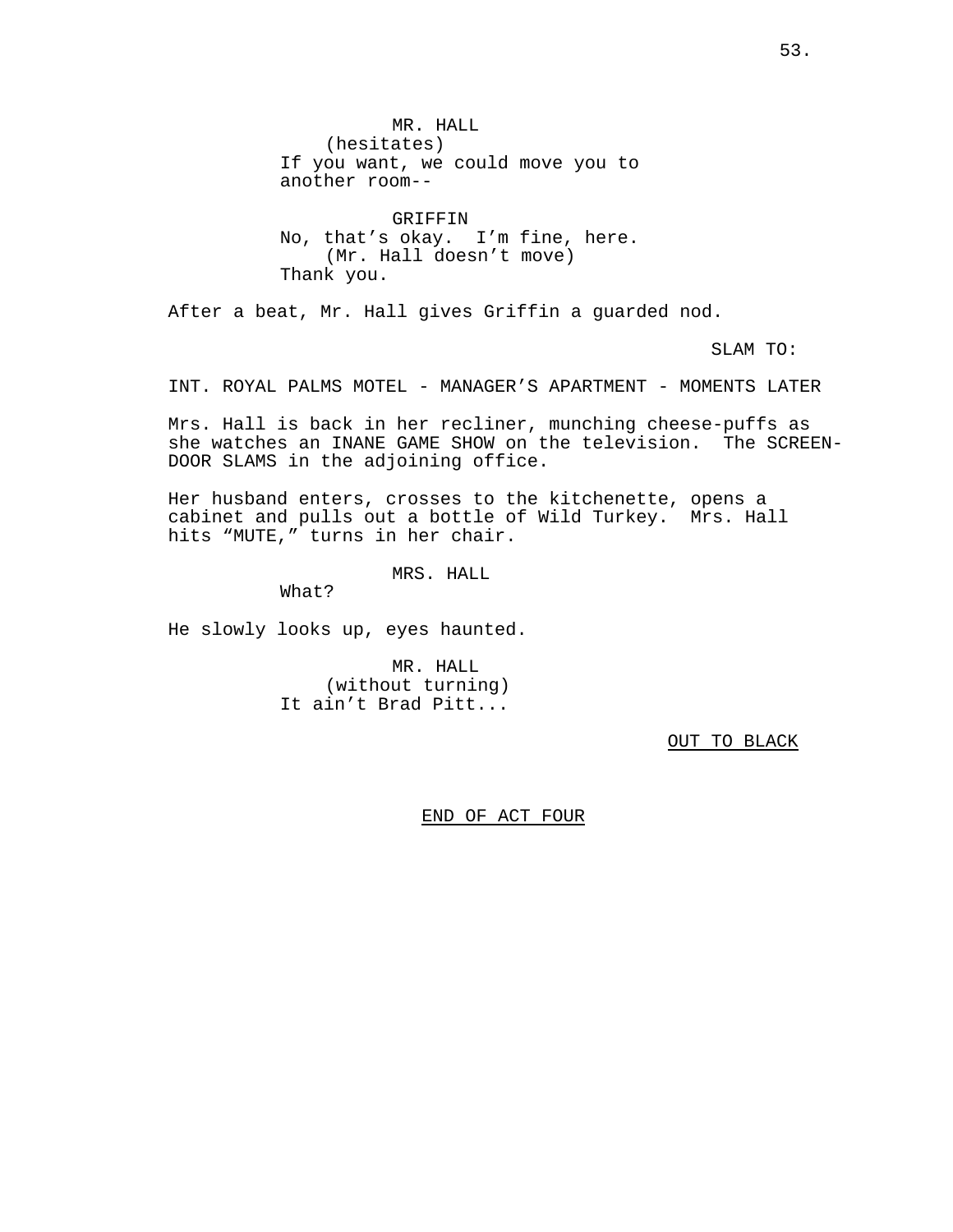MR. HALL
(hesitates)
If you want, we could move you to another room--

GRIFFIN
No, that's okay. I'm fine, here.
(Mr. Hall doesn't move)
Thank you.

After a beat, Mr. Hall gives Griffin a guarded nod.

SLAM TO:

INT. ROYAL PALMS MOTEL - MANAGER'S APARTMENT - MOMENTS LATER

Mrs. Hall is back in her recliner, munching cheese-puffs as she watches an INANE GAME SHOW on the television. The SCREEN-DOOR SLAMS in the adjoining office.

Her husband enters, crosses to the kitchenette, opens a cabinet and pulls out a bottle of Wild Turkey. Mrs. Hall hits "MUTE," turns in her chair.

MRS. HALL
What?

He slowly looks up, eyes haunted.

MR. HALL
(without turning)
It ain't Brad Pitt...

OUT TO BLACK

END OF ACT FOUR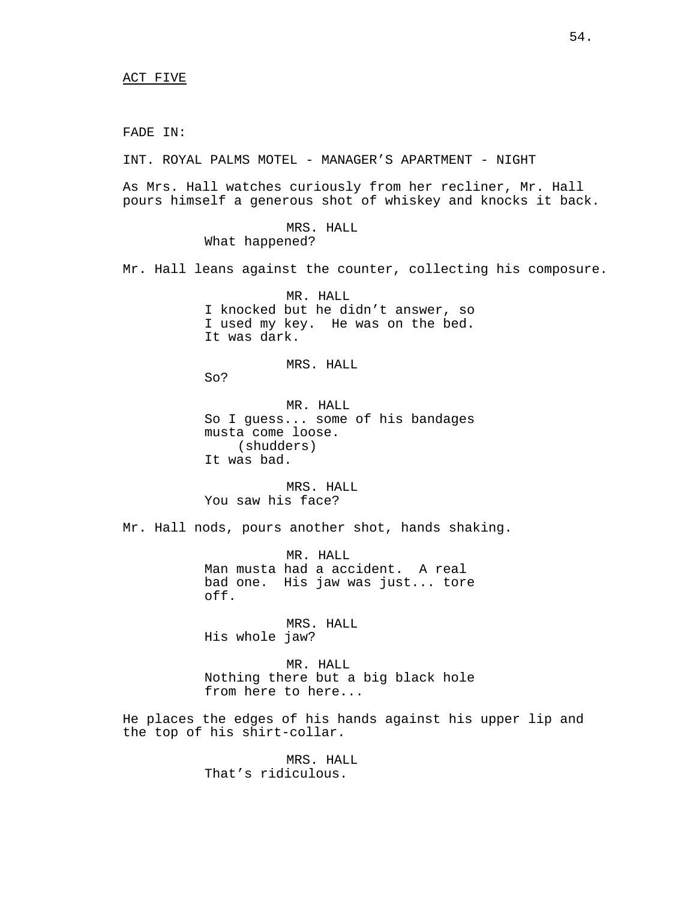ACT FIVE

FADE IN:

INT. ROYAL PALMS MOTEL - MANAGER'S APARTMENT - NIGHT

As Mrs. Hall watches curiously from her recliner, Mr. Hall pours himself a generous shot of whiskey and knocks it back.

MRS. HALL
What happened?

Mr. Hall leans against the counter, collecting his composure.

MR. HALL
I knocked but he didn't answer, so I used my key. He was on the bed. It was dark.

MRS. HALL
So?

MR. HALL
So I guess... some of his bandages musta come loose.
(shudders)
It was bad.

MRS. HALL
You saw his face?

Mr. Hall nods, pours another shot, hands shaking.

MR. HALL
Man musta had a accident. A real bad one. His jaw was just... tore off.

MRS. HALL
His whole jaw?

MR. HALL
Nothing there but a big black hole from here to here...

He places the edges of his hands against his upper lip and the top of his shirt-collar.

MRS. HALL
That's ridiculous.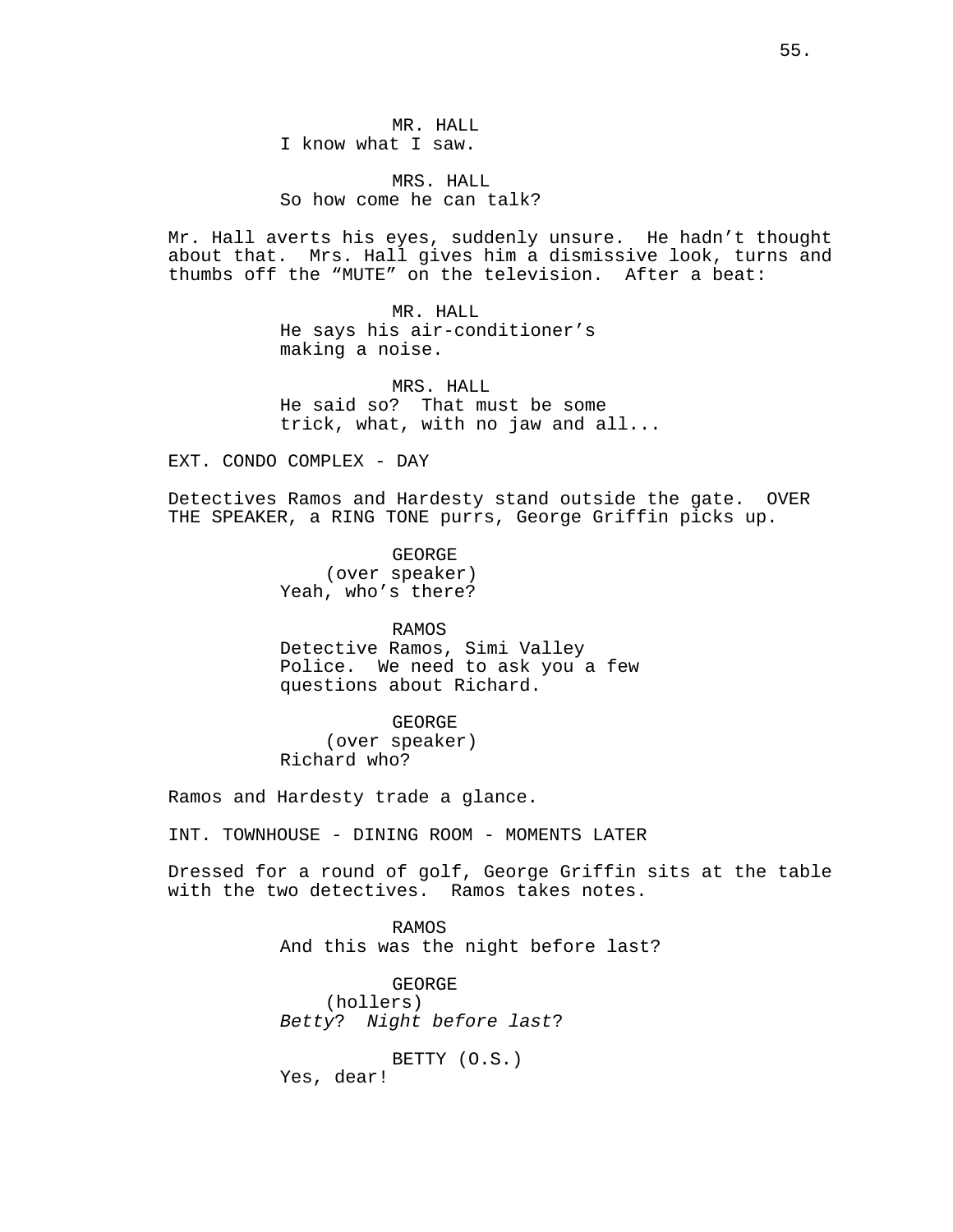MR. HALL
I know what I saw.

MRS. HALL
So how come he can talk?

Mr. Hall averts his eyes, suddenly unsure. He hadn't thought about that. Mrs. Hall gives him a dismissive look, turns and thumbs off the "MUTE" on the television. After a beat:

MR. HALL
He says his air-conditioner's making a noise.

MRS. HALL
He said so? That must be some trick, what, with no jaw and all...

EXT. CONDO COMPLEX - DAY

Detectives Ramos and Hardesty stand outside the gate. OVER THE SPEAKER, a RING TONE purrs, George Griffin picks up.

GEORGE
(over speaker)
Yeah, who's there?

RAMOS
Detective Ramos, Simi Valley Police. We need to ask you a few questions about Richard.

GEORGE
(over speaker)
Richard who?

Ramos and Hardesty trade a glance.

INT. TOWNHOUSE - DINING ROOM - MOMENTS LATER

Dressed for a round of golf, George Griffin sits at the table with the two detectives. Ramos takes notes.

RAMOS
And this was the night before last?

GEORGE
(hollers)
*Betty*? *Night before last*?

BETTY (O.S.)
Yes, dear!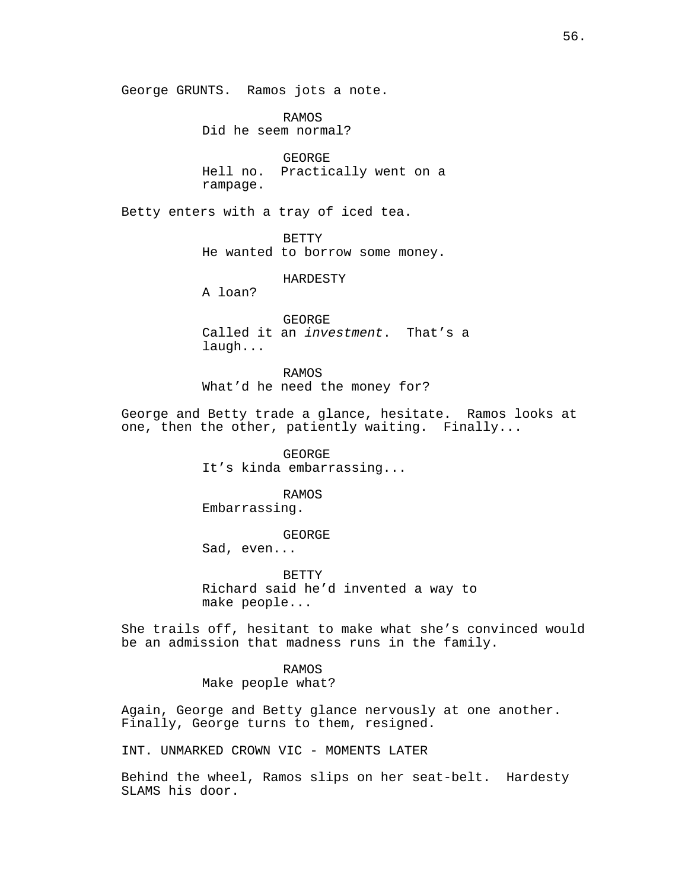George GRUNTS. Ramos jots a note.

RAMOS
Did he seem normal?

GEORGE
Hell no. Practically went on a rampage.

Betty enters with a tray of iced tea.

BETTY
He wanted to borrow some money.

HARDESTY
A loan?

GEORGE
Called it an *investment*. That's a laugh...

RAMOS
What'd he need the money for?

George and Betty trade a glance, hesitate. Ramos looks at one, then the other, patiently waiting. Finally...

GEORGE
It's kinda embarrassing...

RAMOS
Embarrassing.

GEORGE
Sad, even...

BETTY
Richard said he'd invented a way to make people...

She trails off, hesitant to make what she's convinced would be an admission that madness runs in the family.

RAMOS
Make people what?

Again, George and Betty glance nervously at one another. Finally, George turns to them, resigned.

INT. UNMARKED CROWN VIC - MOMENTS LATER

Behind the wheel, Ramos slips on her seat-belt. Hardesty SLAMS his door.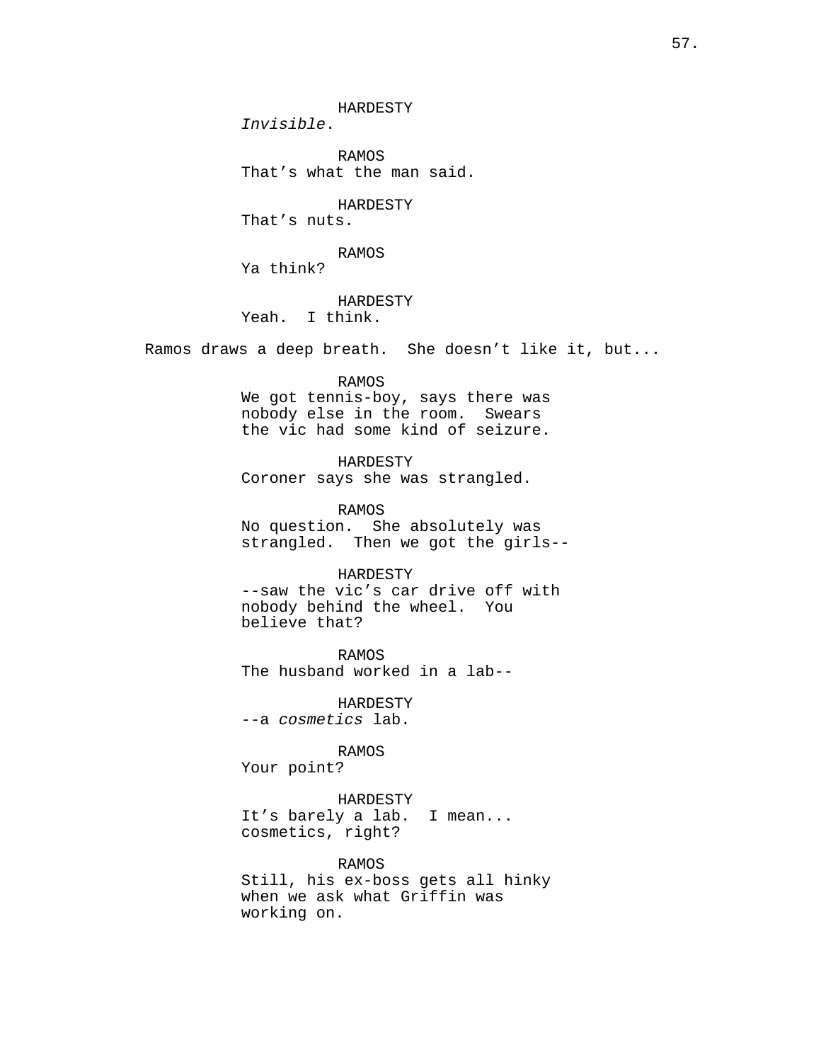HARDESTY
*Invisible*.

RAMOS
That's what the man said.

HARDESTY
That's nuts.

RAMOS
Ya think?

HARDESTY
Yeah. I think.

Ramos draws a deep breath. She doesn't like it, but...

RAMOS
We got tennis-boy, says there was nobody else in the room. Swears the vic had some kind of seizure.

HARDESTY
Coroner says she was strangled.

RAMOS
No question. She absolutely was strangled. Then we got the girls--

HARDESTY
--saw the vic's car drive off with nobody behind the wheel. You believe that?

RAMOS
The husband worked in a lab--

HARDESTY
--a *cosmetics* lab.

RAMOS
Your point?

HARDESTY
It's barely a lab. I mean... cosmetics, right?

RAMOS
Still, his ex-boss gets all hinky when we ask what Griffin was working on.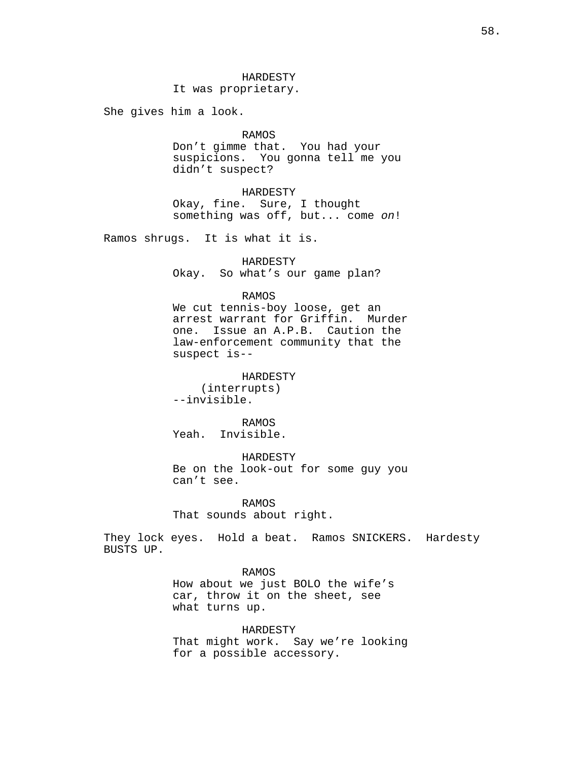HARDESTY
It was proprietary.

She gives him a look.

RAMOS
Don't gimme that. You had your suspicions. You gonna tell me you didn't suspect?

HARDESTY
Okay, fine. Sure, I thought something was off, but... come *on*!

Ramos shrugs. It is what it is.

HARDESTY
Okay. So what's our game plan?

RAMOS
We cut tennis-boy loose, get an arrest warrant for Griffin. Murder one. Issue an A.P.B. Caution the law-enforcement community that the suspect is--

HARDESTY
(interrupts)
--invisible.

RAMOS
Yeah. Invisible.

HARDESTY
Be on the look-out for some guy you can't see.

RAMOS
That sounds about right.

They lock eyes. Hold a beat. Ramos SNICKERS. Hardesty BUSTS UP.

RAMOS
How about we just BOLO the wife's car, throw it on the sheet, see what turns up.

HARDESTY
That might work. Say we're looking for a possible accessory.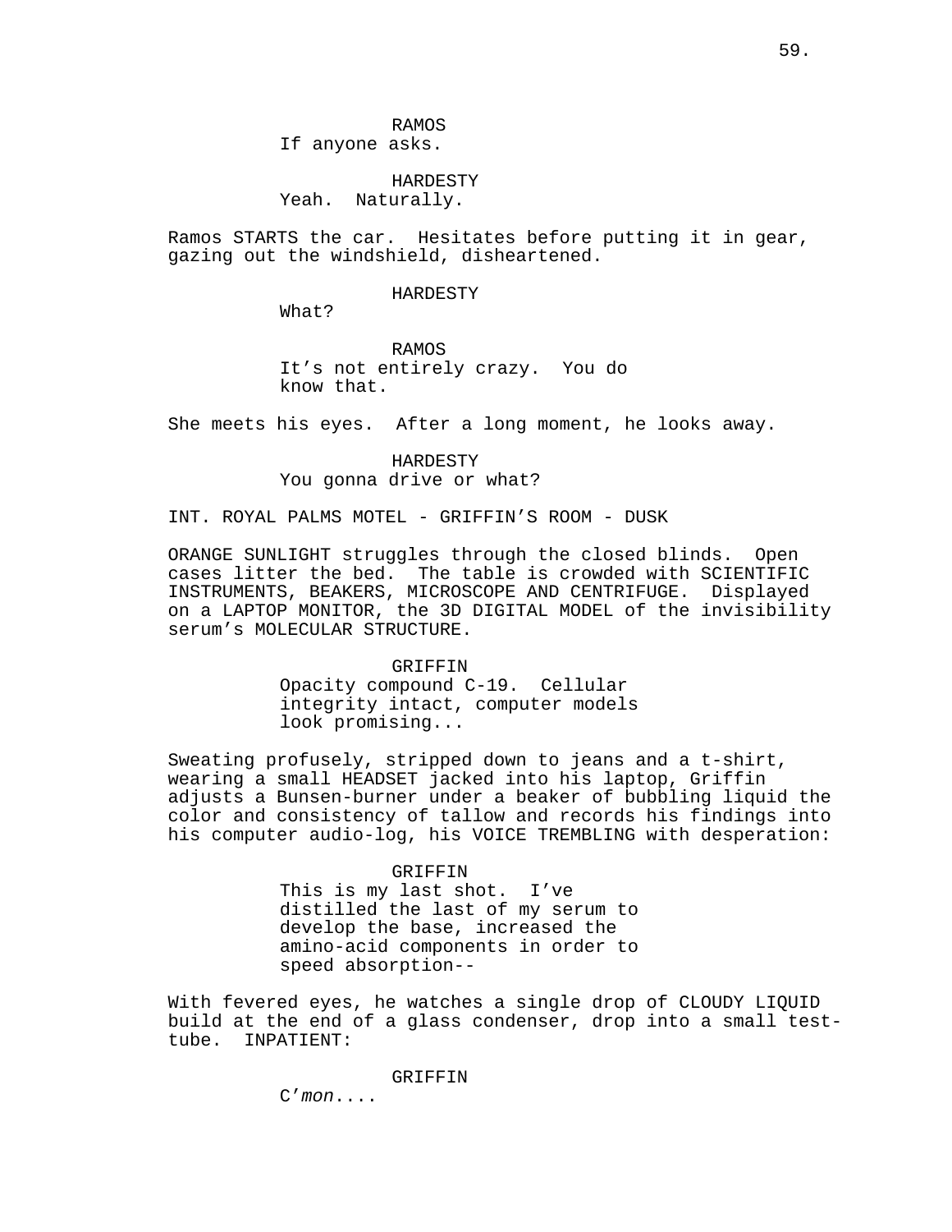RAMOS
If anyone asks.

HARDESTY
Yeah.  Naturally.

Ramos STARTS the car.  Hesitates before putting it in gear, gazing out the windshield, disheartened.

HARDESTY
What?

RAMOS
It's not entirely crazy.  You do know that.

She meets his eyes.  After a long moment, he looks away.

HARDESTY
You gonna drive or what?

INT. ROYAL PALMS MOTEL - GRIFFIN'S ROOM - DUSK

ORANGE SUNLIGHT struggles through the closed blinds.  Open cases litter the bed.  The table is crowded with SCIENTIFIC INSTRUMENTS, BEAKERS, MICROSCOPE AND CENTRIFUGE.  Displayed on a LAPTOP MONITOR, the 3D DIGITAL MODEL of the invisibility serum's MOLECULAR STRUCTURE.

GRIFFIN
Opacity compound C-19.  Cellular integrity intact, computer models look promising...

Sweating profusely, stripped down to jeans and a t-shirt, wearing a small HEADSET jacked into his laptop, Griffin adjusts a Bunsen-burner under a beaker of bubbling liquid the color and consistency of tallow and records his findings into his computer audio-log, his VOICE TREMBLING with desperation:

GRIFFIN
This is my last shot.  I've distilled the last of my serum to develop the base, increased the amino-acid components in order to speed absorption--

With fevered eyes, he watches a single drop of CLOUDY LIQUID build at the end of a glass condenser, drop into a small test-tube.  INPATIENT:

GRIFFIN
C'*mon*....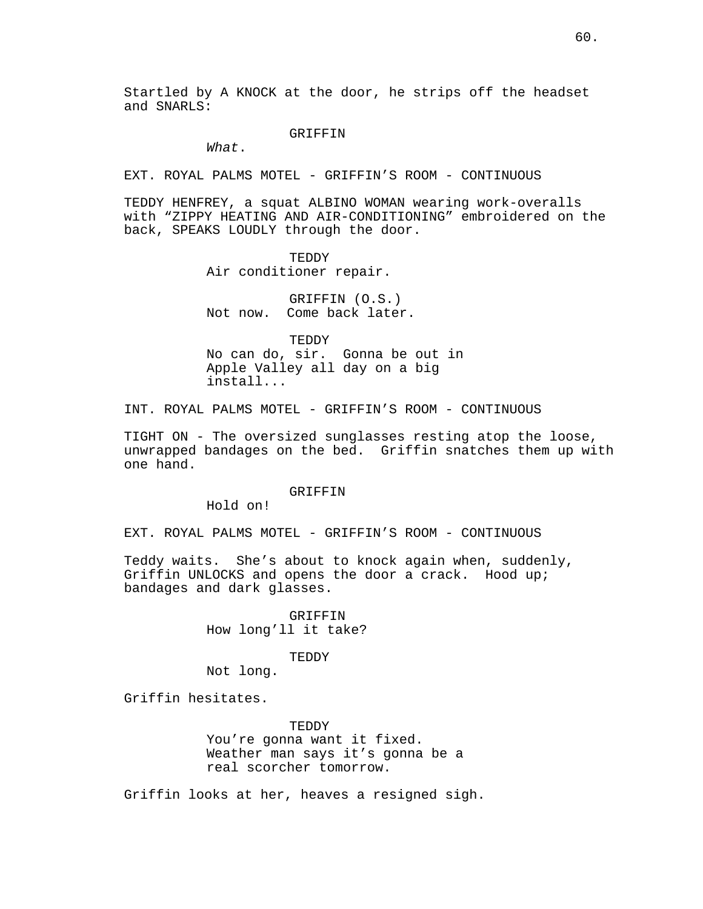Startled by A KNOCK at the door, he strips off the headset and SNARLS:

GRIFFIN
*What*.

EXT. ROYAL PALMS MOTEL - GRIFFIN'S ROOM - CONTINUOUS

TEDDY HENFREY, a squat ALBINO WOMAN wearing work-overalls with "ZIPPY HEATING AND AIR-CONDITIONING" embroidered on the back, SPEAKS LOUDLY through the door.

TEDDY
Air conditioner repair.

GRIFFIN (O.S.)
Not now.  Come back later.

TEDDY
No can do, sir.  Gonna be out in Apple Valley all day on a big install...

INT. ROYAL PALMS MOTEL - GRIFFIN'S ROOM - CONTINUOUS

TIGHT ON - The oversized sunglasses resting atop the loose, unwrapped bandages on the bed.  Griffin snatches them up with one hand.

GRIFFIN
Hold on!

EXT. ROYAL PALMS MOTEL - GRIFFIN'S ROOM - CONTINUOUS

Teddy waits.  She's about to knock again when, suddenly, Griffin UNLOCKS and opens the door a crack.  Hood up; bandages and dark glasses.

GRIFFIN
How long'll it take?

TEDDY
Not long.

Griffin hesitates.

TEDDY
You're gonna want it fixed. Weather man says it's gonna be a real scorcher tomorrow.

Griffin looks at her, heaves a resigned sigh.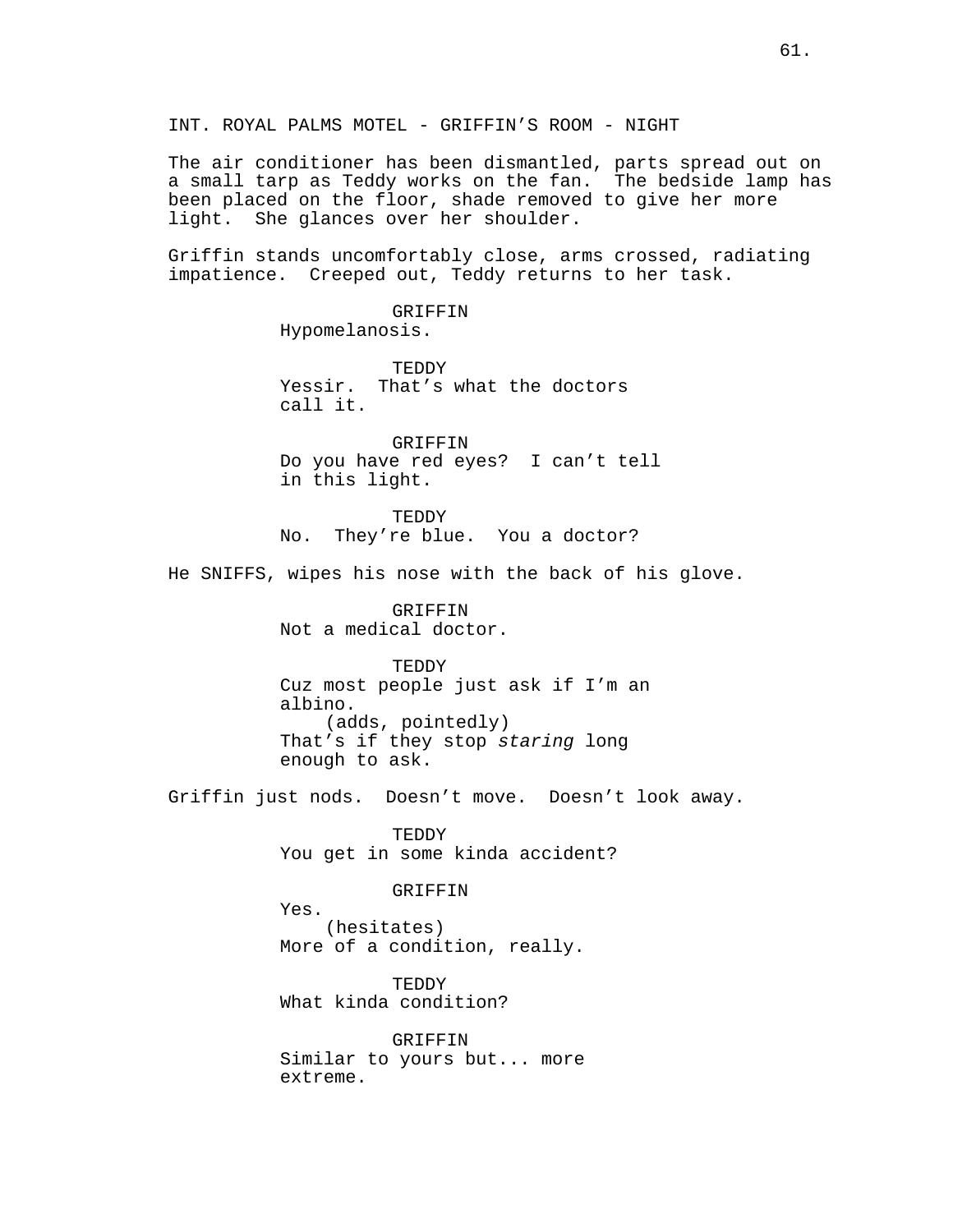INT. ROYAL PALMS MOTEL - GRIFFIN'S ROOM - NIGHT

The air conditioner has been dismantled, parts spread out on a small tarp as Teddy works on the fan. The bedside lamp has been placed on the floor, shade removed to give her more light. She glances over her shoulder.

Griffin stands uncomfortably close, arms crossed, radiating impatience. Creeped out, Teddy returns to her task.

GRIFFIN
Hypomelanosis.

TEDDY
Yessir. That's what the doctors call it.

GRIFFIN
Do you have red eyes? I can't tell in this light.

TEDDY
No. They're blue. You a doctor?

He SNIFFS, wipes his nose with the back of his glove.

GRIFFIN
Not a medical doctor.

TEDDY
Cuz most people just ask if I'm an albino.
(adds, pointedly)
That's if they stop *staring* long enough to ask.

Griffin just nods. Doesn't move. Doesn't look away.

TEDDY
You get in some kinda accident?

GRIFFIN
Yes.
(hesitates)
More of a condition, really.

TEDDY
What kinda condition?

GRIFFIN
Similar to yours but... more extreme.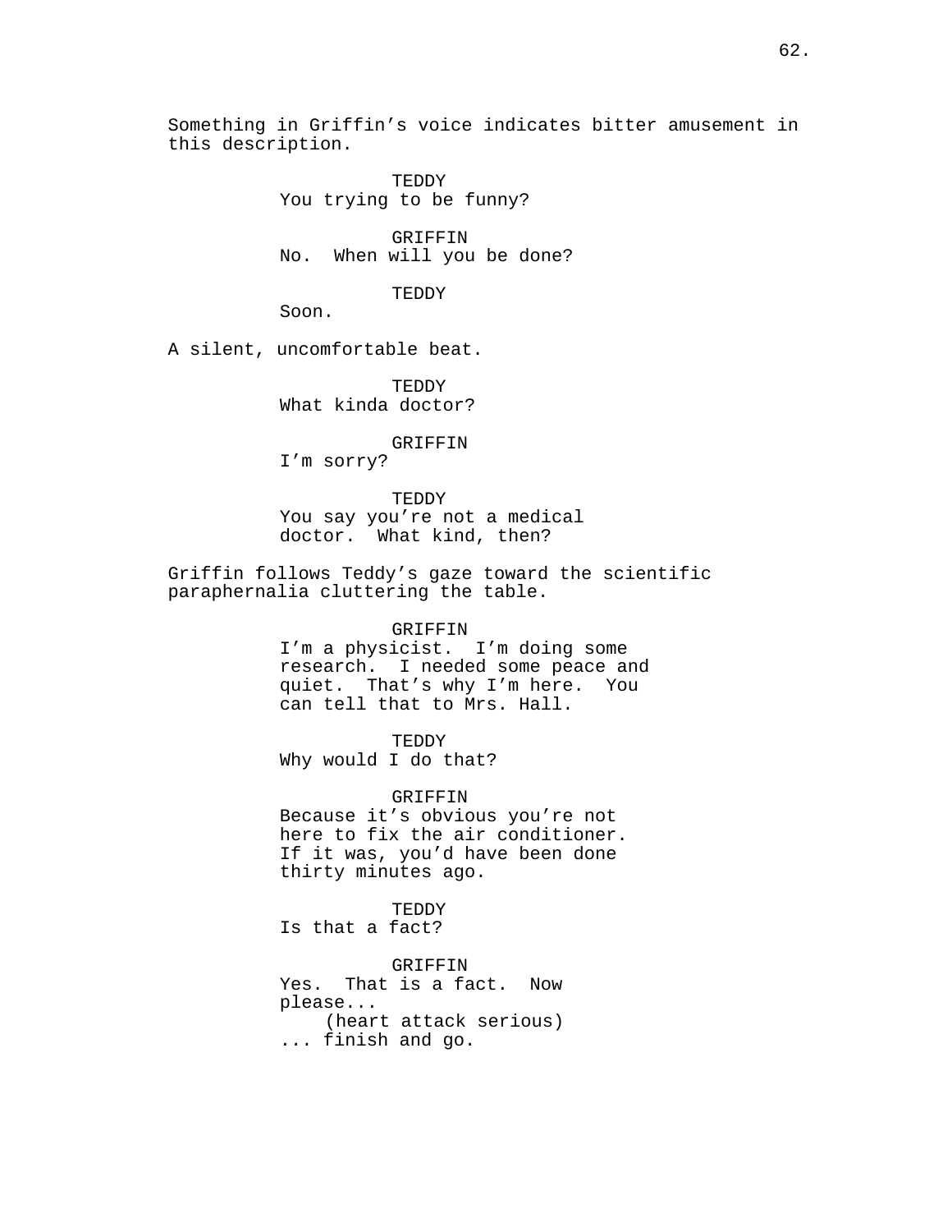Something in Griffin's voice indicates bitter amusement in this description.

TEDDY
You trying to be funny?

GRIFFIN
No. When will you be done?

TEDDY
Soon.

A silent, uncomfortable beat.

TEDDY
What kinda doctor?

GRIFFIN
I'm sorry?

TEDDY
You say you're not a medical doctor. What kind, then?

Griffin follows Teddy's gaze toward the scientific paraphernalia cluttering the table.

GRIFFIN
I'm a physicist. I'm doing some research. I needed some peace and quiet. That's why I'm here. You can tell that to Mrs. Hall.

TEDDY
Why would I do that?

GRIFFIN
Because it's obvious you're not here to fix the air conditioner. If it was, you'd have been done thirty minutes ago.

TEDDY
Is that a fact?

GRIFFIN
Yes. That is a fact. Now please...
(heart attack serious)
... finish and go.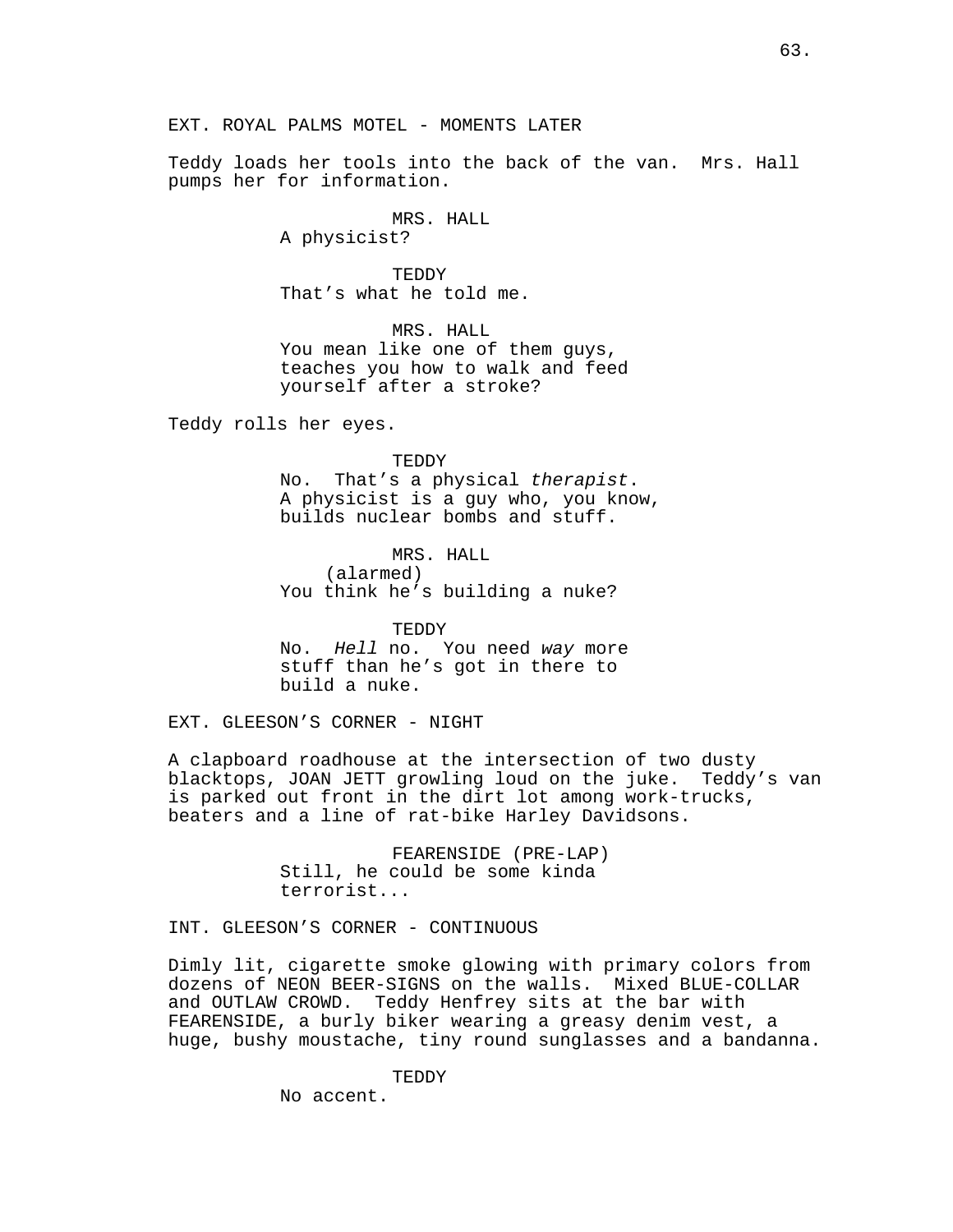EXT. ROYAL PALMS MOTEL - MOMENTS LATER

Teddy loads her tools into the back of the van. Mrs. Hall pumps her for information.

MRS. HALL
A physicist?

TEDDY
That's what he told me.

MRS. HALL
You mean like one of them guys, teaches you how to walk and feed yourself after a stroke?

Teddy rolls her eyes.

TEDDY
No. That's a physical *therapist*. A physicist is a guy who, you know, builds nuclear bombs and stuff.

MRS. HALL
(alarmed)
You think he's building a nuke?

TEDDY
No. *Hell* no. You need *way* more stuff than he's got in there to build a nuke.

EXT. GLEESON'S CORNER - NIGHT

A clapboard roadhouse at the intersection of two dusty blacktops, JOAN JETT growling loud on the juke. Teddy's van is parked out front in the dirt lot among work-trucks, beaters and a line of rat-bike Harley Davidsons.

FEARENSIDE (PRE-LAP)
Still, he could be some kinda terrorist...

INT. GLEESON'S CORNER - CONTINUOUS

Dimly lit, cigarette smoke glowing with primary colors from dozens of NEON BEER-SIGNS on the walls. Mixed BLUE-COLLAR and OUTLAW CROWD. Teddy Henfrey sits at the bar with FEARENSIDE, a burly biker wearing a greasy denim vest, a huge, bushy moustache, tiny round sunglasses and a bandanna.

TEDDY
No accent.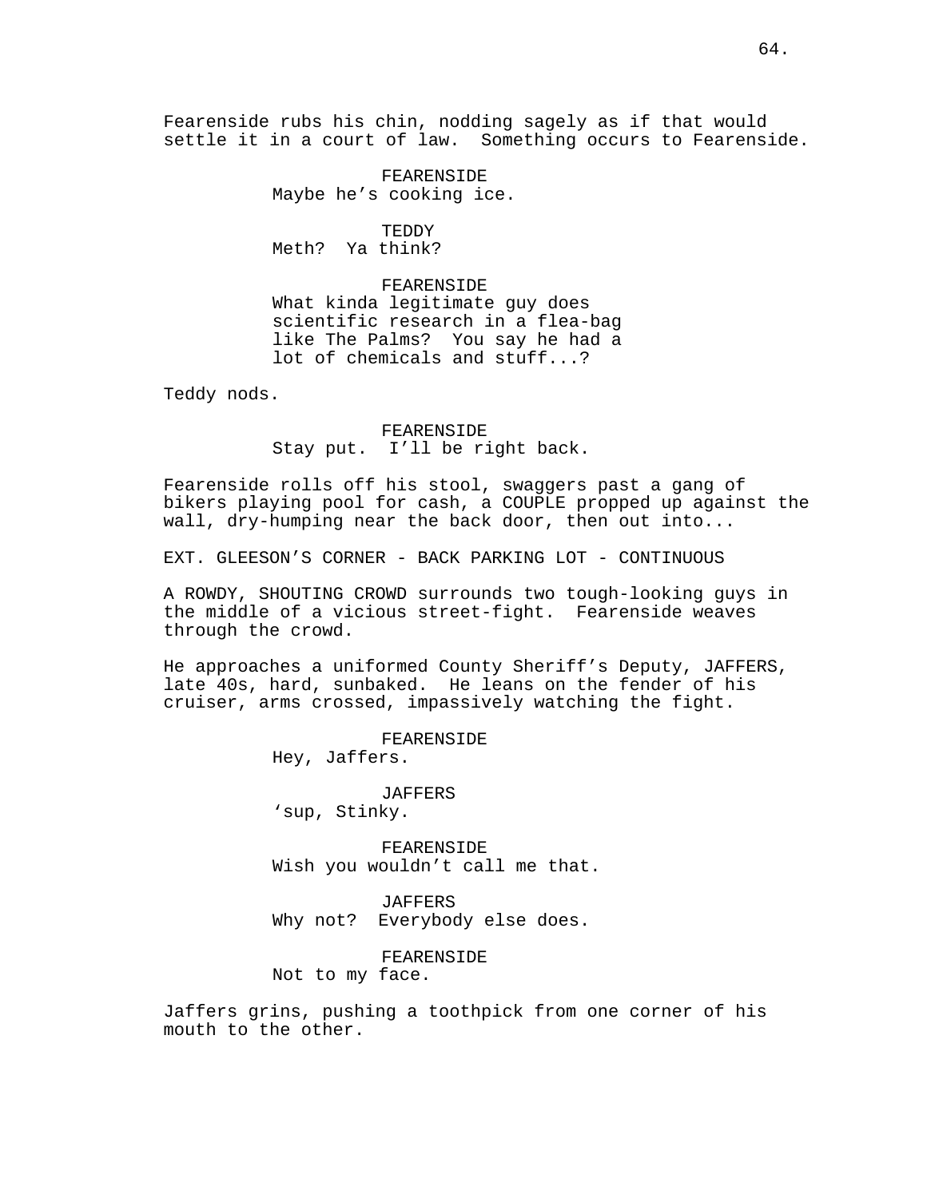Fearenside rubs his chin, nodding sagely as if that would settle it in a court of law. Something occurs to Fearenside.

FEARENSIDE
Maybe he's cooking ice.

TEDDY
Meth? Ya think?

FEARENSIDE
What kinda legitimate guy does scientific research in a flea-bag like The Palms? You say he had a lot of chemicals and stuff...?

Teddy nods.

FEARENSIDE
Stay put. I'll be right back.

Fearenside rolls off his stool, swaggers past a gang of bikers playing pool for cash, a COUPLE propped up against the wall, dry-humping near the back door, then out into...

EXT. GLEESON'S CORNER - BACK PARKING LOT - CONTINUOUS

A ROWDY, SHOUTING CROWD surrounds two tough-looking guys in the middle of a vicious street-fight. Fearenside weaves through the crowd.

He approaches a uniformed County Sheriff's Deputy, JAFFERS, late 40s, hard, sunbaked. He leans on the fender of his cruiser, arms crossed, impassively watching the fight.

FEARENSIDE
Hey, Jaffers.

JAFFERS
'sup, Stinky.

FEARENSIDE
Wish you wouldn't call me that.

JAFFERS
Why not? Everybody else does.

FEARENSIDE
Not to my face.

Jaffers grins, pushing a toothpick from one corner of his mouth to the other.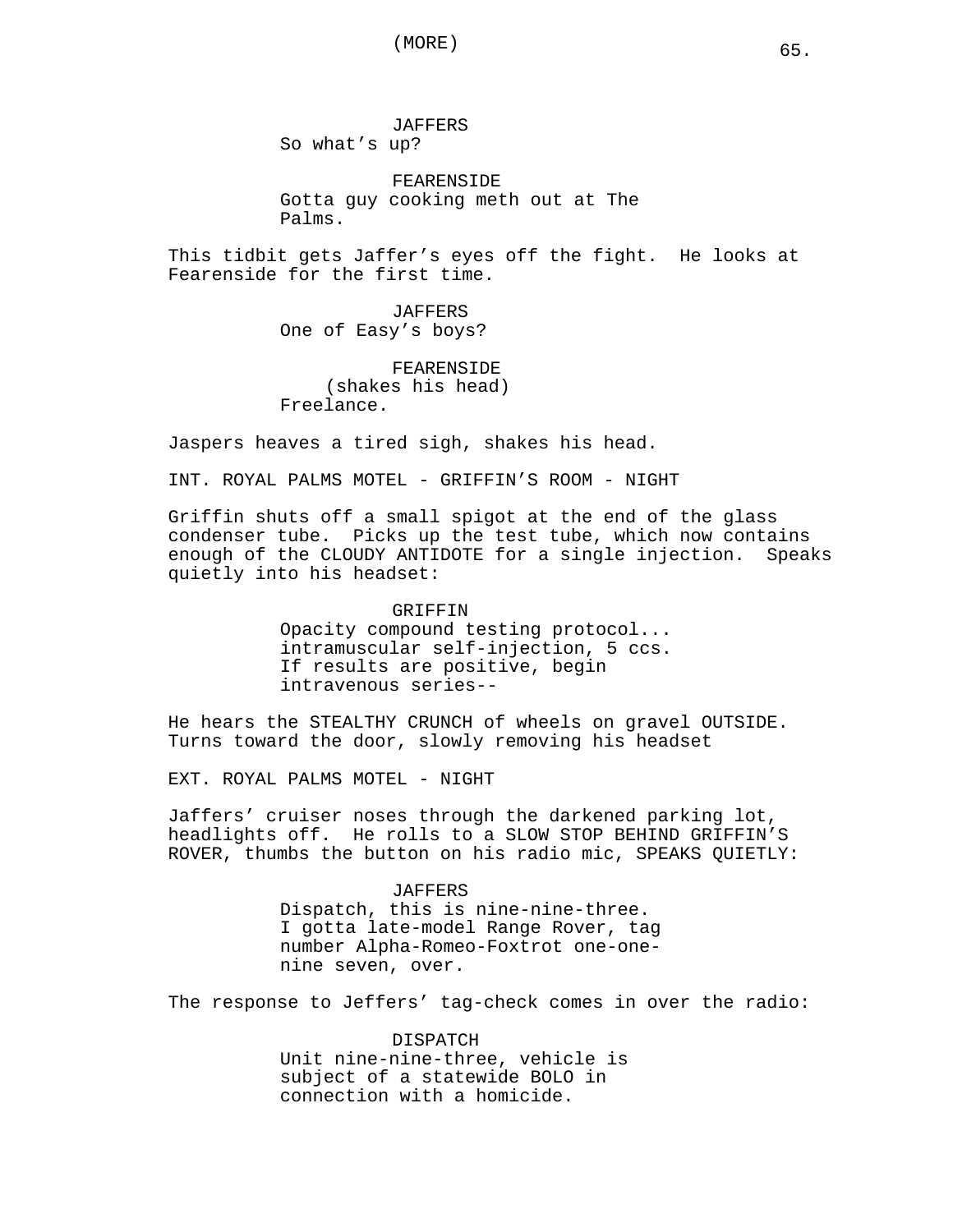(MORE)

JAFFERS
So what's up?

FEARENSIDE
Gotta guy cooking meth out at The Palms.

This tidbit gets Jaffer's eyes off the fight. He looks at Fearenside for the first time.

JAFFERS
One of Easy's boys?

FEARENSIDE
(shakes his head)
Freelance.

Jaspers heaves a tired sigh, shakes his head.

INT. ROYAL PALMS MOTEL - GRIFFIN'S ROOM - NIGHT

Griffin shuts off a small spigot at the end of the glass condenser tube. Picks up the test tube, which now contains enough of the CLOUDY ANTIDOTE for a single injection. Speaks quietly into his headset:

GRIFFIN
Opacity compound testing protocol... intramuscular self-injection, 5 ccs. If results are positive, begin intravenous series--

He hears the STEALTHY CRUNCH of wheels on gravel OUTSIDE. Turns toward the door, slowly removing his headset

EXT. ROYAL PALMS MOTEL - NIGHT

Jaffers' cruiser noses through the darkened parking lot, headlights off. He rolls to a SLOW STOP BEHIND GRIFFIN'S ROVER, thumbs the button on his radio mic, SPEAKS QUIETLY:

JAFFERS
Dispatch, this is nine-nine-three. I gotta late-model Range Rover, tag number Alpha-Romeo-Foxtrot one-one-nine seven, over.

The response to Jeffers' tag-check comes in over the radio:

DISPATCH
Unit nine-nine-three, vehicle is subject of a statewide BOLO in connection with a homicide.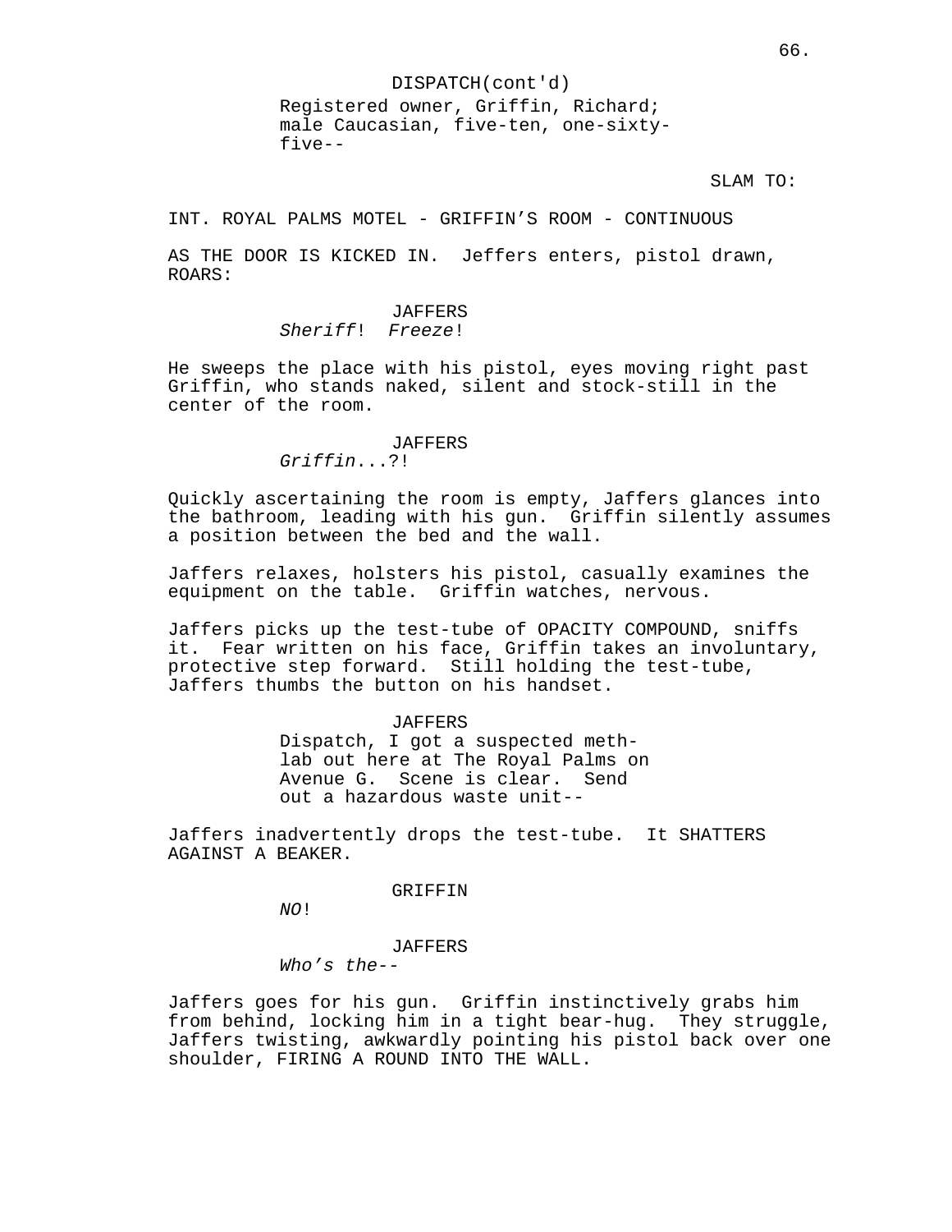DISPATCH(cont'd)
Registered owner, Griffin, Richard; male Caucasian, five-ten, one-sixty-five--

SLAM TO:

INT. ROYAL PALMS MOTEL - GRIFFIN'S ROOM - CONTINUOUS

AS THE DOOR IS KICKED IN. Jeffers enters, pistol drawn, ROARS:

JAFFERS
*Sheriff*! *Freeze*!

He sweeps the place with his pistol, eyes moving right past Griffin, who stands naked, silent and stock-still in the center of the room.

JAFFERS
*Griffin*...?!

Quickly ascertaining the room is empty, Jaffers glances into the bathroom, leading with his gun. Griffin silently assumes a position between the bed and the wall.

Jaffers relaxes, holsters his pistol, casually examines the equipment on the table. Griffin watches, nervous.

Jaffers picks up the test-tube of OPACITY COMPOUND, sniffs it. Fear written on his face, Griffin takes an involuntary, protective step forward. Still holding the test-tube, Jaffers thumbs the button on his handset.

JAFFERS
Dispatch, I got a suspected meth-lab out here at The Royal Palms on Avenue G. Scene is clear. Send out a hazardous waste unit--

Jaffers inadvertently drops the test-tube. It SHATTERS AGAINST A BEAKER.

GRIFFIN
*NO*!

JAFFERS
*Who's the--*

Jaffers goes for his gun. Griffin instinctively grabs him from behind, locking him in a tight bear-hug. They struggle, Jaffers twisting, awkwardly pointing his pistol back over one shoulder, FIRING A ROUND INTO THE WALL.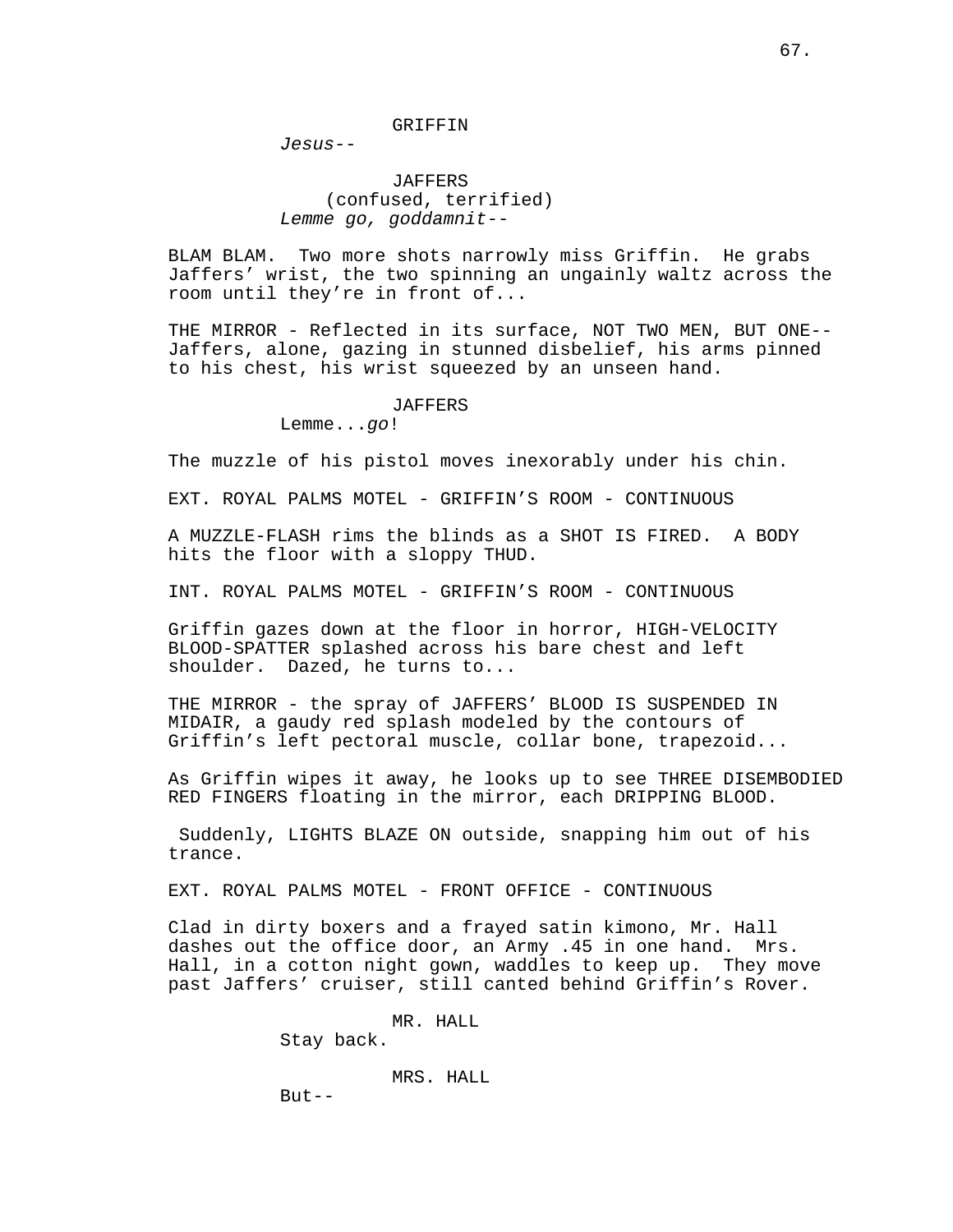GRIFFIN

*Jesus*--

JAFFERS

(confused, terrified)

*Lemme go, goddamnit*--

BLAM BLAM. Two more shots narrowly miss Griffin. He grabs Jaffers' wrist, the two spinning an ungainly waltz across the room until they're in front of...

THE MIRROR - Reflected in its surface, NOT TWO MEN, BUT ONE-- Jaffers, alone, gazing in stunned disbelief, his arms pinned to his chest, his wrist squeezed by an unseen hand.

JAFFERS

Lemme...*go*!

The muzzle of his pistol moves inexorably under his chin.

EXT. ROYAL PALMS MOTEL - GRIFFIN'S ROOM - CONTINUOUS

A MUZZLE-FLASH rims the blinds as a SHOT IS FIRED. A BODY hits the floor with a sloppy THUD.

INT. ROYAL PALMS MOTEL - GRIFFIN'S ROOM - CONTINUOUS

Griffin gazes down at the floor in horror, HIGH-VELOCITY BLOOD-SPATTER splashed across his bare chest and left shoulder. Dazed, he turns to...

THE MIRROR - the spray of JAFFERS' BLOOD IS SUSPENDED IN MIDAIR, a gaudy red splash modeled by the contours of Griffin's left pectoral muscle, collar bone, trapezoid...

As Griffin wipes it away, he looks up to see THREE DISEMBODIED RED FINGERS floating in the mirror, each DRIPPING BLOOD.

Suddenly, LIGHTS BLAZE ON outside, snapping him out of his trance.

EXT. ROYAL PALMS MOTEL - FRONT OFFICE - CONTINUOUS

Clad in dirty boxers and a frayed satin kimono, Mr. Hall dashes out the office door, an Army .45 in one hand. Mrs. Hall, in a cotton night gown, waddles to keep up. They move past Jaffers' cruiser, still canted behind Griffin's Rover.

MR. HALL

Stay back.

MRS. HALL

But--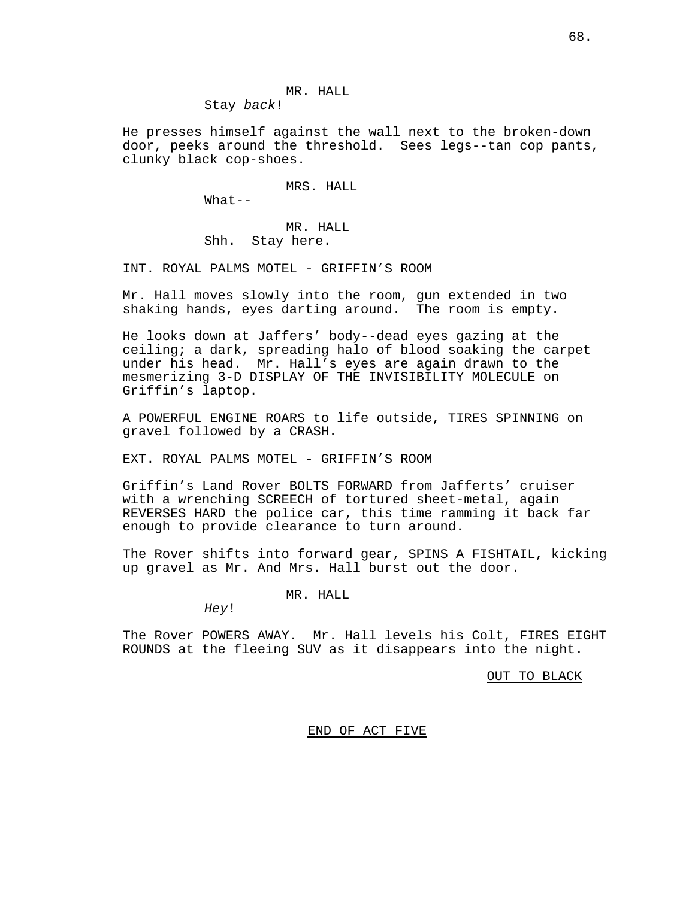MR. HALL
Stay *back*!

He presses himself against the wall next to the broken-down door, peeks around the threshold. Sees legs--tan cop pants, clunky black cop-shoes.

MRS. HALL
What--

MR. HALL
Shh. Stay here.

INT. ROYAL PALMS MOTEL - GRIFFIN'S ROOM

Mr. Hall moves slowly into the room, gun extended in two shaking hands, eyes darting around. The room is empty.

He looks down at Jaffers' body--dead eyes gazing at the ceiling; a dark, spreading halo of blood soaking the carpet under his head. Mr. Hall's eyes are again drawn to the mesmerizing 3-D DISPLAY OF THE INVISIBILITY MOLECULE on Griffin's laptop.

A POWERFUL ENGINE ROARS to life outside, TIRES SPINNING on gravel followed by a CRASH.

EXT. ROYAL PALMS MOTEL - GRIFFIN'S ROOM

Griffin's Land Rover BOLTS FORWARD from Jafferts' cruiser with a wrenching SCREECH of tortured sheet-metal, again REVERSES HARD the police car, this time ramming it back far enough to provide clearance to turn around.

The Rover shifts into forward gear, SPINS A FISHTAIL, kicking up gravel as Mr. And Mrs. Hall burst out the door.

MR. HALL
*Hey*!

The Rover POWERS AWAY. Mr. Hall levels his Colt, FIRES EIGHT ROUNDS at the fleeing SUV as it disappears into the night.

<u>OUT TO BLACK</u>

<u>END OF ACT FIVE</u>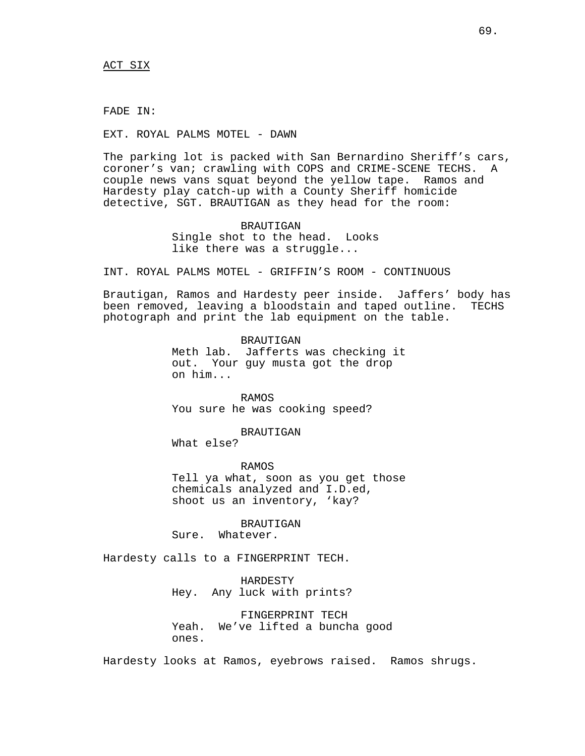ACT SIX

FADE IN:

EXT. ROYAL PALMS MOTEL - DAWN

The parking lot is packed with San Bernardino Sheriff's cars, coroner's van; crawling with COPS and CRIME-SCENE TECHS. A couple news vans squat beyond the yellow tape. Ramos and Hardesty play catch-up with a County Sheriff homicide detective, SGT. BRAUTIGAN as they head for the room:

BRAUTIGAN
Single shot to the head. Looks like there was a struggle...

INT. ROYAL PALMS MOTEL - GRIFFIN'S ROOM - CONTINUOUS

Brautigan, Ramos and Hardesty peer inside. Jaffers' body has been removed, leaving a bloodstain and taped outline. TECHS photograph and print the lab equipment on the table.

BRAUTIGAN
Meth lab. Jafferts was checking it out. Your guy musta got the drop on him...

RAMOS
You sure he was cooking speed?

BRAUTIGAN
What else?

RAMOS
Tell ya what, soon as you get those chemicals analyzed and I.D.ed, shoot us an inventory, 'kay?

BRAUTIGAN
Sure. Whatever.

Hardesty calls to a FINGERPRINT TECH.

HARDESTY
Hey. Any luck with prints?

FINGERPRINT TECH
Yeah. We've lifted a buncha good ones.

Hardesty looks at Ramos, eyebrows raised. Ramos shrugs.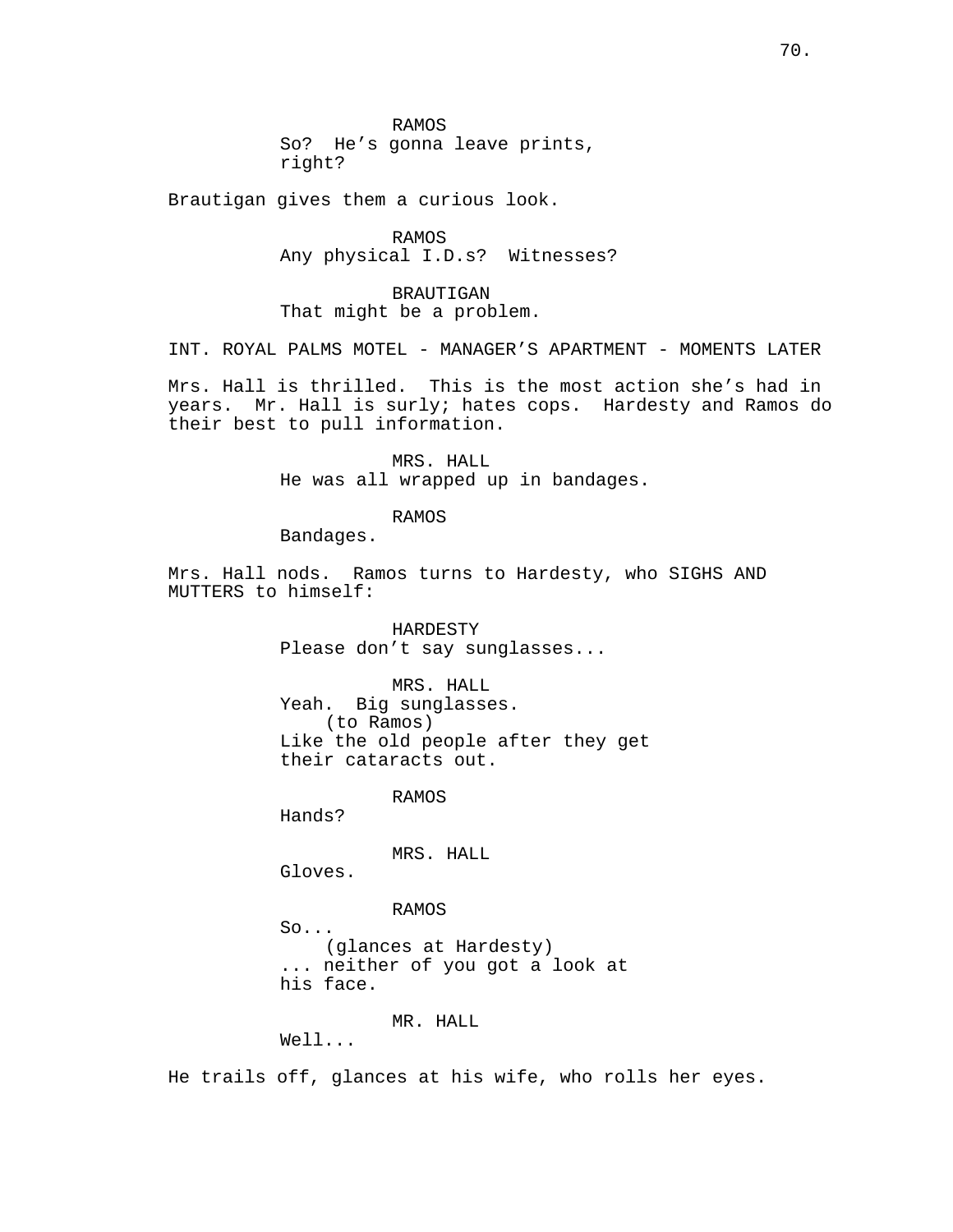RAMOS
So? He's gonna leave prints, right?

Brautigan gives them a curious look.

RAMOS
Any physical I.D.s? Witnesses?

BRAUTIGAN
That might be a problem.

INT. ROYAL PALMS MOTEL - MANAGER'S APARTMENT - MOMENTS LATER

Mrs. Hall is thrilled. This is the most action she's had in years. Mr. Hall is surly; hates cops. Hardesty and Ramos do their best to pull information.

MRS. HALL
He was all wrapped up in bandages.

RAMOS
Bandages.

Mrs. Hall nods. Ramos turns to Hardesty, who SIGHS AND MUTTERS to himself:

HARDESTY
Please don't say sunglasses...

MRS. HALL
Yeah. Big sunglasses.
(to Ramos)
Like the old people after they get their cataracts out.

RAMOS
Hands?

MRS. HALL
Gloves.

RAMOS
So...
(glances at Hardesty)
... neither of you got a look at his face.

MR. HALL
Well...

He trails off, glances at his wife, who rolls her eyes.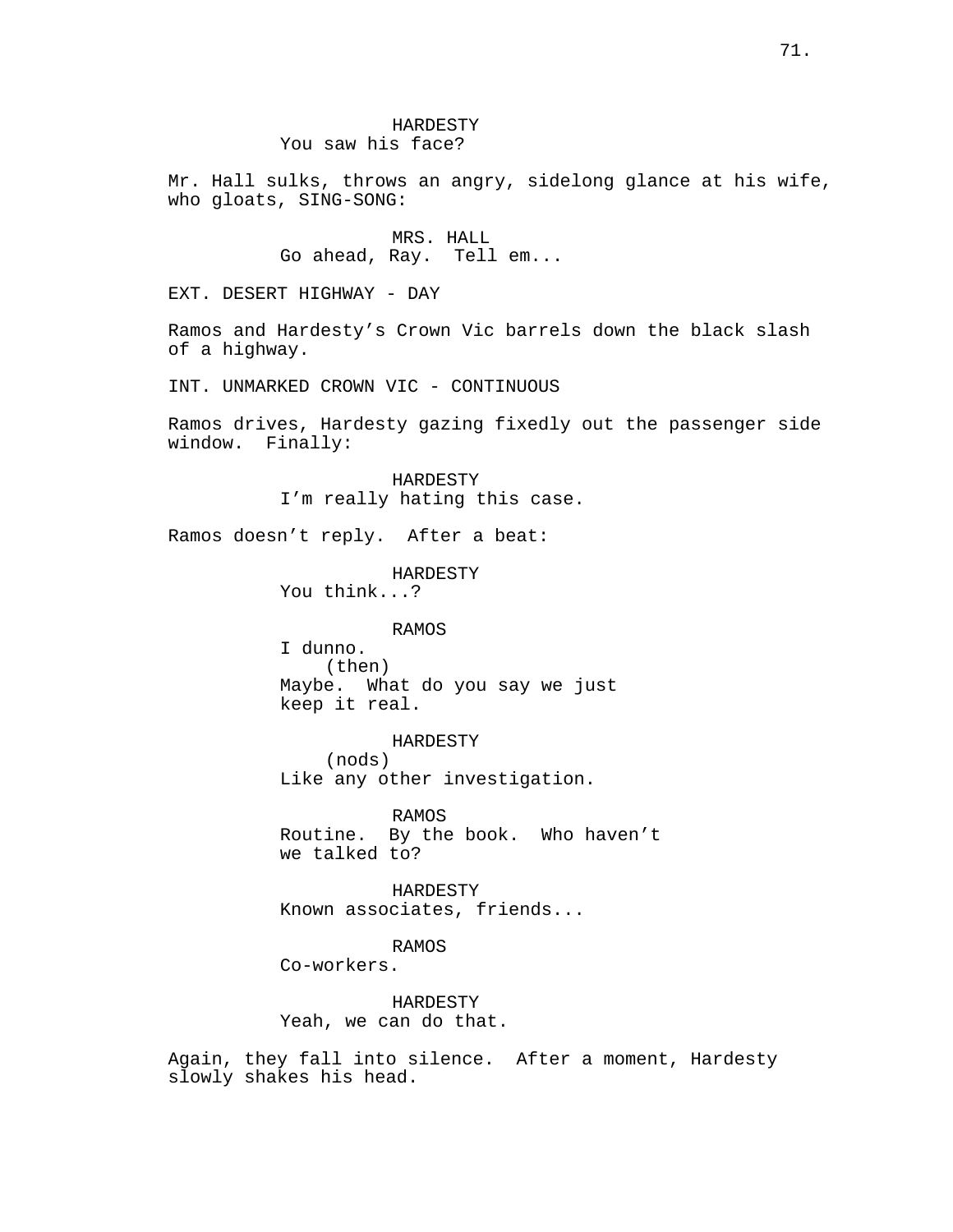HARDESTY
You saw his face?

Mr. Hall sulks, throws an angry, sidelong glance at his wife, who gloats, SING-SONG:

MRS. HALL
Go ahead, Ray.  Tell em...

EXT. DESERT HIGHWAY - DAY

Ramos and Hardesty's Crown Vic barrels down the black slash of a highway.

INT. UNMARKED CROWN VIC - CONTINUOUS

Ramos drives, Hardesty gazing fixedly out the passenger side window.  Finally:

HARDESTY
I'm really hating this case.

Ramos doesn't reply.  After a beat:

HARDESTY
You think...?

RAMOS
I dunno.
(then)
Maybe.  What do you say we just keep it real.

HARDESTY
(nods)
Like any other investigation.

RAMOS
Routine.  By the book.  Who haven't we talked to?

HARDESTY
Known associates, friends...

RAMOS
Co-workers.

HARDESTY
Yeah, we can do that.

Again, they fall into silence.  After a moment, Hardesty slowly shakes his head.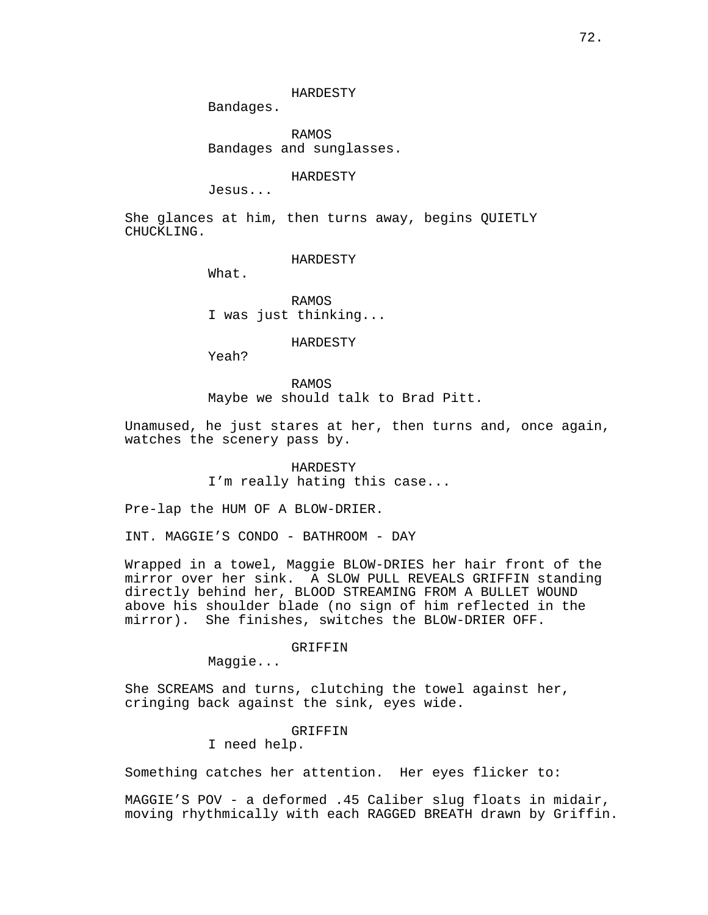HARDESTY
Bandages.

RAMOS
Bandages and sunglasses.

HARDESTY
Jesus...

She glances at him, then turns away, begins QUIETLY CHUCKLING.

HARDESTY
What.

RAMOS
I was just thinking...

HARDESTY
Yeah?

RAMOS
Maybe we should talk to Brad Pitt.

Unamused, he just stares at her, then turns and, once again, watches the scenery pass by.

HARDESTY
I'm really hating this case...

Pre-lap the HUM OF A BLOW-DRIER.

INT. MAGGIE'S CONDO - BATHROOM - DAY

Wrapped in a towel, Maggie BLOW-DRIES her hair front of the mirror over her sink. A SLOW PULL REVEALS GRIFFIN standing directly behind her, BLOOD STREAMING FROM A BULLET WOUND above his shoulder blade (no sign of him reflected in the mirror). She finishes, switches the BLOW-DRIER OFF.

GRIFFIN
Maggie...

She SCREAMS and turns, clutching the towel against her, cringing back against the sink, eyes wide.

GRIFFIN
I need help.

Something catches her attention. Her eyes flicker to:

MAGGIE'S POV - a deformed .45 Caliber slug floats in midair, moving rhythmically with each RAGGED BREATH drawn by Griffin.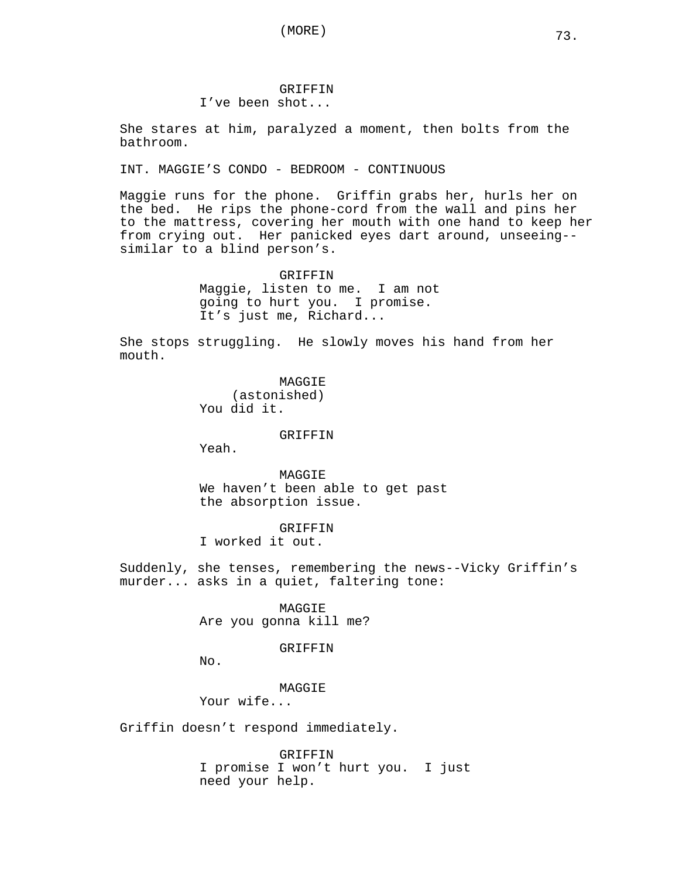GRIFFIN
I've been shot...

She stares at him, paralyzed a moment, then bolts from the bathroom.

INT. MAGGIE'S CONDO - BEDROOM - CONTINUOUS

Maggie runs for the phone. Griffin grabs her, hurls her on the bed. He rips the phone-cord from the wall and pins her to the mattress, covering her mouth with one hand to keep her from crying out. Her panicked eyes dart around, unseeing--similar to a blind person's.

GRIFFIN
Maggie, listen to me. I am not going to hurt you. I promise. It's just me, Richard...

She stops struggling. He slowly moves his hand from her mouth.

MAGGIE
(astonished)
You did it.

GRIFFIN
Yeah.

MAGGIE
We haven't been able to get past the absorption issue.

GRIFFIN
I worked it out.

Suddenly, she tenses, remembering the news--Vicky Griffin's murder... asks in a quiet, faltering tone:

MAGGIE
Are you gonna kill me?

GRIFFIN
No.

MAGGIE
Your wife...

Griffin doesn't respond immediately.

GRIFFIN
I promise I won't hurt you. I just need your help.

(MORE)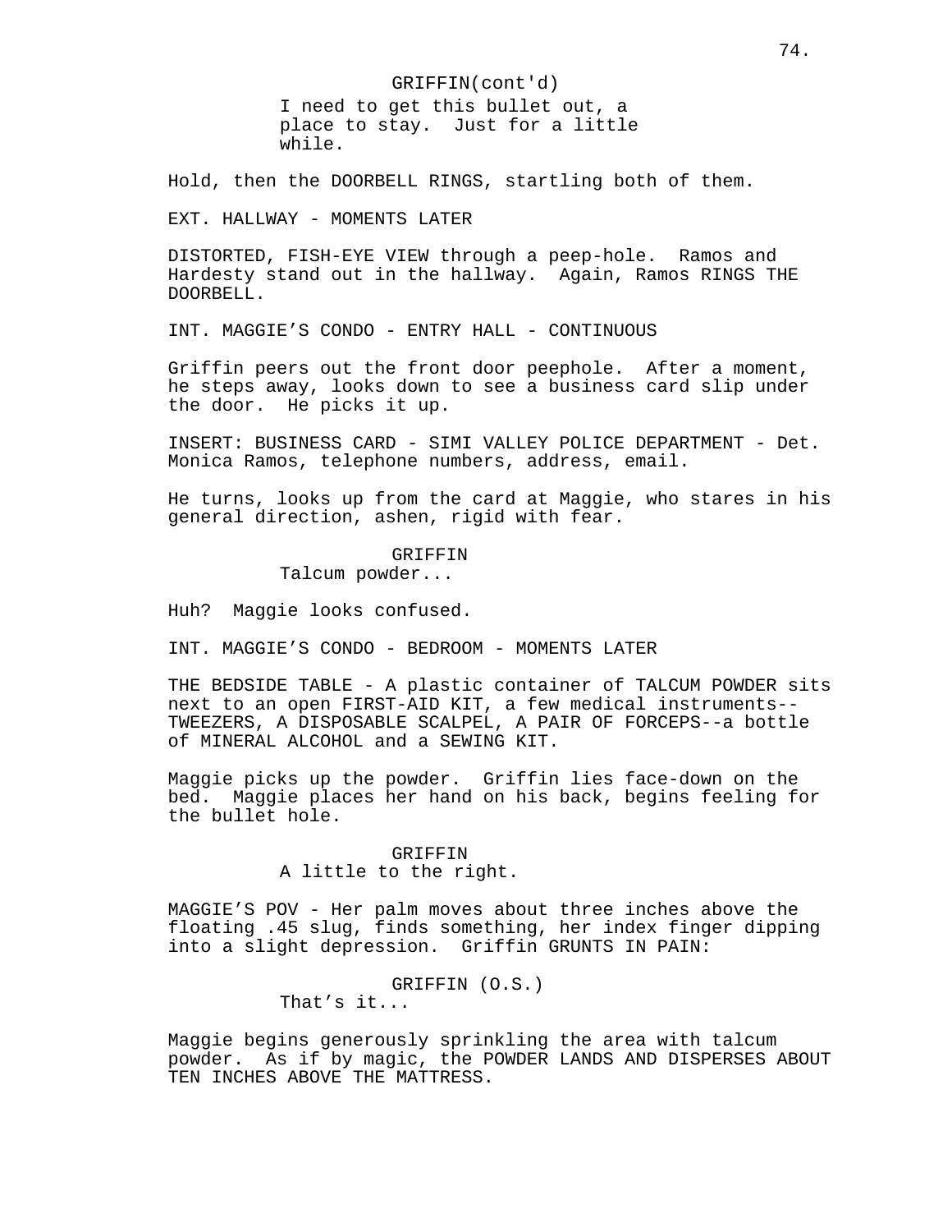GRIFFIN(cont'd)
I need to get this bullet out, a place to stay. Just for a little while.

Hold, then the DOORBELL RINGS, startling both of them.

EXT. HALLWAY - MOMENTS LATER

DISTORTED, FISH-EYE VIEW through a peep-hole. Ramos and Hardesty stand out in the hallway. Again, Ramos RINGS THE DOORBELL.

INT. MAGGIE'S CONDO - ENTRY HALL - CONTINUOUS

Griffin peers out the front door peephole. After a moment, he steps away, looks down to see a business card slip under the door. He picks it up.

INSERT: BUSINESS CARD - SIMI VALLEY POLICE DEPARTMENT - Det. Monica Ramos, telephone numbers, address, email.

He turns, looks up from the card at Maggie, who stares in his general direction, ashen, rigid with fear.

GRIFFIN
Talcum powder...

Huh? Maggie looks confused.

INT. MAGGIE'S CONDO - BEDROOM - MOMENTS LATER

THE BEDSIDE TABLE - A plastic container of TALCUM POWDER sits next to an open FIRST-AID KIT, a few medical instruments--TWEEZERS, A DISPOSABLE SCALPEL, A PAIR OF FORCEPS--a bottle of MINERAL ALCOHOL and a SEWING KIT.

Maggie picks up the powder. Griffin lies face-down on the bed. Maggie places her hand on his back, begins feeling for the bullet hole.

GRIFFIN
A little to the right.

MAGGIE'S POV - Her palm moves about three inches above the floating .45 slug, finds something, her index finger dipping into a slight depression. Griffin GRUNTS IN PAIN:

GRIFFIN (O.S.)
That's it...

Maggie begins generously sprinkling the area with talcum powder. As if by magic, the POWDER LANDS AND DISPERSES ABOUT TEN INCHES ABOVE THE MATTRESS.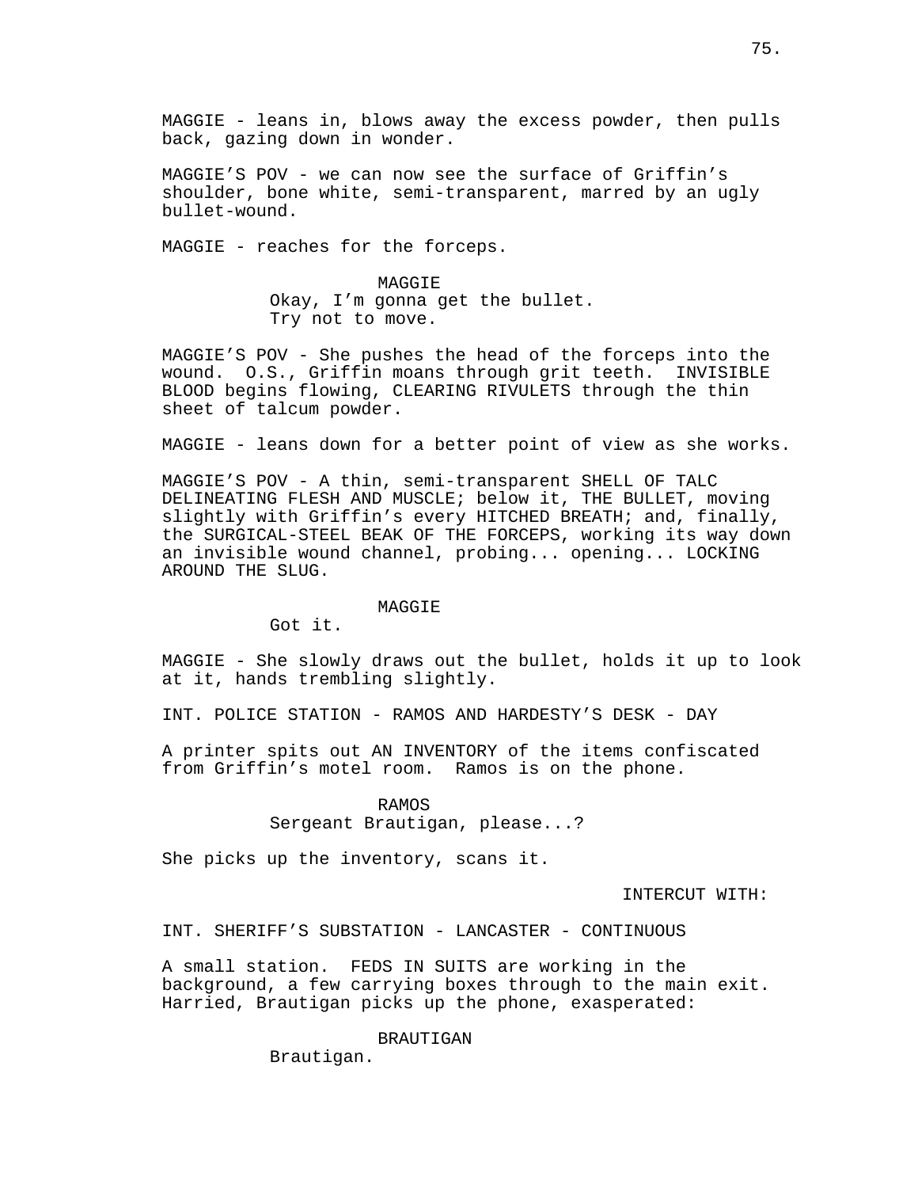MAGGIE - leans in, blows away the excess powder, then pulls back, gazing down in wonder.

MAGGIE'S POV - we can now see the surface of Griffin's shoulder, bone white, semi-transparent, marred by an ugly bullet-wound.

MAGGIE - reaches for the forceps.

MAGGIE
Okay, I'm gonna get the bullet.
Try not to move.

MAGGIE'S POV - She pushes the head of the forceps into the wound. O.S., Griffin moans through grit teeth. INVISIBLE BLOOD begins flowing, CLEARING RIVULETS through the thin sheet of talcum powder.

MAGGIE - leans down for a better point of view as she works.

MAGGIE'S POV - A thin, semi-transparent SHELL OF TALC DELINEATING FLESH AND MUSCLE; below it, THE BULLET, moving slightly with Griffin's every HITCHED BREATH; and, finally, the SURGICAL-STEEL BEAK OF THE FORCEPS, working its way down an invisible wound channel, probing... opening... LOCKING AROUND THE SLUG.

MAGGIE
Got it.

MAGGIE - She slowly draws out the bullet, holds it up to look at it, hands trembling slightly.

INT. POLICE STATION - RAMOS AND HARDESTY'S DESK - DAY

A printer spits out AN INVENTORY of the items confiscated from Griffin's motel room. Ramos is on the phone.

RAMOS
Sergeant Brautigan, please...?

She picks up the inventory, scans it.

INTERCUT WITH:

INT. SHERIFF'S SUBSTATION - LANCASTER - CONTINUOUS

A small station. FEDS IN SUITS are working in the background, a few carrying boxes through to the main exit. Harried, Brautigan picks up the phone, exasperated:

BRAUTIGAN
Brautigan.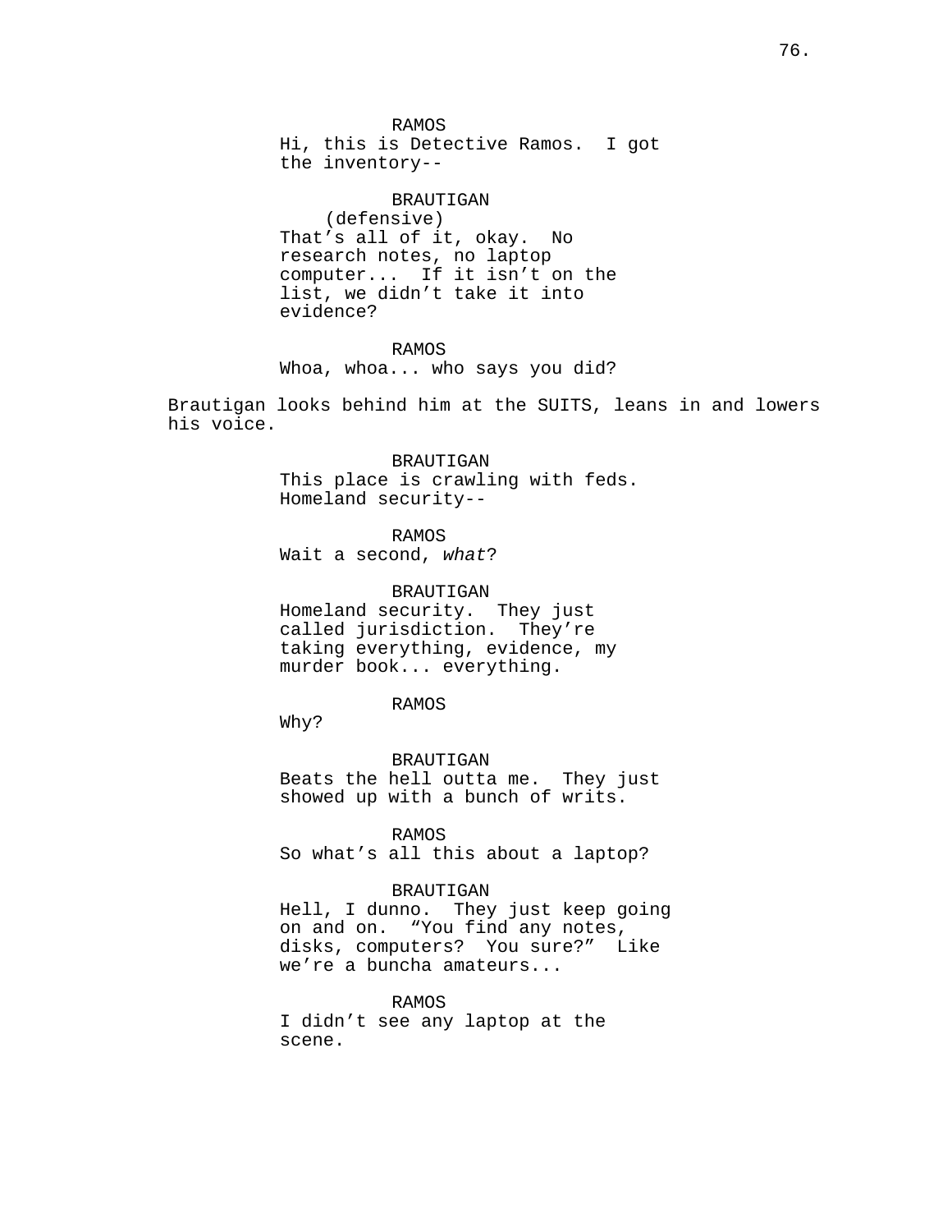RAMOS
Hi, this is Detective Ramos. I got the inventory--

BRAUTIGAN
(defensive)
That's all of it, okay. No research notes, no laptop computer... If it isn't on the list, we didn't take it into evidence?

RAMOS
Whoa, whoa... who says you did?

Brautigan looks behind him at the SUITS, leans in and lowers his voice.

BRAUTIGAN
This place is crawling with feds. Homeland security--

RAMOS
Wait a second, *what*?

BRAUTIGAN
Homeland security. They just called jurisdiction. They're taking everything, evidence, my murder book... everything.

RAMOS
Why?

BRAUTIGAN
Beats the hell outta me. They just showed up with a bunch of writs.

RAMOS
So what's all this about a laptop?

BRAUTIGAN
Hell, I dunno. They just keep going on and on. "You find any notes, disks, computers? You sure?" Like we're a buncha amateurs...

RAMOS
I didn't see any laptop at the scene.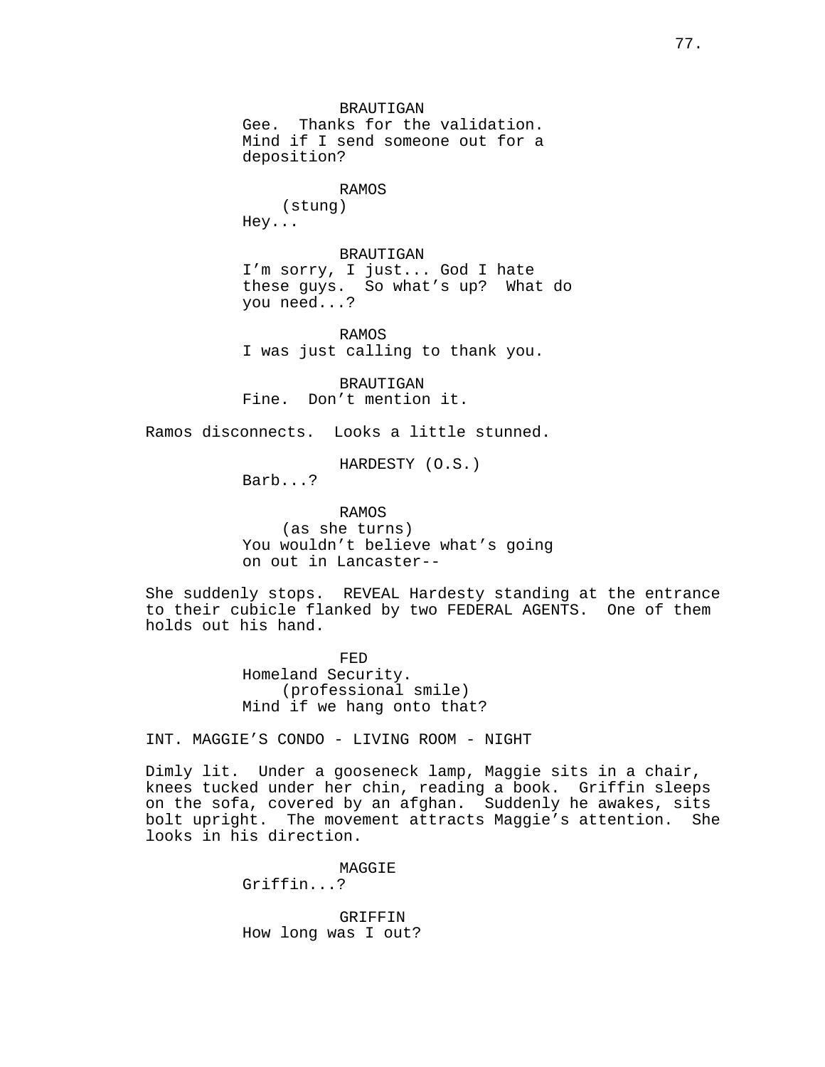BRAUTIGAN
Gee.  Thanks for the validation.
Mind if I send someone out for a
deposition?

RAMOS
(stung)
Hey...

BRAUTIGAN
I'm sorry, I just... God I hate
these guys.  So what's up?  What do
you need...?

RAMOS
I was just calling to thank you.

BRAUTIGAN
Fine.  Don't mention it.

Ramos disconnects.  Looks a little stunned.

HARDESTY (O.S.)
Barb...?

RAMOS
(as she turns)
You wouldn't believe what's going
on out in Lancaster--

She suddenly stops.  REVEAL Hardesty standing at the entrance to their cubicle flanked by two FEDERAL AGENTS.  One of them holds out his hand.

FED
Homeland Security.
(professional smile)
Mind if we hang onto that?

INT. MAGGIE'S CONDO - LIVING ROOM - NIGHT

Dimly lit.  Under a gooseneck lamp, Maggie sits in a chair, knees tucked under her chin, reading a book.  Griffin sleeps on the sofa, covered by an afghan.  Suddenly he awakes, sits bolt upright.  The movement attracts Maggie's attention.  She looks in his direction.

MAGGIE
Griffin...?

GRIFFIN
How long was I out?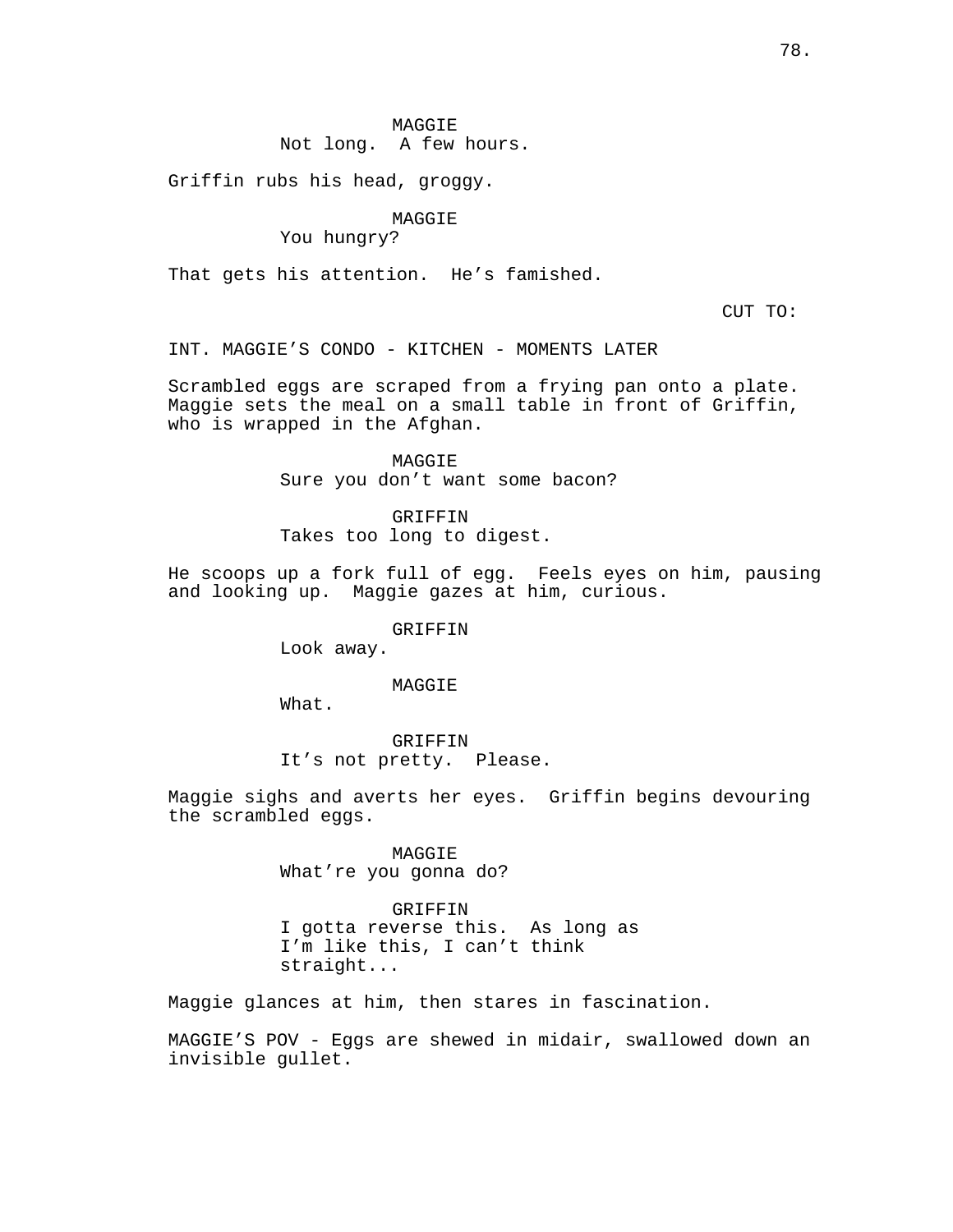MAGGIE
Not long.  A few hours.

Griffin rubs his head, groggy.

MAGGIE
You hungry?

That gets his attention.  He's famished.

CUT TO:

INT. MAGGIE'S CONDO - KITCHEN - MOMENTS LATER

Scrambled eggs are scraped from a frying pan onto a plate. Maggie sets the meal on a small table in front of Griffin, who is wrapped in the Afghan.

MAGGIE
Sure you don't want some bacon?

GRIFFIN
Takes too long to digest.

He scoops up a fork full of egg.  Feels eyes on him, pausing and looking up.  Maggie gazes at him, curious.

GRIFFIN
Look away.

MAGGIE
What.

GRIFFIN
It's not pretty.  Please.

Maggie sighs and averts her eyes.  Griffin begins devouring the scrambled eggs.

MAGGIE
What're you gonna do?

GRIFFIN
I gotta reverse this.  As long as I'm like this, I can't think straight...

Maggie glances at him, then stares in fascination.

MAGGIE'S POV - Eggs are shewed in midair, swallowed down an invisible gullet.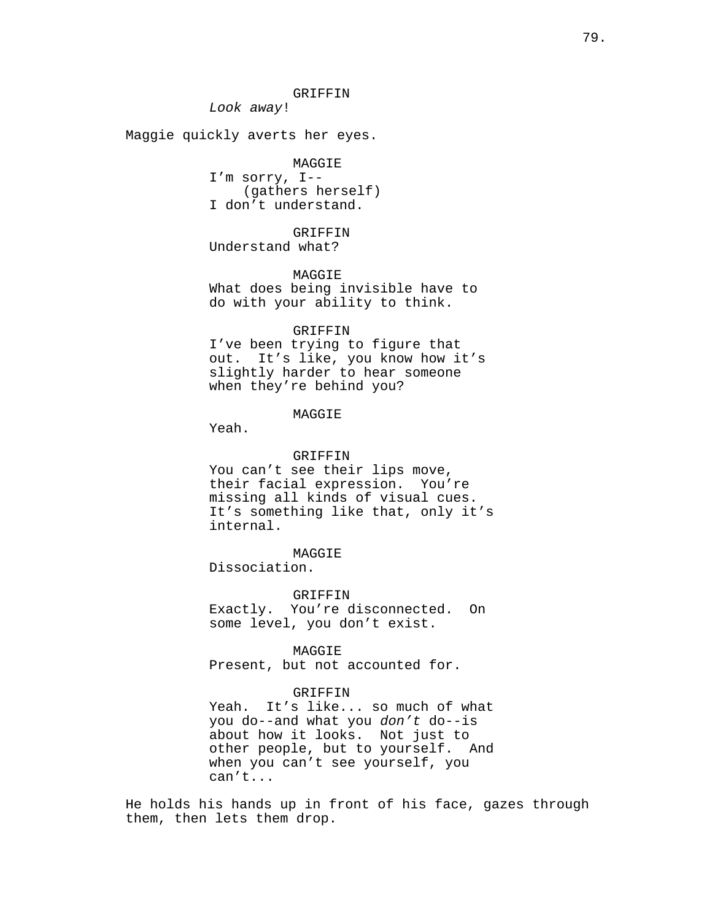GRIFFIN
*Look away*!

Maggie quickly averts her eyes.

MAGGIE
I'm sorry, I--
(gathers herself)
I don't understand.

GRIFFIN
Understand what?

MAGGIE
What does being invisible have to do with your ability to think.

GRIFFIN
I've been trying to figure that out. It's like, you know how it's slightly harder to hear someone when they're behind you?

MAGGIE
Yeah.

GRIFFIN
You can't see their lips move, their facial expression. You're missing all kinds of visual cues. It's something like that, only it's internal.

MAGGIE
Dissociation.

GRIFFIN
Exactly. You're disconnected. On some level, you don't exist.

MAGGIE
Present, but not accounted for.

GRIFFIN
Yeah. It's like... so much of what you do--and what you *don't* do--is about how it looks. Not just to other people, but to yourself. And when you can't see yourself, you can't...

He holds his hands up in front of his face, gazes through them, then lets them drop.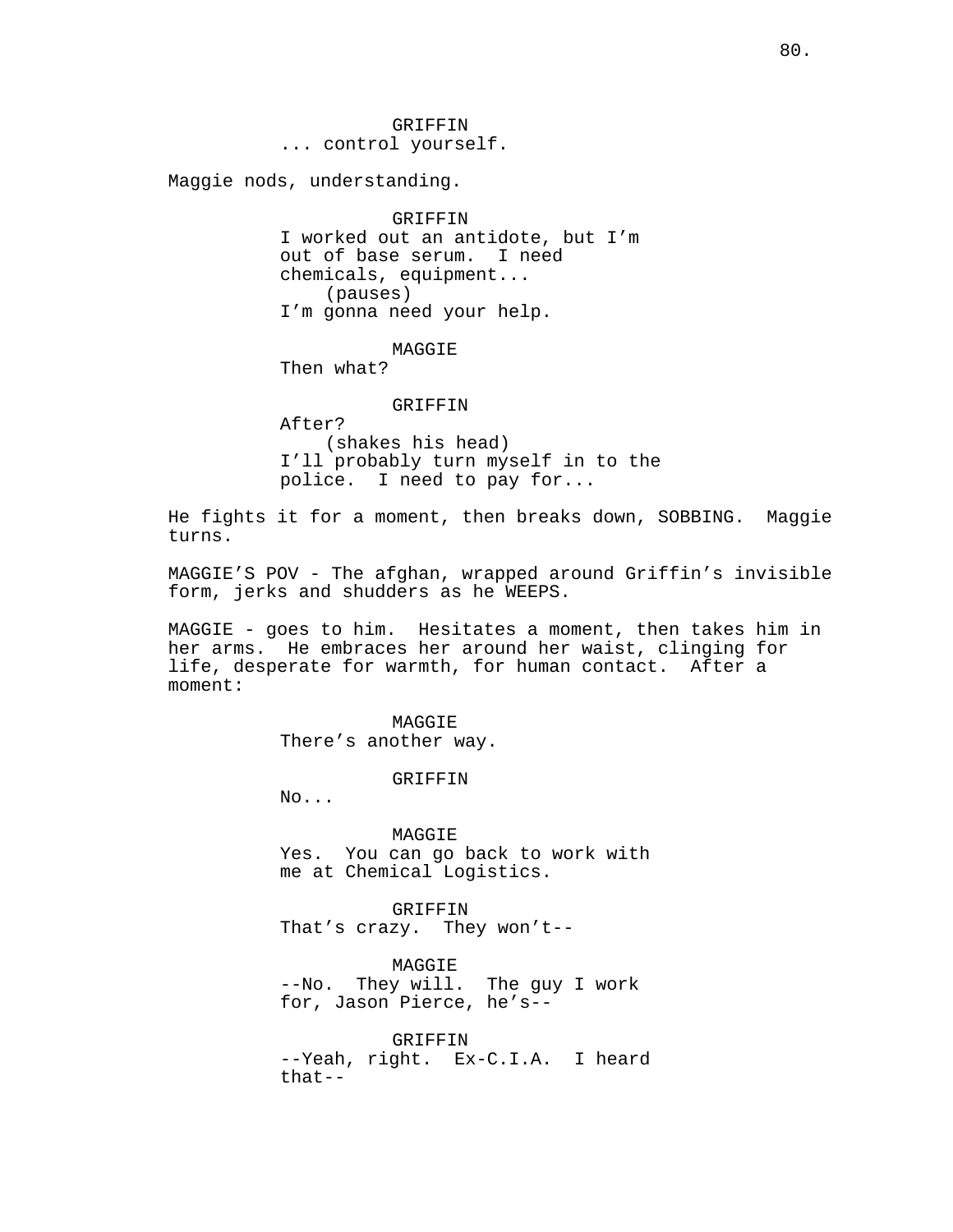GRIFFIN
... control yourself.

Maggie nods, understanding.

GRIFFIN
I worked out an antidote, but I'm out of base serum. I need chemicals, equipment...
(pauses)
I'm gonna need your help.

MAGGIE
Then what?

GRIFFIN
After?
(shakes his head)
I'll probably turn myself in to the police. I need to pay for...

He fights it for a moment, then breaks down, SOBBING. Maggie turns.

MAGGIE'S POV - The afghan, wrapped around Griffin's invisible form, jerks and shudders as he WEEPS.

MAGGIE - goes to him. Hesitates a moment, then takes him in her arms. He embraces her around her waist, clinging for life, desperate for warmth, for human contact. After a moment:

MAGGIE
There's another way.

GRIFFIN
No...

MAGGIE
Yes. You can go back to work with me at Chemical Logistics.

GRIFFIN
That's crazy. They won't--

MAGGIE
--No. They will. The guy I work for, Jason Pierce, he's--

GRIFFIN
--Yeah, right. Ex-C.I.A. I heard that--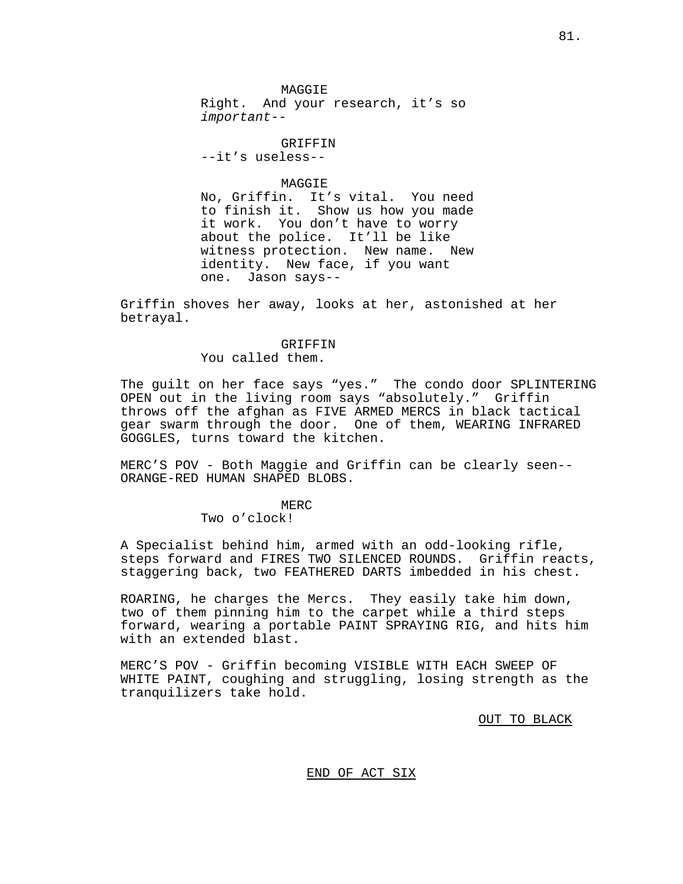MAGGIE
Right. And your research, it's so *important*--

GRIFFIN
--it's useless--

MAGGIE
No, Griffin. It's vital. You need to finish it. Show us how you made it work. You don't have to worry about the police. It'll be like witness protection. New name. New identity. New face, if you want one. Jason says--

Griffin shoves her away, looks at her, astonished at her betrayal.

GRIFFIN
You called them.

The guilt on her face says "yes." The condo door SPLINTERING OPEN out in the living room says "absolutely." Griffin throws off the afghan as FIVE ARMED MERCS in black tactical gear swarm through the door. One of them, WEARING INFRARED GOGGLES, turns toward the kitchen.

MERC'S POV - Both Maggie and Griffin can be clearly seen-- ORANGE-RED HUMAN SHAPED BLOBS.

MERC
Two o'clock!

A Specialist behind him, armed with an odd-looking rifle, steps forward and FIRES TWO SILENCED ROUNDS. Griffin reacts, staggering back, two FEATHERED DARTS imbedded in his chest.

ROARING, he charges the Mercs. They easily take him down, two of them pinning him to the carpet while a third steps forward, wearing a portable PAINT SPRAYING RIG, and hits him with an extended blast.

MERC'S POV - Griffin becoming VISIBLE WITH EACH SWEEP OF WHITE PAINT, coughing and struggling, losing strength as the tranquilizers take hold.

OUT TO BLACK

END OF ACT SIX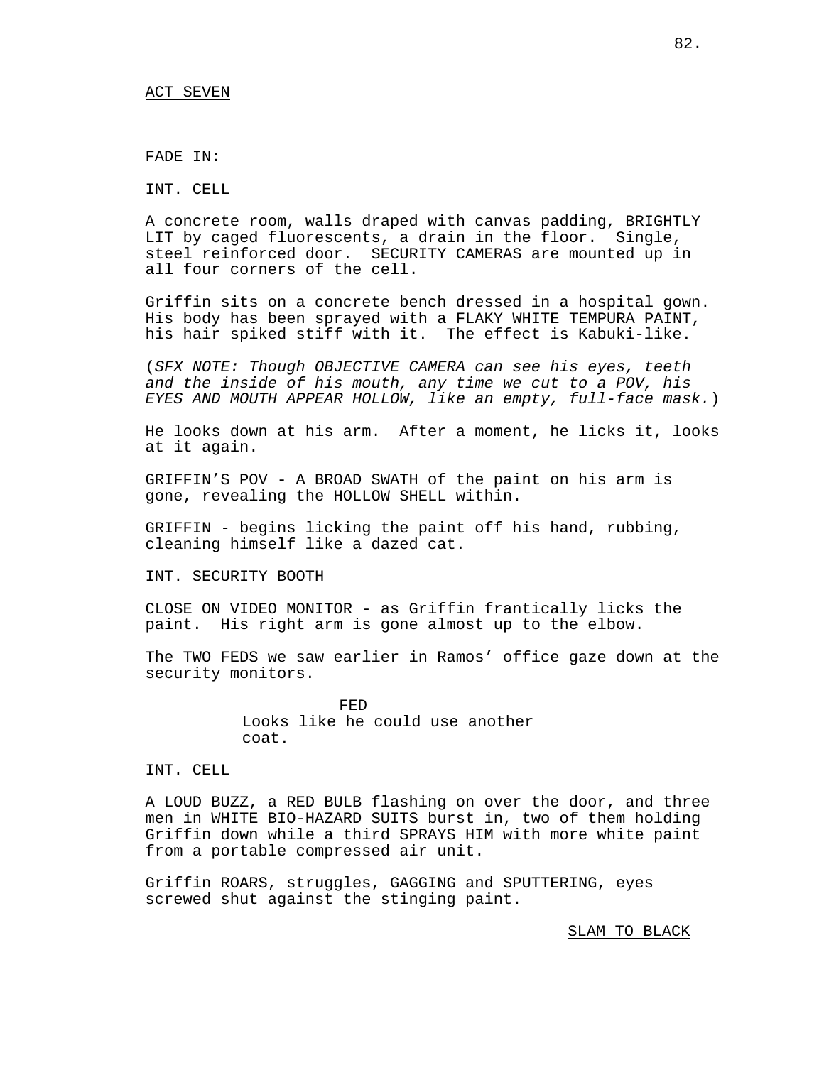ACT SEVEN

FADE IN:

INT. CELL

A concrete room, walls draped with canvas padding, BRIGHTLY LIT by caged fluorescents, a drain in the floor. Single, steel reinforced door. SECURITY CAMERAS are mounted up in all four corners of the cell.

Griffin sits on a concrete bench dressed in a hospital gown. His body has been sprayed with a FLAKY WHITE TEMPURA PAINT, his hair spiked stiff with it. The effect is Kabuki-like.

(*SFX NOTE: Though OBJECTIVE CAMERA can see his eyes, teeth and the inside of his mouth, any time we cut to a POV, his EYES AND MOUTH APPEAR HOLLOW, like an empty, full-face mask.*)

He looks down at his arm. After a moment, he licks it, looks at it again.

GRIFFIN'S POV - A BROAD SWATH of the paint on his arm is gone, revealing the HOLLOW SHELL within.

GRIFFIN - begins licking the paint off his hand, rubbing, cleaning himself like a dazed cat.

INT. SECURITY BOOTH

CLOSE ON VIDEO MONITOR - as Griffin frantically licks the paint. His right arm is gone almost up to the elbow.

The TWO FEDS we saw earlier in Ramos' office gaze down at the security monitors.

FED
Looks like he could use another coat.

INT. CELL

A LOUD BUZZ, a RED BULB flashing on over the door, and three men in WHITE BIO-HAZARD SUITS burst in, two of them holding Griffin down while a third SPRAYS HIM with more white paint from a portable compressed air unit.

Griffin ROARS, struggles, GAGGING and SPUTTERING, eyes screwed shut against the stinging paint.

SLAM TO BLACK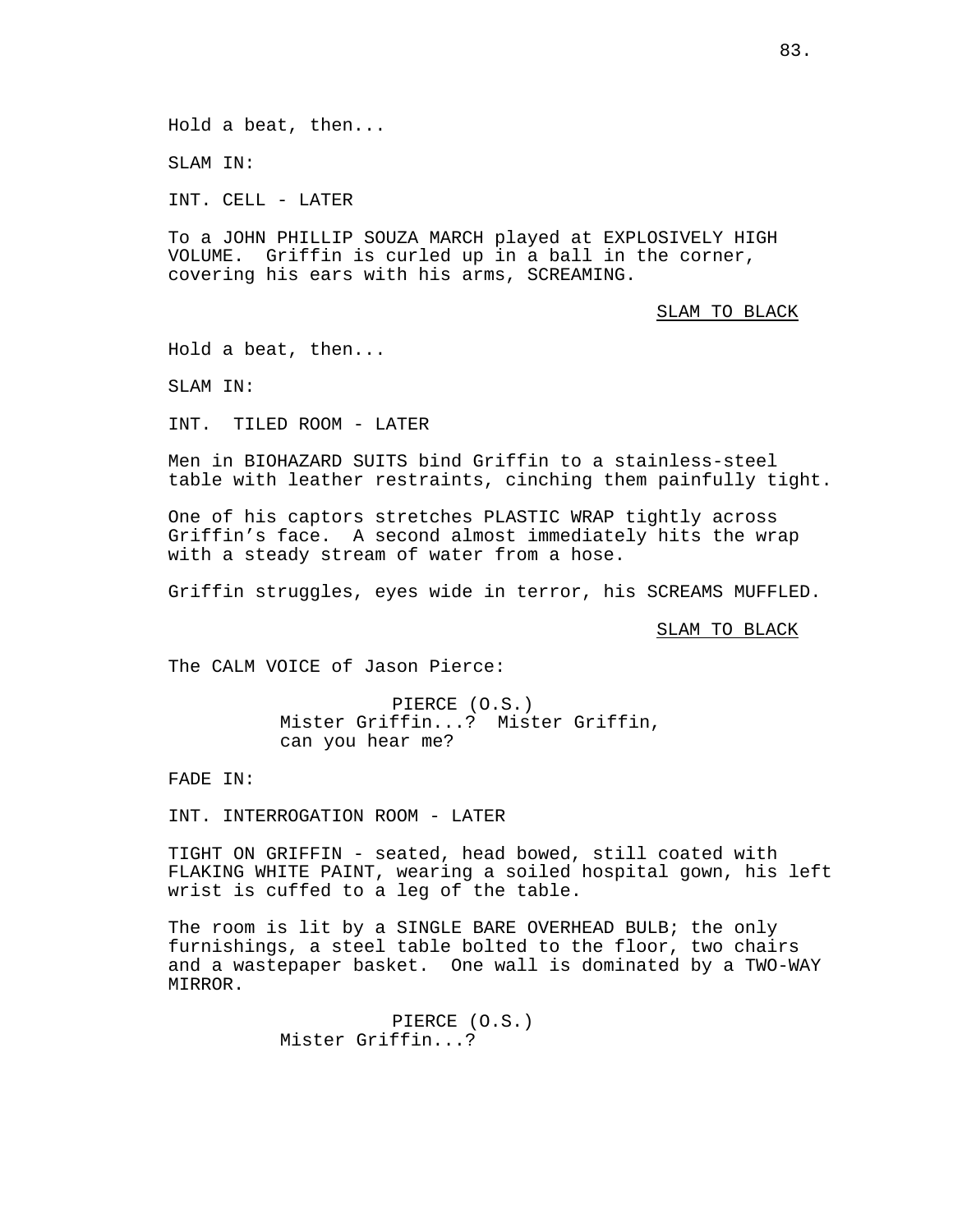Hold a beat, then...

SLAM IN:

INT. CELL - LATER

To a JOHN PHILLIP SOUZA MARCH played at EXPLOSIVELY HIGH VOLUME. Griffin is curled up in a ball in the corner, covering his ears with his arms, SCREAMING.

SLAM TO BLACK

Hold a beat, then...

SLAM IN:

INT. TILED ROOM - LATER

Men in BIOHAZARD SUITS bind Griffin to a stainless-steel table with leather restraints, cinching them painfully tight.

One of his captors stretches PLASTIC WRAP tightly across Griffin's face. A second almost immediately hits the wrap with a steady stream of water from a hose.

Griffin struggles, eyes wide in terror, his SCREAMS MUFFLED.

SLAM TO BLACK

The CALM VOICE of Jason Pierce:

PIERCE (O.S.)
Mister Griffin...? Mister Griffin, can you hear me?

FADE IN:

INT. INTERROGATION ROOM - LATER

TIGHT ON GRIFFIN - seated, head bowed, still coated with FLAKING WHITE PAINT, wearing a soiled hospital gown, his left wrist is cuffed to a leg of the table.

The room is lit by a SINGLE BARE OVERHEAD BULB; the only furnishings, a steel table bolted to the floor, two chairs and a wastepaper basket. One wall is dominated by a TWO-WAY MIRROR.

PIERCE (O.S.)
Mister Griffin...?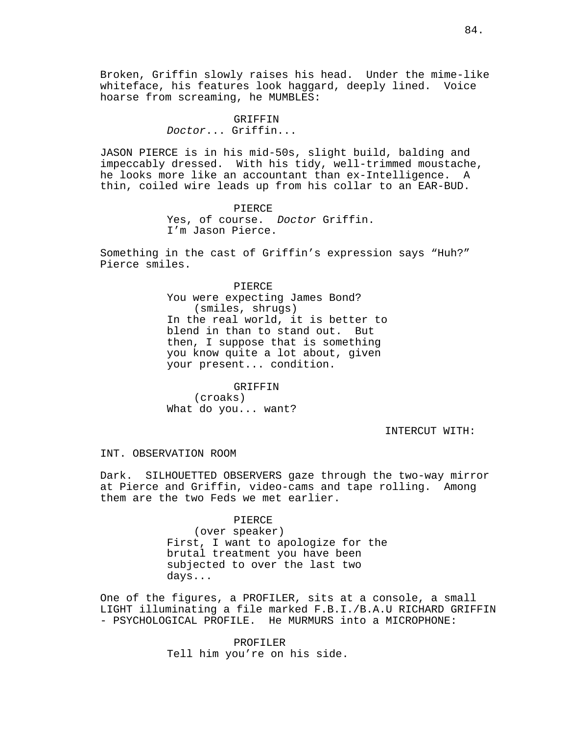Broken, Griffin slowly raises his head. Under the mime-like whiteface, his features look haggard, deeply lined. Voice hoarse from screaming, he MUMBLES:

GRIFFIN
*Doctor*... Griffin...

JASON PIERCE is in his mid-50s, slight build, balding and impeccably dressed. With his tidy, well-trimmed moustache, he looks more like an accountant than ex-Intelligence. A thin, coiled wire leads up from his collar to an EAR-BUD.

PIERCE
Yes, of course. *Doctor* Griffin.
I'm Jason Pierce.

Something in the cast of Griffin's expression says "Huh?" Pierce smiles.

PIERCE
You were expecting James Bond?
(smiles, shrugs)
In the real world, it is better to blend in than to stand out. But then, I suppose that is something you know quite a lot about, given your present... condition.

GRIFFIN
(croaks)
What do you... want?

INTERCUT WITH:

INT. OBSERVATION ROOM

Dark. SILHOUETTED OBSERVERS gaze through the two-way mirror at Pierce and Griffin, video-cams and tape rolling. Among them are the two Feds we met earlier.

PIERCE
(over speaker)
First, I want to apologize for the brutal treatment you have been subjected to over the last two days...

One of the figures, a PROFILER, sits at a console, a small LIGHT illuminating a file marked F.B.I./B.A.U RICHARD GRIFFIN - PSYCHOLOGICAL PROFILE. He MURMURS into a MICROPHONE:

PROFILER
Tell him you're on his side.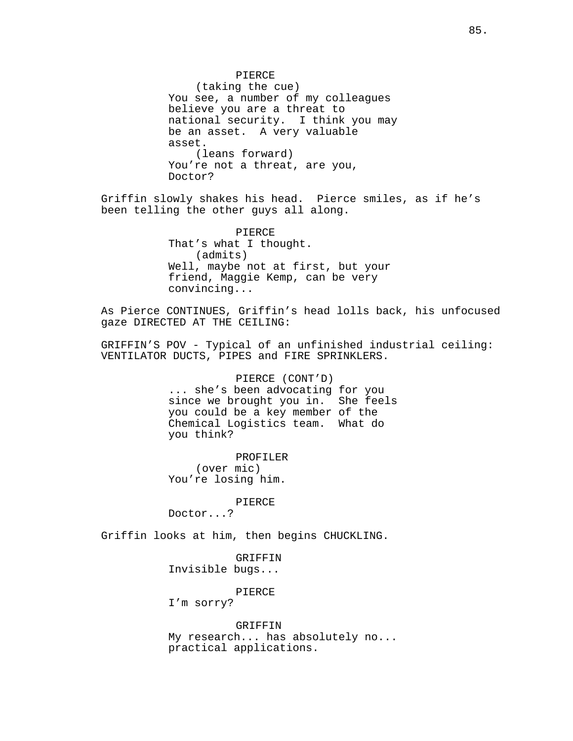PIERCE
(taking the cue)
You see, a number of my colleagues believe you are a threat to national security. I think you may be an asset. A very valuable asset.
(leans forward)
You're not a threat, are you, Doctor?

Griffin slowly shakes his head. Pierce smiles, as if he's been telling the other guys all along.

PIERCE
That's what I thought.
(admits)
Well, maybe not at first, but your friend, Maggie Kemp, can be very convincing...

As Pierce CONTINUES, Griffin's head lolls back, his unfocused gaze DIRECTED AT THE CEILING:

GRIFFIN'S POV - Typical of an unfinished industrial ceiling: VENTILATOR DUCTS, PIPES and FIRE SPRINKLERS.

PIERCE (CONT'D)
... she's been advocating for you since we brought you in. She feels you could be a key member of the Chemical Logistics team. What do you think?

PROFILER
(over mic)
You're losing him.

PIERCE
Doctor...?

Griffin looks at him, then begins CHUCKLING.

GRIFFIN
Invisible bugs...

PIERCE
I'm sorry?

GRIFFIN
My research... has absolutely no... practical applications.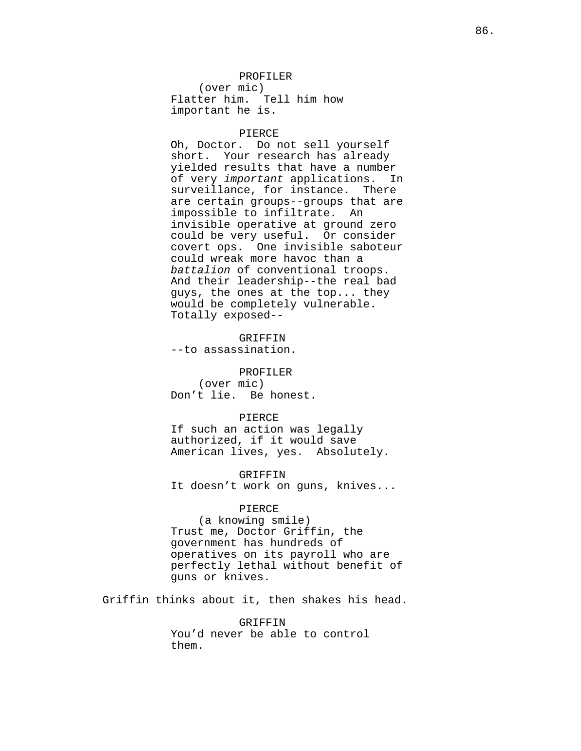PROFILER
(over mic)
Flatter him. Tell him how important he is.

PIERCE
Oh, Doctor. Do not sell yourself short. Your research has already yielded results that have a number of very *important* applications. In surveillance, for instance. There are certain groups--groups that are impossible to infiltrate. An invisible operative at ground zero could be very useful. Or consider covert ops. One invisible saboteur could wreak more havoc than a *battalion* of conventional troops. And their leadership--the real bad guys, the ones at the top... they would be completely vulnerable. Totally exposed--

GRIFFIN
--to assassination.

PROFILER
(over mic)
Don't lie. Be honest.

PIERCE
If such an action was legally authorized, if it would save American lives, yes. Absolutely.

GRIFFIN
It doesn't work on guns, knives...

PIERCE
(a knowing smile)
Trust me, Doctor Griffin, the government has hundreds of operatives on its payroll who are perfectly lethal without benefit of guns or knives.

Griffin thinks about it, then shakes his head.

GRIFFIN
You'd never be able to control them.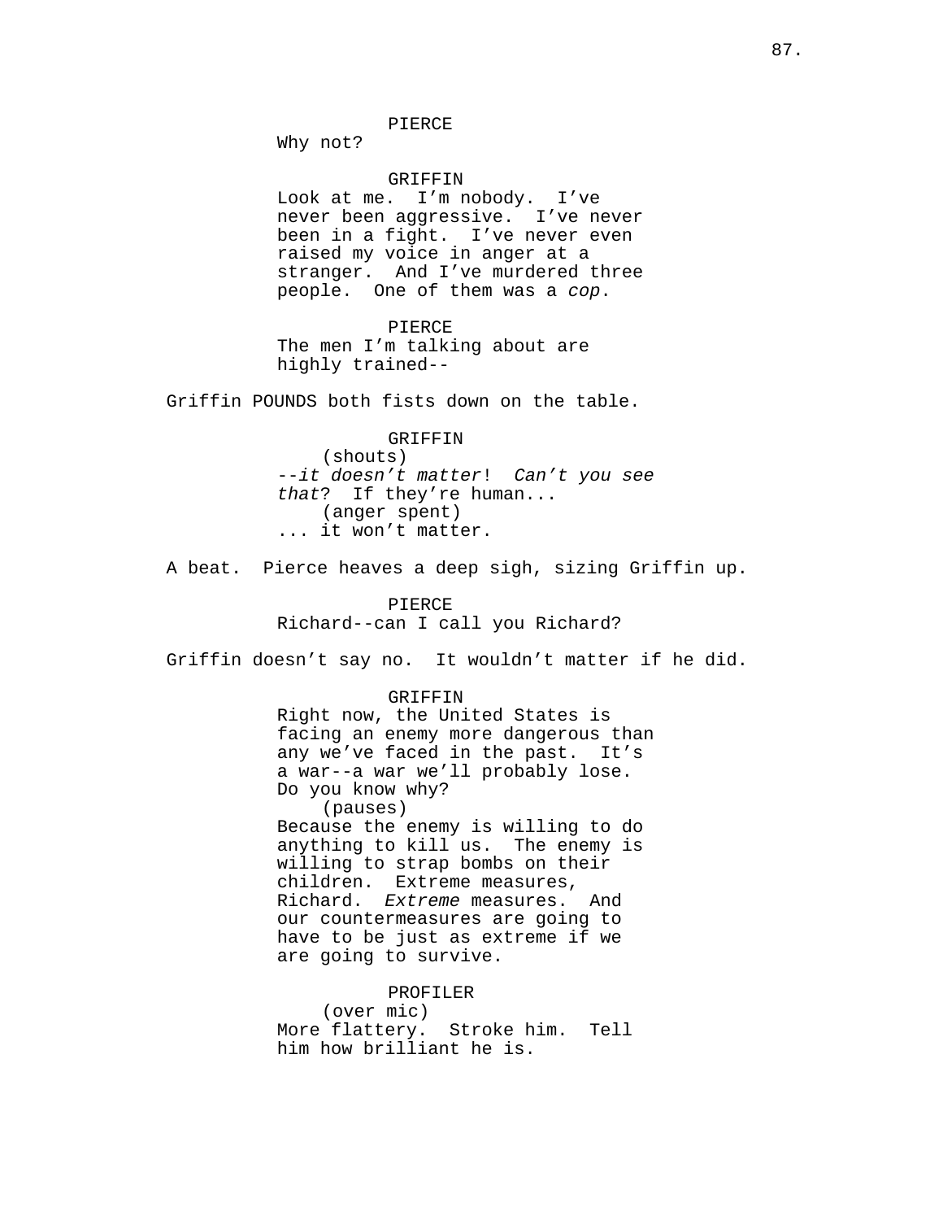PIERCE
Why not?

GRIFFIN
Look at me. I'm nobody. I've never been aggressive. I've never been in a fight. I've never even raised my voice in anger at a stranger. And I've murdered three people. One of them was a *cop*.

PIERCE
The men I'm talking about are highly trained--

Griffin POUNDS both fists down on the table.

GRIFFIN
(shouts)
*--it doesn't matter*! *Can't you see that*? If they're human...
(anger spent)
... it won't matter.

A beat. Pierce heaves a deep sigh, sizing Griffin up.

PIERCE
Richard--can I call you Richard?

Griffin doesn't say no. It wouldn't matter if he did.

GRIFFIN
Right now, the United States is facing an enemy more dangerous than any we've faced in the past. It's a war--a war we'll probably lose. Do you know why?
(pauses)
Because the enemy is willing to do anything to kill us. The enemy is willing to strap bombs on their children. Extreme measures, Richard. *Extreme* measures. And our countermeasures are going to have to be just as extreme if we are going to survive.

PROFILER
(over mic)
More flattery. Stroke him. Tell him how brilliant he is.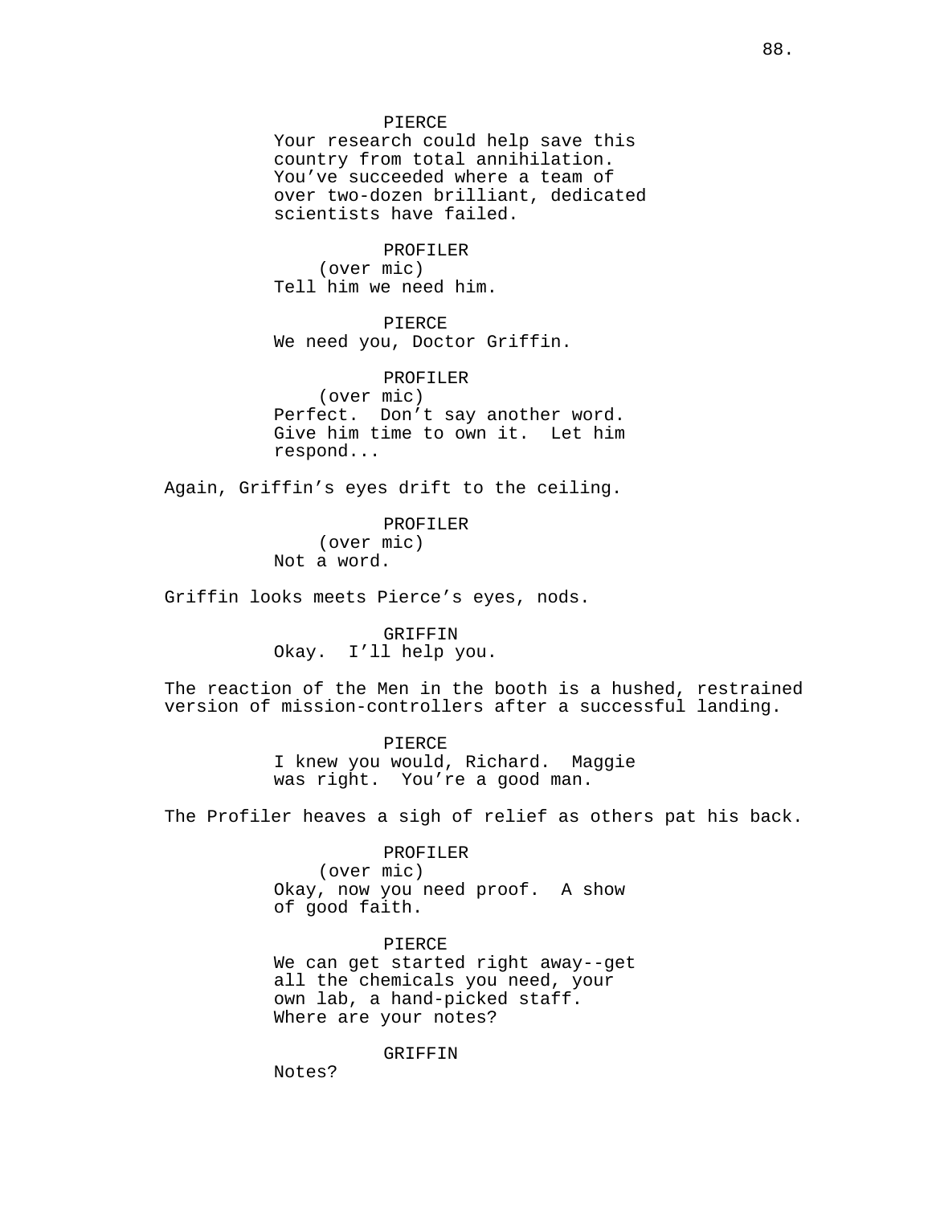PIERCE
Your research could help save this country from total annihilation. You've succeeded where a team of over two-dozen brilliant, dedicated scientists have failed.

PROFILER
(over mic)
Tell him we need him.

PIERCE
We need you, Doctor Griffin.

PROFILER
(over mic)
Perfect. Don't say another word. Give him time to own it. Let him respond...

Again, Griffin's eyes drift to the ceiling.

PROFILER
(over mic)
Not a word.

Griffin looks meets Pierce's eyes, nods.

GRIFFIN
Okay. I'll help you.

The reaction of the Men in the booth is a hushed, restrained version of mission-controllers after a successful landing.

PIERCE
I knew you would, Richard. Maggie was right. You're a good man.

The Profiler heaves a sigh of relief as others pat his back.

PROFILER
(over mic)
Okay, now you need proof. A show of good faith.

PIERCE
We can get started right away--get all the chemicals you need, your own lab, a hand-picked staff. Where are your notes?

GRIFFIN
Notes?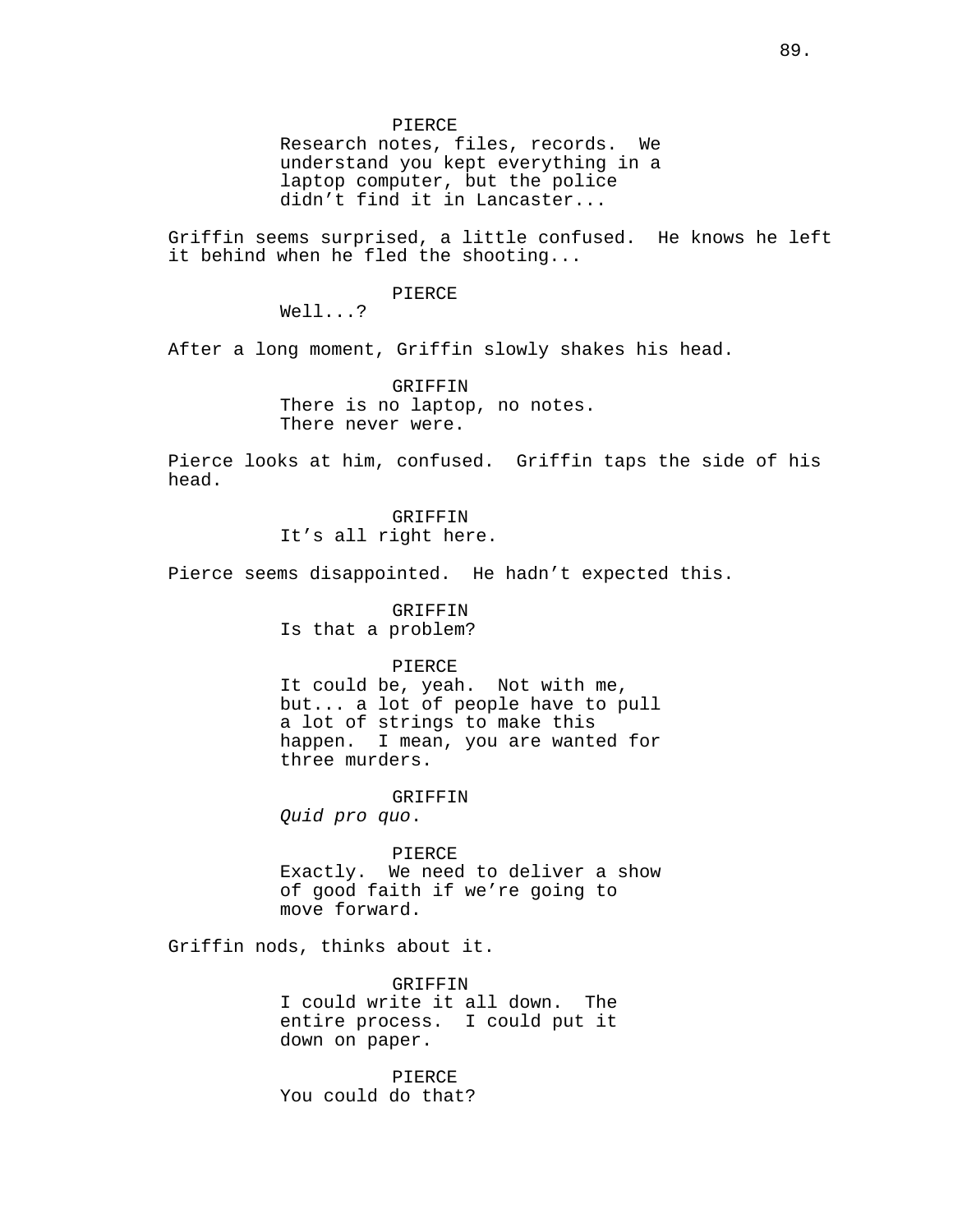PIERCE
Research notes, files, records. We understand you kept everything in a laptop computer, but the police didn't find it in Lancaster...

Griffin seems surprised, a little confused. He knows he left it behind when he fled the shooting...

PIERCE
Well...?

After a long moment, Griffin slowly shakes his head.

GRIFFIN
There is no laptop, no notes. There never were.

Pierce looks at him, confused. Griffin taps the side of his head.

GRIFFIN
It's all right here.

Pierce seems disappointed. He hadn't expected this.

GRIFFIN
Is that a problem?

PIERCE
It could be, yeah. Not with me, but... a lot of people have to pull a lot of strings to make this happen. I mean, you are wanted for three murders.

GRIFFIN
*Quid pro quo*.

PIERCE
Exactly. We need to deliver a show of good faith if we're going to move forward.

Griffin nods, thinks about it.

GRIFFIN
I could write it all down. The entire process. I could put it down on paper.

PIERCE
You could do that?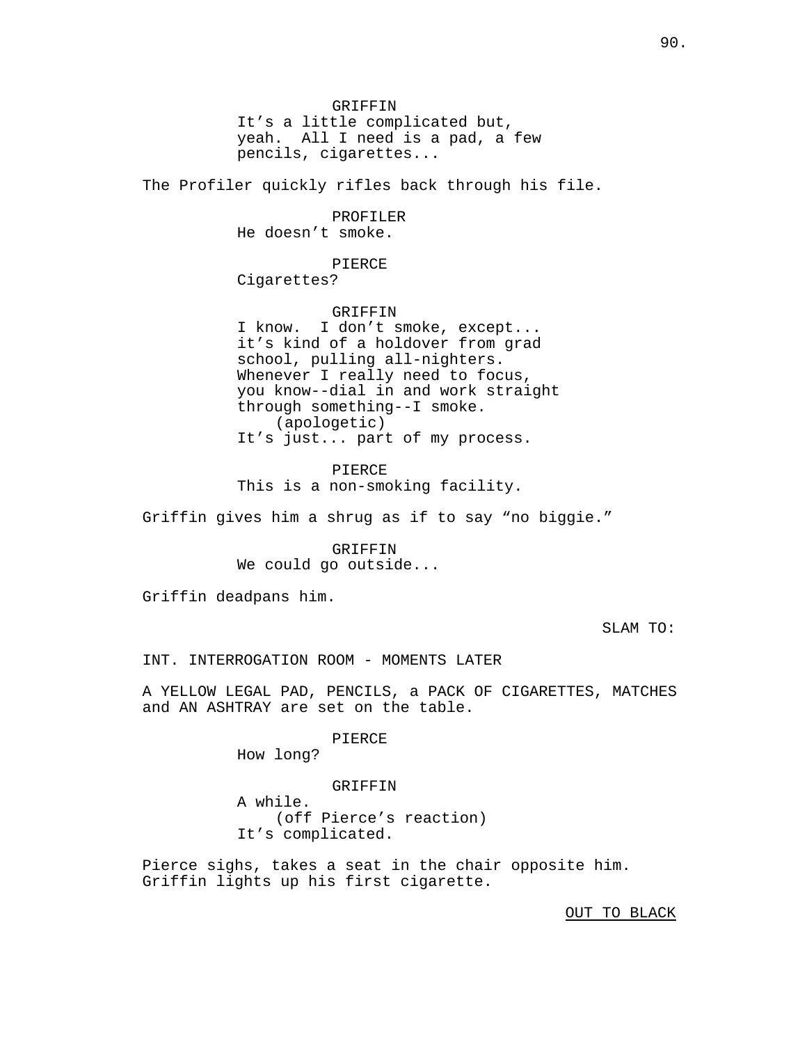GRIFFIN
It's a little complicated but, yeah. All I need is a pad, a few pencils, cigarettes...

The Profiler quickly rifles back through his file.

PROFILER
He doesn't smoke.

PIERCE
Cigarettes?

GRIFFIN
I know. I don't smoke, except... it's kind of a holdover from grad school, pulling all-nighters. Whenever I really need to focus, you know--dial in and work straight through something--I smoke.
(apologetic)
It's just... part of my process.

PIERCE
This is a non-smoking facility.

Griffin gives him a shrug as if to say "no biggie."

GRIFFIN
We could go outside...

Griffin deadpans him.

SLAM TO:

INT. INTERROGATION ROOM - MOMENTS LATER

A YELLOW LEGAL PAD, PENCILS, a PACK OF CIGARETTES, MATCHES and AN ASHTRAY are set on the table.

PIERCE
How long?

GRIFFIN
A while.
(off Pierce's reaction)
It's complicated.

Pierce sighs, takes a seat in the chair opposite him. Griffin lights up his first cigarette.

OUT TO BLACK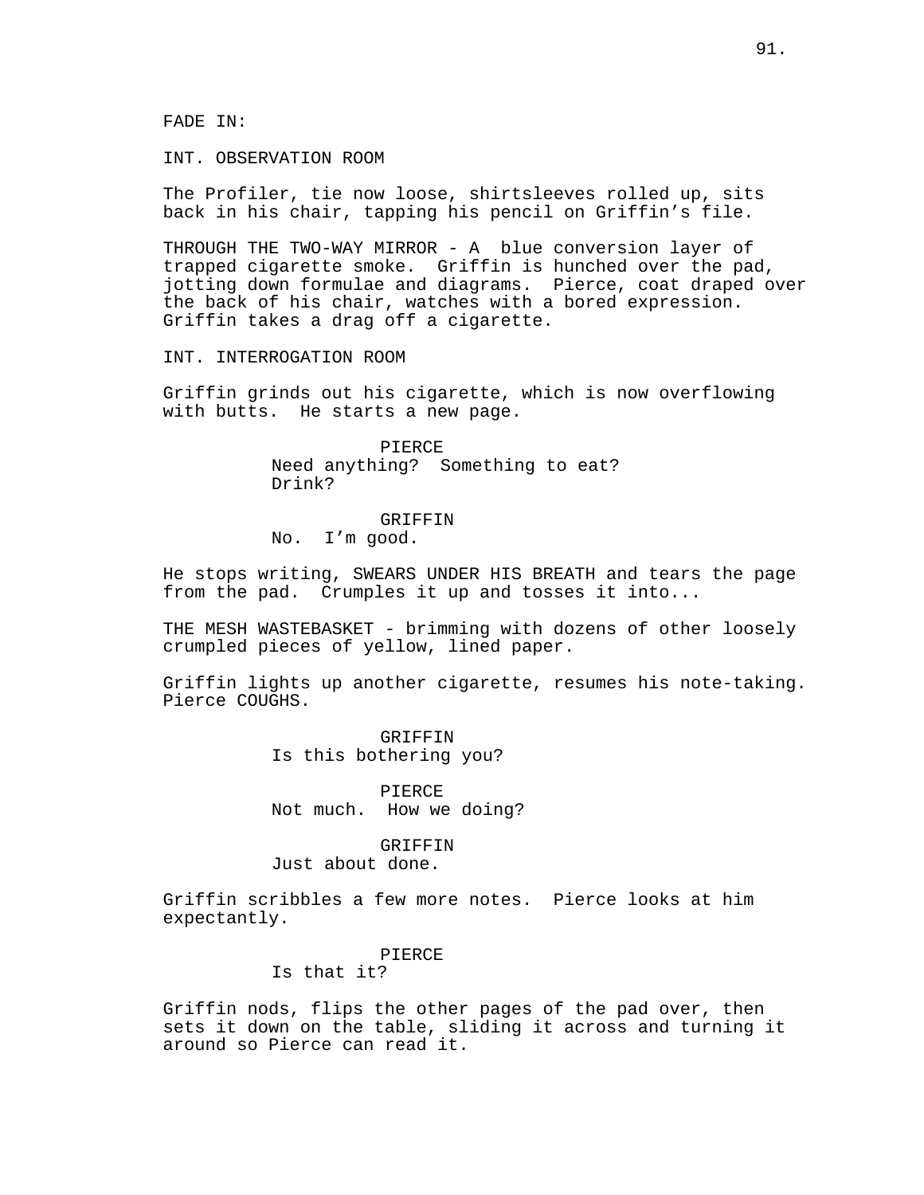FADE IN:

INT. OBSERVATION ROOM

The Profiler, tie now loose, shirtsleeves rolled up, sits back in his chair, tapping his pencil on Griffin's file.

THROUGH THE TWO-WAY MIRROR - A  blue conversion layer of trapped cigarette smoke.  Griffin is hunched over the pad, jotting down formulae and diagrams.  Pierce, coat draped over the back of his chair, watches with a bored expression. Griffin takes a drag off a cigarette.

INT. INTERROGATION ROOM

Griffin grinds out his cigarette, which is now overflowing with butts.  He starts a new page.

PIERCE
Need anything?  Something to eat? Drink?

GRIFFIN
No.  I'm good.

He stops writing, SWEARS UNDER HIS BREATH and tears the page from the pad.  Crumples it up and tosses it into...

THE MESH WASTEBASKET - brimming with dozens of other loosely crumpled pieces of yellow, lined paper.

Griffin lights up another cigarette, resumes his note-taking. Pierce COUGHS.

GRIFFIN
Is this bothering you?

PIERCE
Not much.  How we doing?

GRIFFIN
Just about done.

Griffin scribbles a few more notes.  Pierce looks at him expectantly.

PIERCE
Is that it?

Griffin nods, flips the other pages of the pad over, then sets it down on the table, sliding it across and turning it around so Pierce can read it.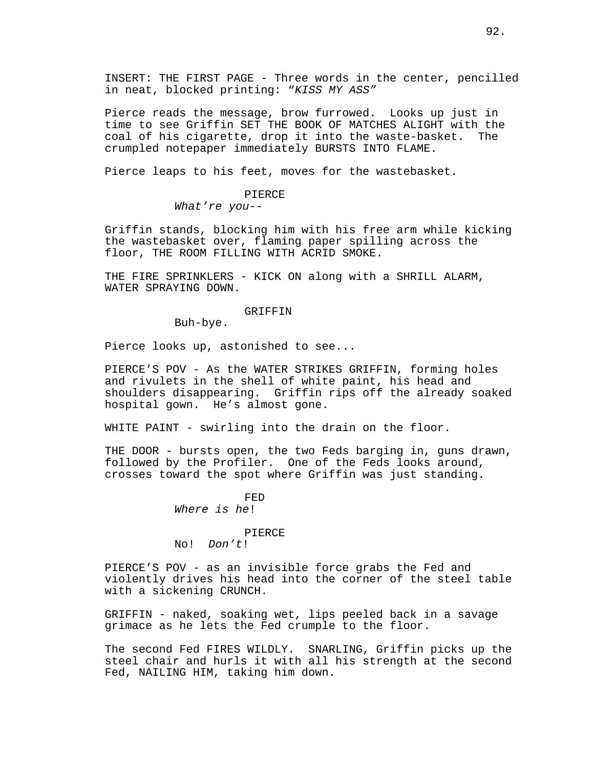INSERT: THE FIRST PAGE - Three words in the center, pencilled in neat, blocked printing: *"KISS MY ASS"*

Pierce reads the message, brow furrowed. Looks up just in time to see Griffin SET THE BOOK OF MATCHES ALIGHT with the coal of his cigarette, drop it into the waste-basket. The crumpled notepaper immediately BURSTS INTO FLAME.

Pierce leaps to his feet, moves for the wastebasket.

PIERCE
*What're you*--

Griffin stands, blocking him with his free arm while kicking the wastebasket over, flaming paper spilling across the floor, THE ROOM FILLING WITH ACRID SMOKE.

THE FIRE SPRINKLERS - KICK ON along with a SHRILL ALARM, WATER SPRAYING DOWN.

GRIFFIN
Buh-bye.

Pierce looks up, astonished to see...

PIERCE'S POV - As the WATER STRIKES GRIFFIN, forming holes and rivulets in the shell of white paint, his head and shoulders disappearing. Griffin rips off the already soaked hospital gown. He's almost gone.

WHITE PAINT - swirling into the drain on the floor.

THE DOOR - bursts open, the two Feds barging in, guns drawn, followed by the Profiler. One of the Feds looks around, crosses toward the spot where Griffin was just standing.

FED
*Where is he*!

PIERCE
No! *Don't*!

PIERCE'S POV - as an invisible force grabs the Fed and violently drives his head into the corner of the steel table with a sickening CRUNCH.

GRIFFIN - naked, soaking wet, lips peeled back in a savage grimace as he lets the Fed crumple to the floor.

The second Fed FIRES WILDLY. SNARLING, Griffin picks up the steel chair and hurls it with all his strength at the second Fed, NAILING HIM, taking him down.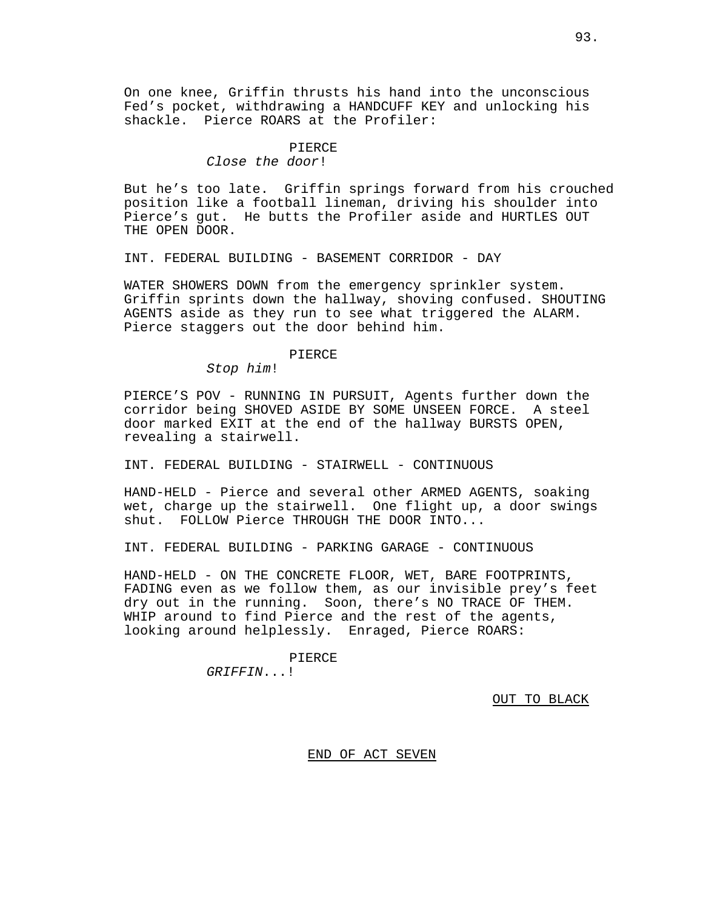On one knee, Griffin thrusts his hand into the unconscious Fed's pocket, withdrawing a HANDCUFF KEY and unlocking his shackle. Pierce ROARS at the Profiler:

PIERCE
*Close the door*!

But he's too late. Griffin springs forward from his crouched position like a football lineman, driving his shoulder into Pierce's gut. He butts the Profiler aside and HURTLES OUT THE OPEN DOOR.

INT. FEDERAL BUILDING - BASEMENT CORRIDOR - DAY

WATER SHOWERS DOWN from the emergency sprinkler system. Griffin sprints down the hallway, shoving confused. SHOUTING AGENTS aside as they run to see what triggered the ALARM. Pierce staggers out the door behind him.

PIERCE
*Stop him*!

PIERCE'S POV - RUNNING IN PURSUIT, Agents further down the corridor being SHOVED ASIDE BY SOME UNSEEN FORCE. A steel door marked EXIT at the end of the hallway BURSTS OPEN, revealing a stairwell.

INT. FEDERAL BUILDING - STAIRWELL - CONTINUOUS

HAND-HELD - Pierce and several other ARMED AGENTS, soaking wet, charge up the stairwell. One flight up, a door swings shut. FOLLOW Pierce THROUGH THE DOOR INTO...

INT. FEDERAL BUILDING - PARKING GARAGE - CONTINUOUS

HAND-HELD - ON THE CONCRETE FLOOR, WET, BARE FOOTPRINTS, FADING even as we follow them, as our invisible prey's feet dry out in the running. Soon, there's NO TRACE OF THEM. WHIP around to find Pierce and the rest of the agents, looking around helplessly. Enraged, Pierce ROARS:

PIERCE
*GRIFFIN*...!

OUT TO BLACK

END OF ACT SEVEN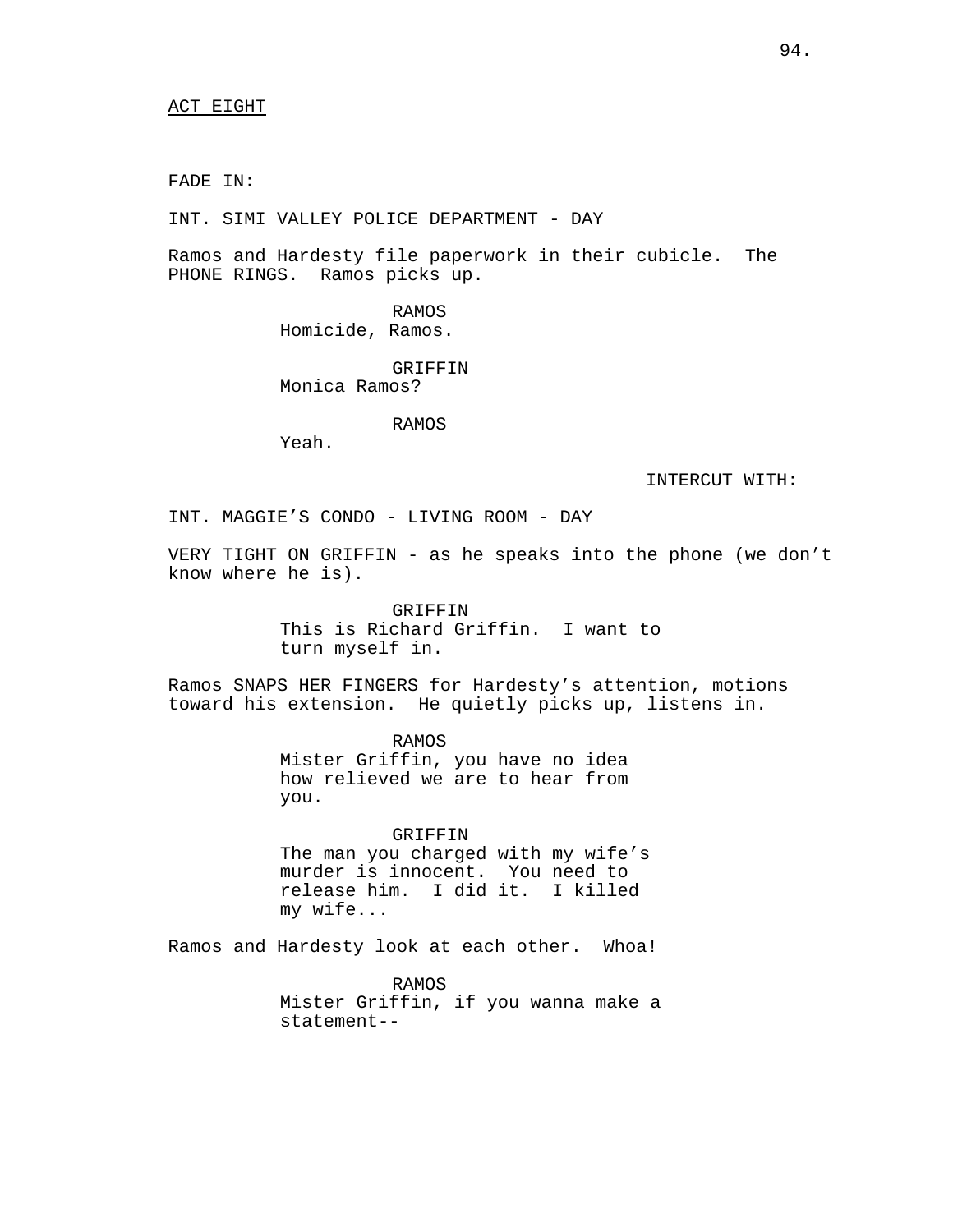ACT EIGHT

FADE IN:

INT. SIMI VALLEY POLICE DEPARTMENT - DAY

Ramos and Hardesty file paperwork in their cubicle. The PHONE RINGS. Ramos picks up.

RAMOS
Homicide, Ramos.

GRIFFIN
Monica Ramos?

RAMOS
Yeah.

INTERCUT WITH:

INT. MAGGIE'S CONDO - LIVING ROOM - DAY

VERY TIGHT ON GRIFFIN - as he speaks into the phone (we don't know where he is).

GRIFFIN
This is Richard Griffin. I want to turn myself in.

Ramos SNAPS HER FINGERS for Hardesty's attention, motions toward his extension. He quietly picks up, listens in.

RAMOS
Mister Griffin, you have no idea how relieved we are to hear from you.

GRIFFIN
The man you charged with my wife's murder is innocent. You need to release him. I did it. I killed my wife...

Ramos and Hardesty look at each other. Whoa!

RAMOS
Mister Griffin, if you wanna make a statement--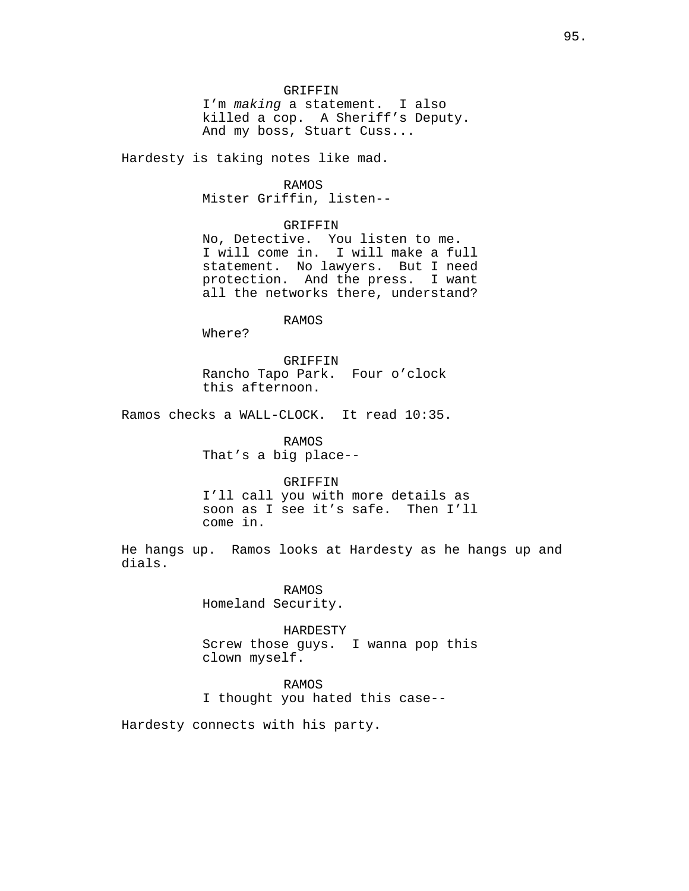GRIFFIN
I'm *making* a statement. I also killed a cop. A Sheriff's Deputy. And my boss, Stuart Cuss...

Hardesty is taking notes like mad.

RAMOS
Mister Griffin, listen--

GRIFFIN
No, Detective. You listen to me. I will come in. I will make a full statement. No lawyers. But I need protection. And the press. I want all the networks there, understand?

RAMOS
Where?

GRIFFIN
Rancho Tapo Park. Four o'clock this afternoon.

Ramos checks a WALL-CLOCK. It read 10:35.

RAMOS
That's a big place--

GRIFFIN
I'll call you with more details as soon as I see it's safe. Then I'll come in.

He hangs up. Ramos looks at Hardesty as he hangs up and dials.

RAMOS
Homeland Security.

HARDESTY
Screw those guys. I wanna pop this clown myself.

RAMOS
I thought you hated this case--

Hardesty connects with his party.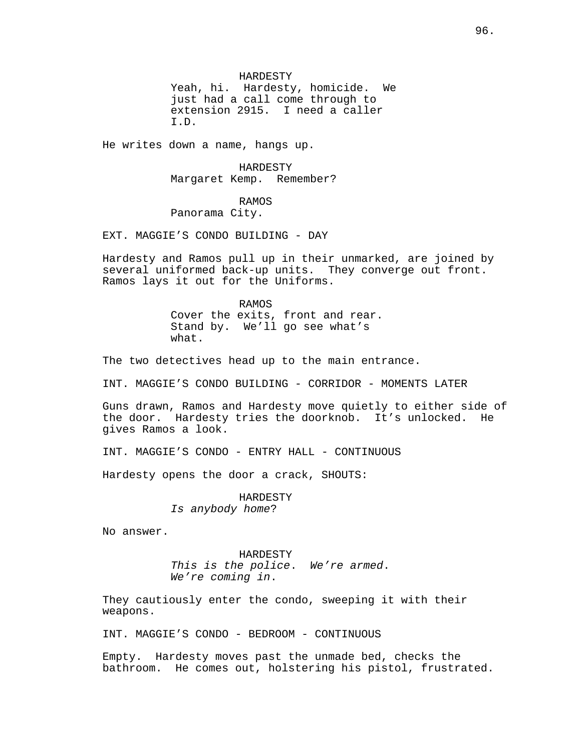HARDESTY
Yeah, hi. Hardesty, homicide. We just had a call come through to extension 2915. I need a caller I.D.

He writes down a name, hangs up.

HARDESTY
Margaret Kemp. Remember?

RAMOS
Panorama City.

EXT. MAGGIE'S CONDO BUILDING - DAY

Hardesty and Ramos pull up in their unmarked, are joined by several uniformed back-up units. They converge out front. Ramos lays it out for the Uniforms.

RAMOS
Cover the exits, front and rear. Stand by. We'll go see what's what.

The two detectives head up to the main entrance.

INT. MAGGIE'S CONDO BUILDING - CORRIDOR - MOMENTS LATER

Guns drawn, Ramos and Hardesty move quietly to either side of the door. Hardesty tries the doorknob. It's unlocked. He gives Ramos a look.

INT. MAGGIE'S CONDO - ENTRY HALL - CONTINUOUS

Hardesty opens the door a crack, SHOUTS:

HARDESTY
*Is anybody home*?

No answer.

HARDESTY
*This is the police*. *We're armed*. *We're coming in*.

They cautiously enter the condo, sweeping it with their weapons.

INT. MAGGIE'S CONDO - BEDROOM - CONTINUOUS

Empty. Hardesty moves past the unmade bed, checks the bathroom. He comes out, holstering his pistol, frustrated.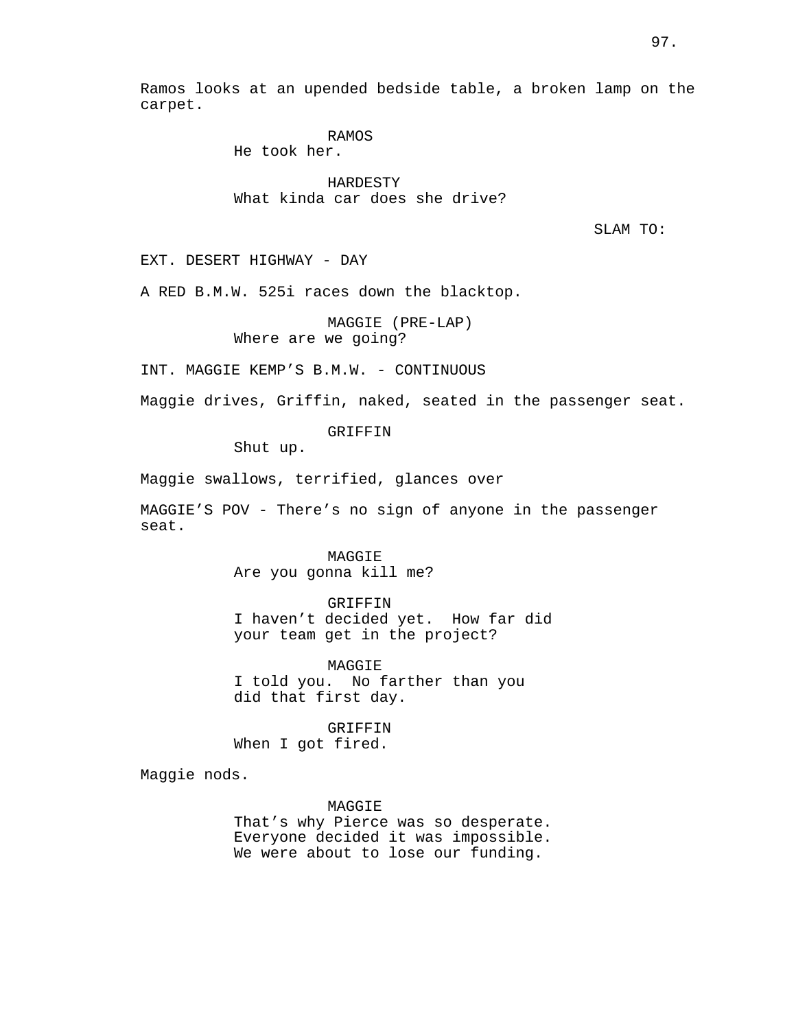Ramos looks at an upended bedside table, a broken lamp on the carpet.

RAMOS
He took her.

HARDESTY
What kinda car does she drive?

SLAM TO:

EXT. DESERT HIGHWAY - DAY

A RED B.M.W. 525i races down the blacktop.

MAGGIE (PRE-LAP)
Where are we going?

INT. MAGGIE KEMP'S B.M.W. - CONTINUOUS

Maggie drives, Griffin, naked, seated in the passenger seat.

GRIFFIN
Shut up.

Maggie swallows, terrified, glances over

MAGGIE'S POV - There's no sign of anyone in the passenger seat.

MAGGIE
Are you gonna kill me?

GRIFFIN
I haven't decided yet. How far did your team get in the project?

MAGGIE
I told you. No farther than you did that first day.

GRIFFIN
When I got fired.

Maggie nods.

MAGGIE
That's why Pierce was so desperate. Everyone decided it was impossible. We were about to lose our funding.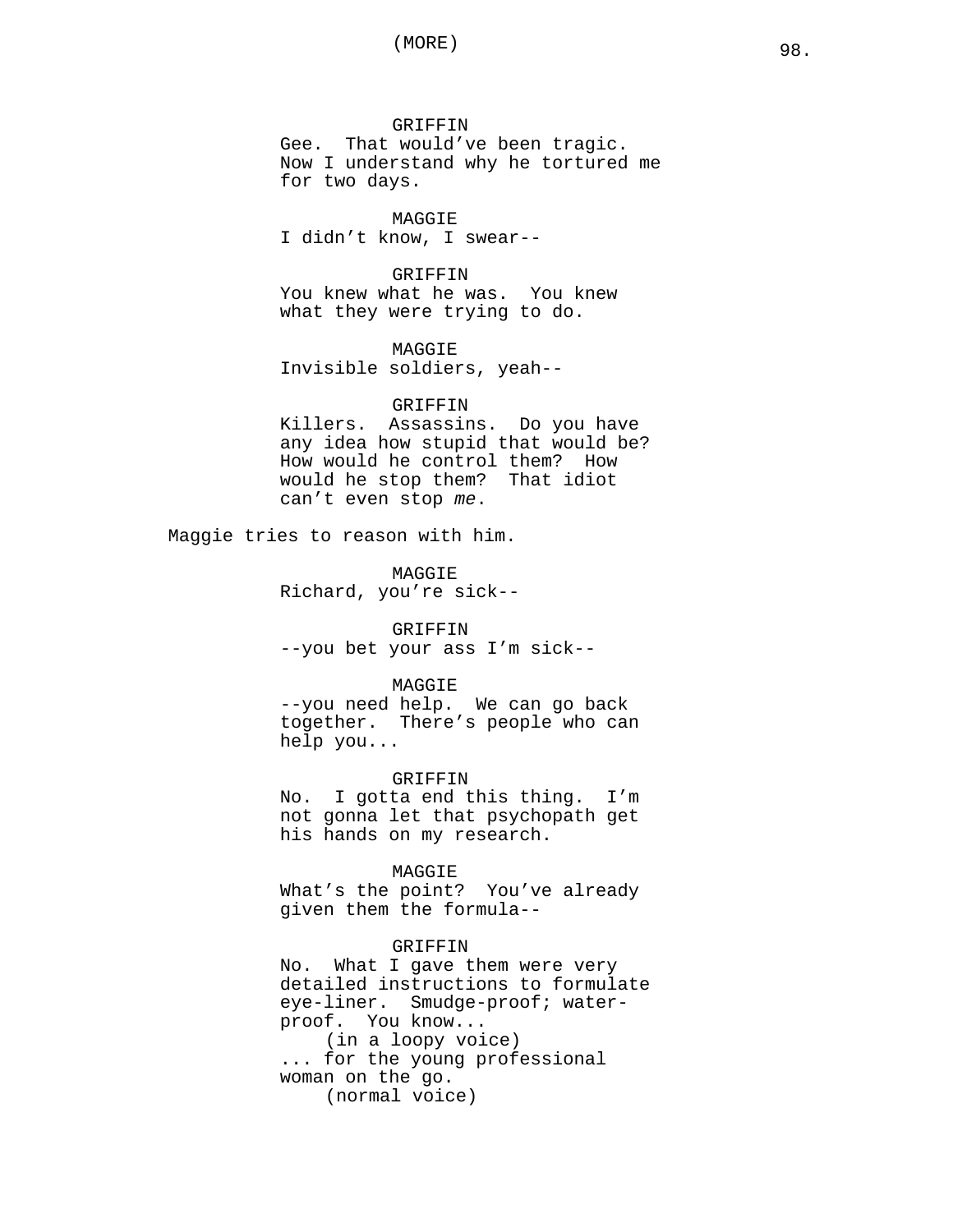GRIFFIN
Gee. That would've been tragic. Now I understand why he tortured me for two days.

MAGGIE
I didn't know, I swear--

GRIFFIN
You knew what he was. You knew what they were trying to do.

MAGGIE
Invisible soldiers, yeah--

GRIFFIN
Killers. Assassins. Do you have any idea how stupid that would be? How would he control them? How would he stop them? That idiot can't even stop *me*.

Maggie tries to reason with him.

MAGGIE
Richard, you're sick--

GRIFFIN
--you bet your ass I'm sick--

MAGGIE
--you need help. We can go back together. There's people who can help you...

GRIFFIN
No. I gotta end this thing. I'm not gonna let that psychopath get his hands on my research.

MAGGIE
What's the point? You've already given them the formula--

GRIFFIN
No. What I gave them were very detailed instructions to formulate eye-liner. Smudge-proof; water-proof. You know...
(in a loopy voice)
... for the young professional woman on the go.
(normal voice)

(MORE)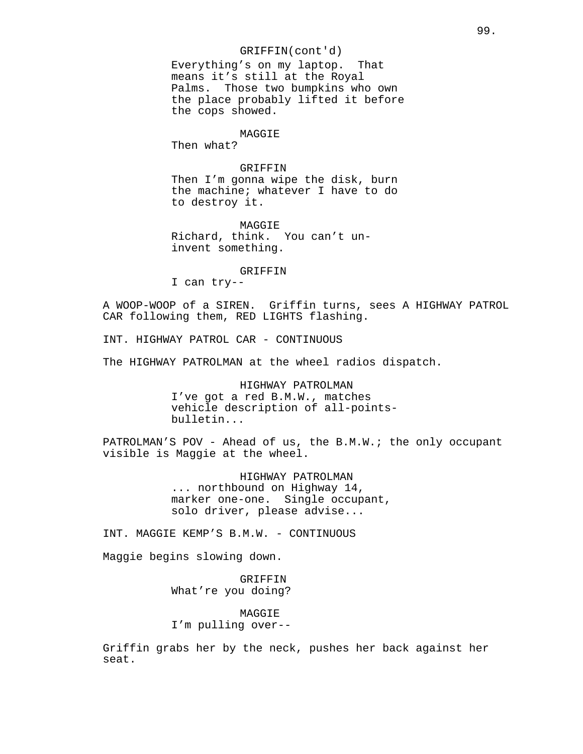GRIFFIN(cont'd)
Everything's on my laptop. That means it's still at the Royal Palms. Those two bumpkins who own the place probably lifted it before the cops showed.

MAGGIE
Then what?

GRIFFIN
Then I'm gonna wipe the disk, burn the machine; whatever I have to do to destroy it.

MAGGIE
Richard, think. You can't un-invent something.

GRIFFIN
I can try--

A WOOP-WOOP of a SIREN. Griffin turns, sees A HIGHWAY PATROL CAR following them, RED LIGHTS flashing.

INT. HIGHWAY PATROL CAR - CONTINUOUS

The HIGHWAY PATROLMAN at the wheel radios dispatch.

HIGHWAY PATROLMAN
I've got a red B.M.W., matches vehicle description of all-points-bulletin...

PATROLMAN'S POV - Ahead of us, the B.M.W.; the only occupant visible is Maggie at the wheel.

HIGHWAY PATROLMAN
... northbound on Highway 14, marker one-one. Single occupant, solo driver, please advise...

INT. MAGGIE KEMP'S B.M.W. - CONTINUOUS

Maggie begins slowing down.

GRIFFIN
What're you doing?

MAGGIE
I'm pulling over--

Griffin grabs her by the neck, pushes her back against her seat.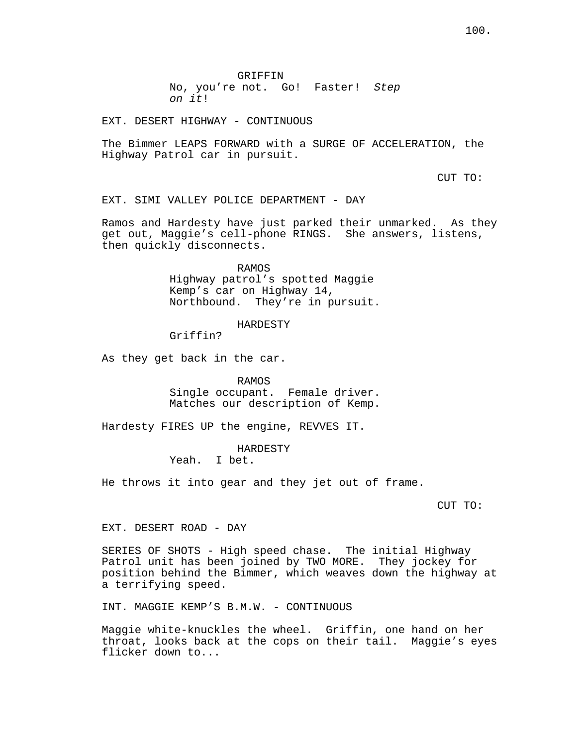GRIFFIN
No, you're not. Go! Faster! *Step on it*!

EXT. DESERT HIGHWAY - CONTINUOUS

The Bimmer LEAPS FORWARD with a SURGE OF ACCELERATION, the Highway Patrol car in pursuit.

CUT TO:

EXT. SIMI VALLEY POLICE DEPARTMENT - DAY

Ramos and Hardesty have just parked their unmarked. As they get out, Maggie's cell-phone RINGS. She answers, listens, then quickly disconnects.

RAMOS
Highway patrol's spotted Maggie Kemp's car on Highway 14, Northbound. They're in pursuit.

HARDESTY
Griffin?

As they get back in the car.

RAMOS
Single occupant. Female driver. Matches our description of Kemp.

Hardesty FIRES UP the engine, REVVES IT.

HARDESTY
Yeah. I bet.

He throws it into gear and they jet out of frame.

CUT TO:

EXT. DESERT ROAD - DAY

SERIES OF SHOTS - High speed chase. The initial Highway Patrol unit has been joined by TWO MORE. They jockey for position behind the Bimmer, which weaves down the highway at a terrifying speed.

INT. MAGGIE KEMP'S B.M.W. - CONTINUOUS

Maggie white-knuckles the wheel. Griffin, one hand on her throat, looks back at the cops on their tail. Maggie's eyes flicker down to...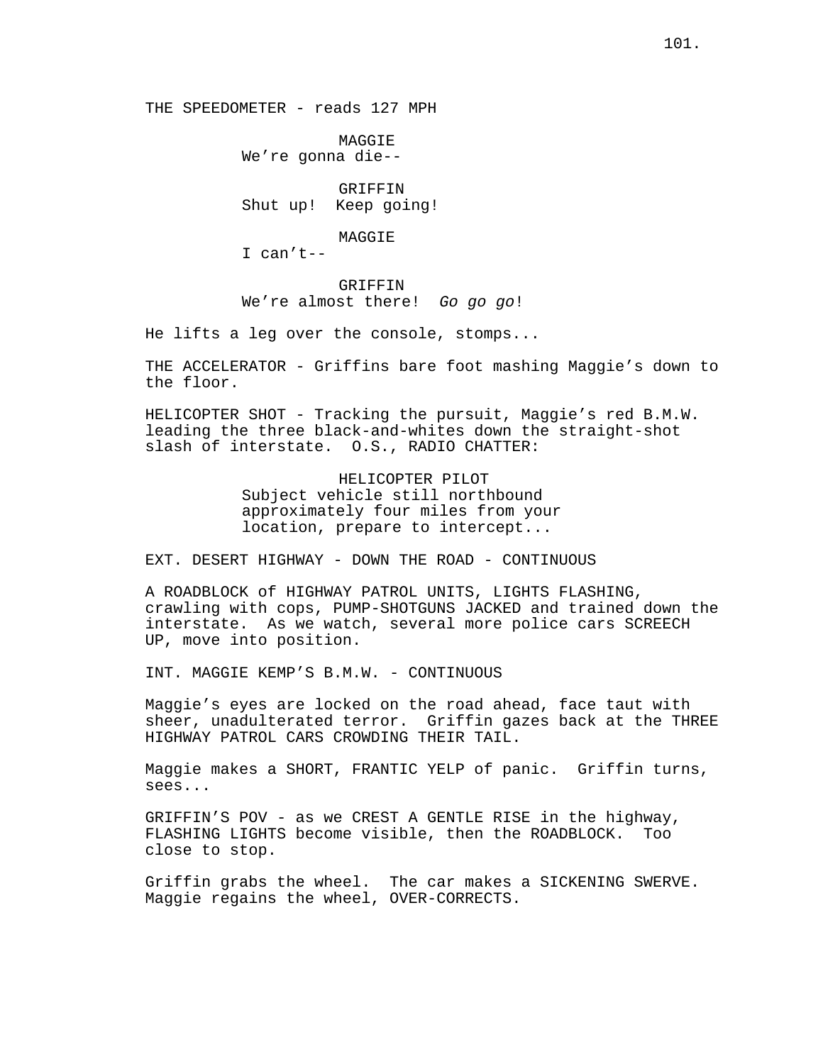THE SPEEDOMETER - reads 127 MPH

MAGGIE
We're gonna die--

GRIFFIN
Shut up!  Keep going!

MAGGIE
I can't--

GRIFFIN
We're almost there!  *Go go go*!

He lifts a leg over the console, stomps...

THE ACCELERATOR - Griffins bare foot mashing Maggie's down to the floor.

HELICOPTER SHOT - Tracking the pursuit, Maggie's red B.M.W. leading the three black-and-whites down the straight-shot slash of interstate.  O.S., RADIO CHATTER:

HELICOPTER PILOT
Subject vehicle still northbound approximately four miles from your location, prepare to intercept...

EXT. DESERT HIGHWAY - DOWN THE ROAD - CONTINUOUS

A ROADBLOCK of HIGHWAY PATROL UNITS, LIGHTS FLASHING, crawling with cops, PUMP-SHOTGUNS JACKED and trained down the interstate.  As we watch, several more police cars SCREECH UP, move into position.

INT. MAGGIE KEMP'S B.M.W. - CONTINUOUS

Maggie's eyes are locked on the road ahead, face taut with sheer, unadulterated terror.  Griffin gazes back at the THREE HIGHWAY PATROL CARS CROWDING THEIR TAIL.

Maggie makes a SHORT, FRANTIC YELP of panic.  Griffin turns, sees...

GRIFFIN'S POV - as we CREST A GENTLE RISE in the highway, FLASHING LIGHTS become visible, then the ROADBLOCK.  Too close to stop.

Griffin grabs the wheel.  The car makes a SICKENING SWERVE. Maggie regains the wheel, OVER-CORRECTS.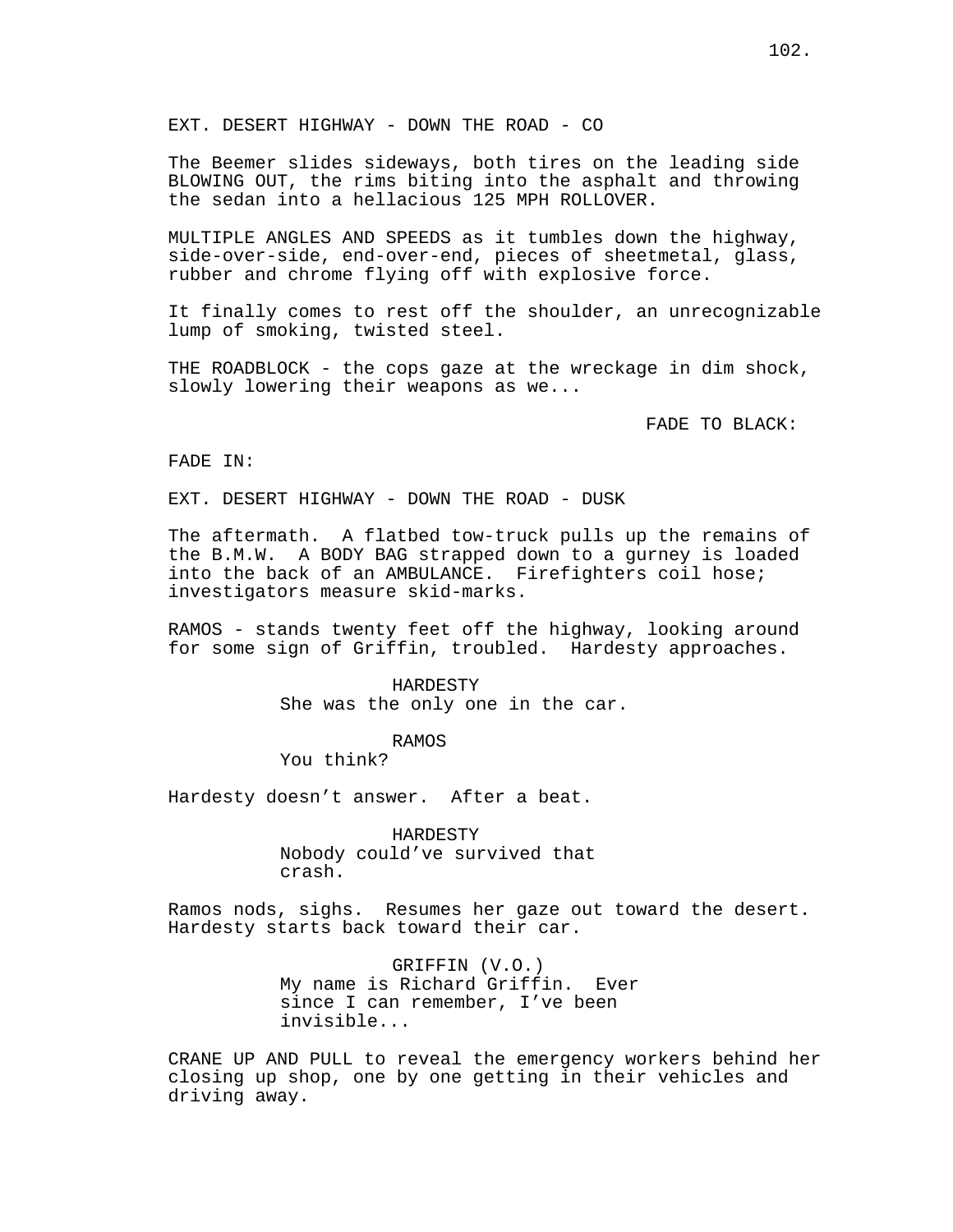EXT. DESERT HIGHWAY - DOWN THE ROAD - CO

The Beemer slides sideways, both tires on the leading side BLOWING OUT, the rims biting into the asphalt and throwing the sedan into a hellacious 125 MPH ROLLOVER.

MULTIPLE ANGLES AND SPEEDS as it tumbles down the highway, side-over-side, end-over-end, pieces of sheetmetal, glass, rubber and chrome flying off with explosive force.

It finally comes to rest off the shoulder, an unrecognizable lump of smoking, twisted steel.

THE ROADBLOCK - the cops gaze at the wreckage in dim shock, slowly lowering their weapons as we...

FADE TO BLACK:

FADE IN:

EXT. DESERT HIGHWAY - DOWN THE ROAD - DUSK

The aftermath. A flatbed tow-truck pulls up the remains of the B.M.W. A BODY BAG strapped down to a gurney is loaded into the back of an AMBULANCE. Firefighters coil hose; investigators measure skid-marks.

RAMOS - stands twenty feet off the highway, looking around for some sign of Griffin, troubled. Hardesty approaches.

HARDESTY
She was the only one in the car.

RAMOS
You think?

Hardesty doesn't answer. After a beat.

HARDESTY
Nobody could've survived that crash.

Ramos nods, sighs. Resumes her gaze out toward the desert. Hardesty starts back toward their car.

GRIFFIN (V.O.)
My name is Richard Griffin. Ever since I can remember, I've been invisible...

CRANE UP AND PULL to reveal the emergency workers behind her closing up shop, one by one getting in their vehicles and driving away.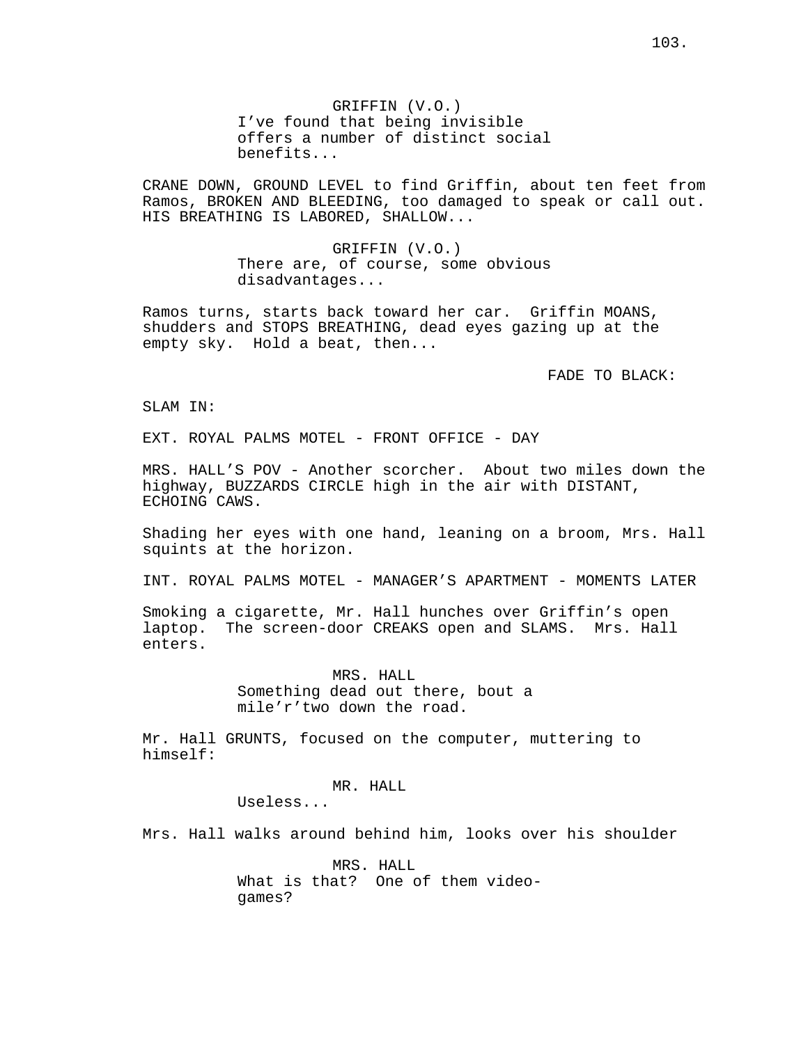GRIFFIN (V.O.)
I've found that being invisible offers a number of distinct social benefits...

CRANE DOWN, GROUND LEVEL to find Griffin, about ten feet from Ramos, BROKEN AND BLEEDING, too damaged to speak or call out. HIS BREATHING IS LABORED, SHALLOW...

GRIFFIN (V.O.)
There are, of course, some obvious disadvantages...

Ramos turns, starts back toward her car. Griffin MOANS, shudders and STOPS BREATHING, dead eyes gazing up at the empty sky. Hold a beat, then...

FADE TO BLACK:

SLAM IN:

EXT. ROYAL PALMS MOTEL - FRONT OFFICE - DAY

MRS. HALL'S POV - Another scorcher. About two miles down the highway, BUZZARDS CIRCLE high in the air with DISTANT, ECHOING CAWS.

Shading her eyes with one hand, leaning on a broom, Mrs. Hall squints at the horizon.

INT. ROYAL PALMS MOTEL - MANAGER'S APARTMENT - MOMENTS LATER

Smoking a cigarette, Mr. Hall hunches over Griffin's open laptop. The screen-door CREAKS open and SLAMS. Mrs. Hall enters.

MRS. HALL
Something dead out there, bout a mile'r'two down the road.

Mr. Hall GRUNTS, focused on the computer, muttering to himself:

MR. HALL
Useless...

Mrs. Hall walks around behind him, looks over his shoulder

MRS. HALL
What is that? One of them video-games?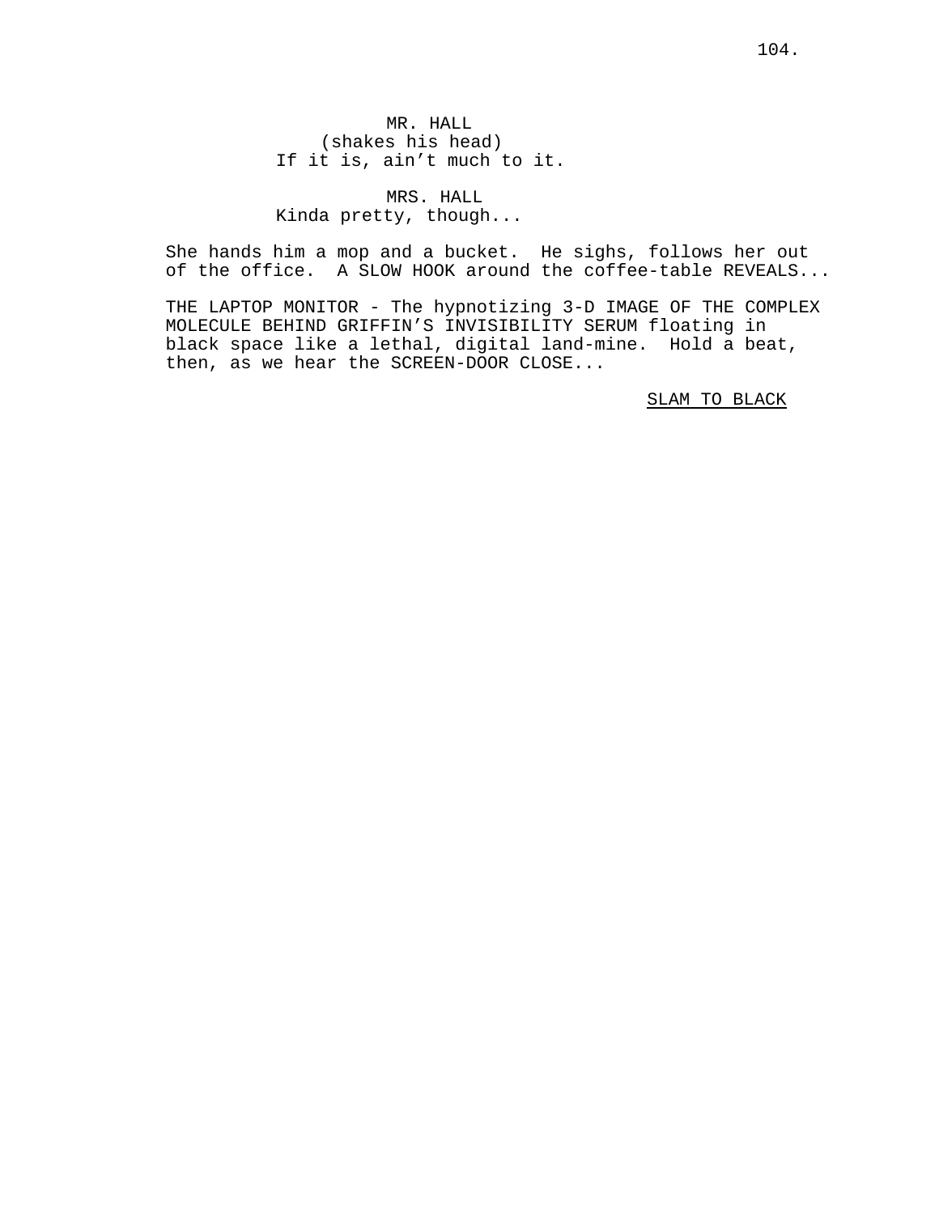MR. HALL
(shakes his head)
If it is, ain't much to it.

MRS. HALL
Kinda pretty, though...

She hands him a mop and a bucket. He sighs, follows her out of the office. A SLOW HOOK around the coffee-table REVEALS...

THE LAPTOP MONITOR - The hypnotizing 3-D IMAGE OF THE COMPLEX MOLECULE BEHIND GRIFFIN'S INVISIBILITY SERUM floating in black space like a lethal, digital land-mine. Hold a beat, then, as we hear the SCREEN-DOOR CLOSE...

<u>SLAM TO BLACK</u>